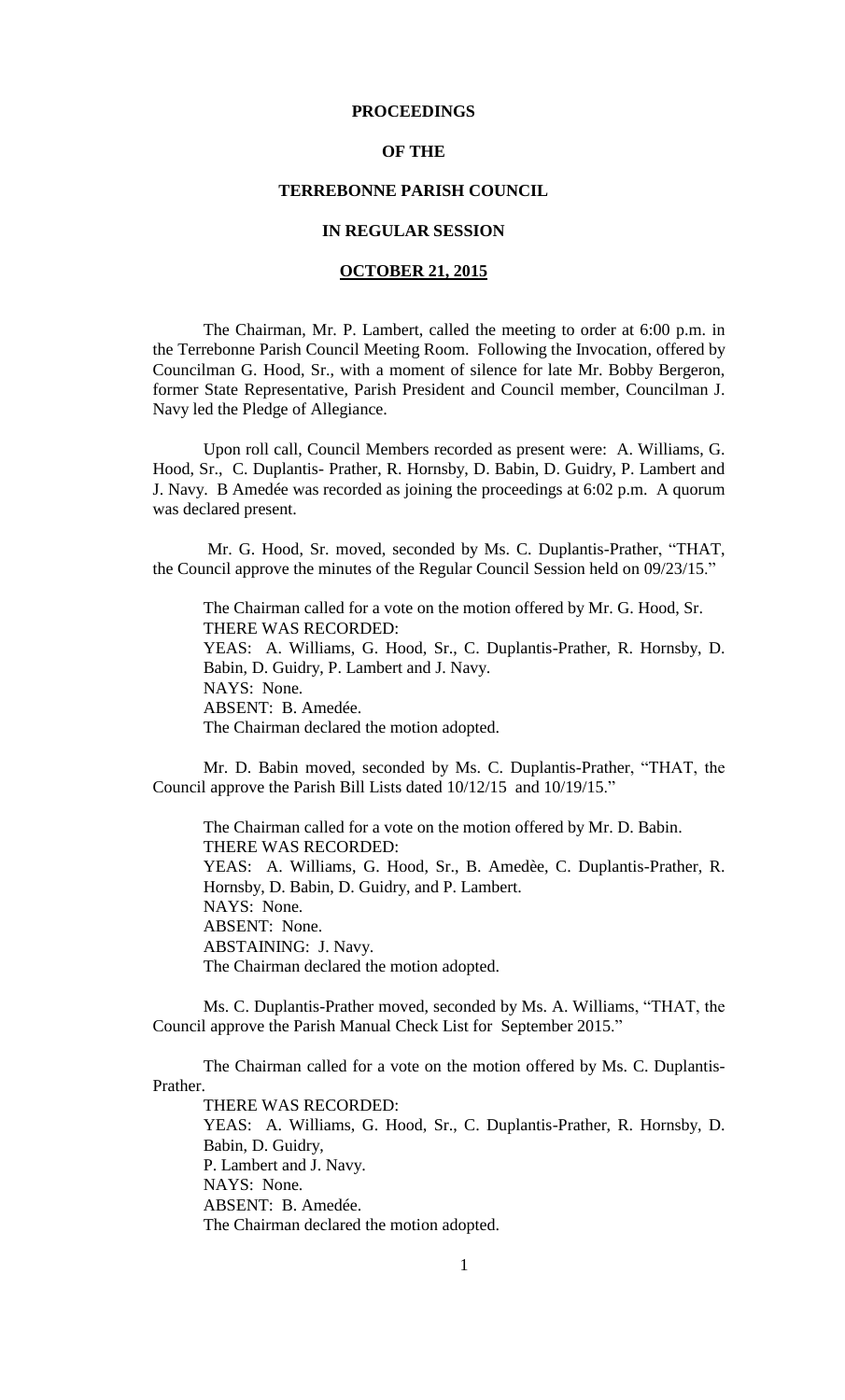**PROCEEDINGS**

**OF THE**

**TERREBONNE PARISH COUNCIL**

**IN REGULAR SESSION**

**OCTOBER 21, 2015**

The Chairman, Mr. P. Lambert, called the meeting to order at 6:00 p.m. in the Terrebonne Parish Council Meeting Room. Following the Invocation, offered by Councilman G. Hood, Sr., with a moment of silence for late Mr. Bobby Bergeron, former State Representative, Parish President and Council member, Councilman J. Navy led the Pledge of Allegiance.

Upon roll call, Council Members recorded as present were: A. Williams, G. Hood, Sr., C. Duplantis- Prather, R. Hornsby, D. Babin, D. Guidry, P. Lambert and J. Navy. B Amedée was recorded as joining the proceedings at 6:02 p.m. A quorum was declared present.

Mr. G. Hood, Sr. moved, seconded by Ms. C. Duplantis-Prather, "THAT, the Council approve the minutes of the Regular Council Session held on 09/23/15."

The Chairman called for a vote on the motion offered by Mr. G. Hood, Sr.
THERE WAS RECORDED:
YEAS: A. Williams, G. Hood, Sr., C. Duplantis-Prather, R. Hornsby, D. Babin, D. Guidry, P. Lambert and J. Navy.
NAYS: None.
ABSENT: B. Amedée.
The Chairman declared the motion adopted.

Mr. D. Babin moved, seconded by Ms. C. Duplantis-Prather, "THAT, the Council approve the Parish Bill Lists dated 10/12/15 and 10/19/15."

The Chairman called for a vote on the motion offered by Mr. D. Babin.
THERE WAS RECORDED:
YEAS: A. Williams, G. Hood, Sr., B. Amedèe, C. Duplantis-Prather, R. Hornsby, D. Babin, D. Guidry, and P. Lambert.
NAYS: None.
ABSENT: None.
ABSTAINING: J. Navy.
The Chairman declared the motion adopted.

Ms. C. Duplantis-Prather moved, seconded by Ms. A. Williams, "THAT, the Council approve the Parish Manual Check List for September 2015."

The Chairman called for a vote on the motion offered by Ms. C. Duplantis-Prather.
THERE WAS RECORDED:
YEAS: A. Williams, G. Hood, Sr., C. Duplantis-Prather, R. Hornsby, D. Babin, D. Guidry,
P. Lambert and J. Navy.
NAYS: None.
ABSENT: B. Amedée.
The Chairman declared the motion adopted.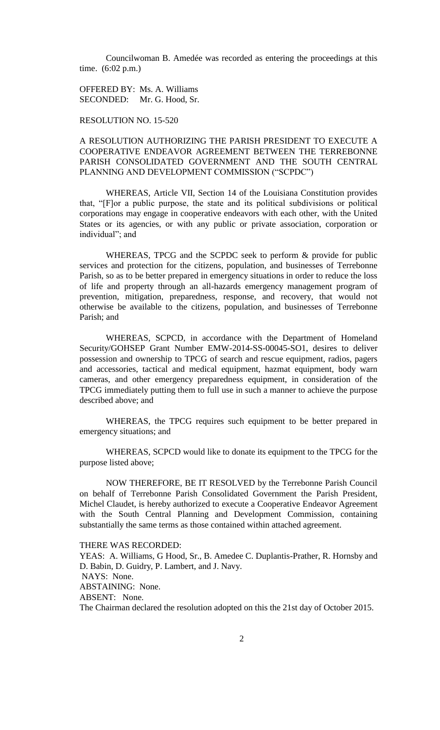Councilwoman B. Amedée was recorded as entering the proceedings at this time. (6:02 p.m.)

OFFERED BY: Ms. A. Williams
SECONDED: Mr. G. Hood, Sr.

RESOLUTION NO. 15-520

A RESOLUTION AUTHORIZING THE PARISH PRESIDENT TO EXECUTE A COOPERATIVE ENDEAVOR AGREEMENT BETWEEN THE TERREBONNE PARISH CONSOLIDATED GOVERNMENT AND THE SOUTH CENTRAL PLANNING AND DEVELOPMENT COMMISSION ("SCPDC")

WHEREAS, Article VII, Section 14 of the Louisiana Constitution provides that, "[F]or a public purpose, the state and its political subdivisions or political corporations may engage in cooperative endeavors with each other, with the United States or its agencies, or with any public or private association, corporation or individual"; and

WHEREAS, TPCG and the SCPDC seek to perform & provide for public services and protection for the citizens, population, and businesses of Terrebonne Parish, so as to be better prepared in emergency situations in order to reduce the loss of life and property through an all-hazards emergency management program of prevention, mitigation, preparedness, response, and recovery, that would not otherwise be available to the citizens, population, and businesses of Terrebonne Parish; and

WHEREAS, SCPCD, in accordance with the Department of Homeland Security/GOHSEP Grant Number EMW-2014-SS-00045-SO1, desires to deliver possession and ownership to TPCG of search and rescue equipment, radios, pagers and accessories, tactical and medical equipment, hazmat equipment, body warn cameras, and other emergency preparedness equipment, in consideration of the TPCG immediately putting them to full use in such a manner to achieve the purpose described above; and

WHEREAS, the TPCG requires such equipment to be better prepared in emergency situations; and

WHEREAS, SCPCD would like to donate its equipment to the TPCG for the purpose listed above;

NOW THEREFORE, BE IT RESOLVED by the Terrebonne Parish Council on behalf of Terrebonne Parish Consolidated Government the Parish President, Michel Claudet, is hereby authorized to execute a Cooperative Endeavor Agreement with the South Central Planning and Development Commission, containing substantially the same terms as those contained within attached agreement.

THERE WAS RECORDED:
YEAS: A. Williams, G Hood, Sr., B. Amedee C. Duplantis-Prather, R. Hornsby and D. Babin, D. Guidry, P. Lambert, and J. Navy.
NAYS: None.
ABSTAINING: None.
ABSENT: None.
The Chairman declared the resolution adopted on this the 21st day of October 2015.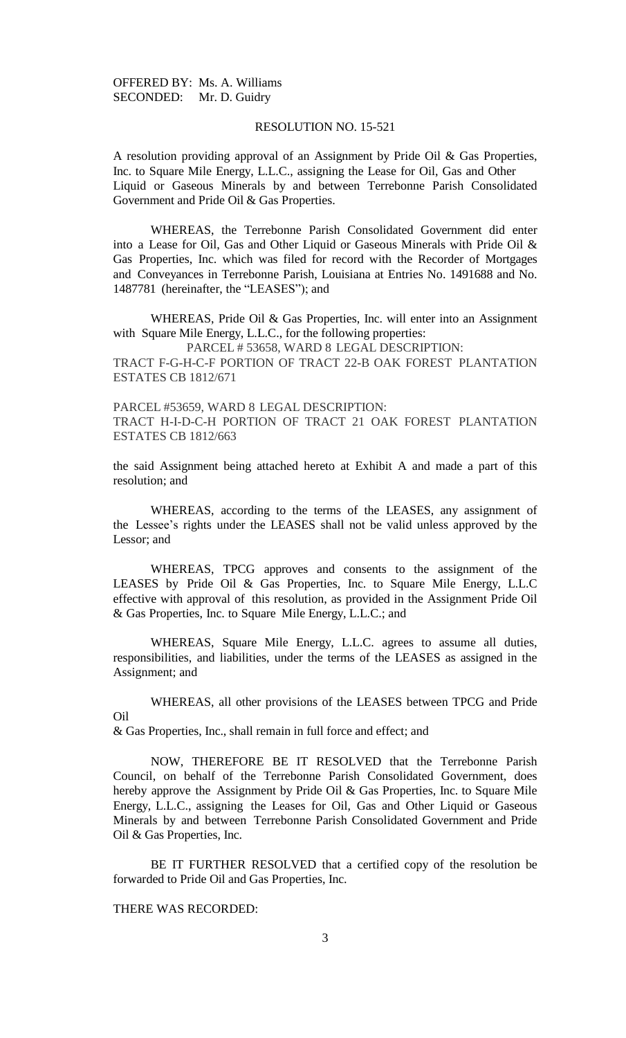OFFERED BY: Ms. A. Williams
SECONDED: Mr. D. Guidry

RESOLUTION NO. 15-521

A resolution providing approval of an Assignment by Pride Oil & Gas Properties, Inc. to Square Mile Energy, L.L.C., assigning the Lease for Oil, Gas and Other Liquid or Gaseous Minerals by and between Terrebonne Parish Consolidated Government and Pride Oil & Gas Properties.

WHEREAS, the Terrebonne Parish Consolidated Government did enter into a Lease for Oil, Gas and Other Liquid or Gaseous Minerals with Pride Oil & Gas Properties, Inc. which was filed for record with the Recorder of Mortgages and Conveyances in Terrebonne Parish, Louisiana at Entries No. 1491688 and No. 1487781 (hereinafter, the "LEASES"); and

WHEREAS, Pride Oil & Gas Properties, Inc. will enter into an Assignment with Square Mile Energy, L.L.C., for the following properties:

PARCEL # 53658, WARD 8 LEGAL DESCRIPTION:
TRACT F-G-H-C-F PORTION OF TRACT 22-B OAK FOREST PLANTATION ESTATES CB 1812/671

PARCEL #53659, WARD 8 LEGAL DESCRIPTION:
TRACT H-I-D-C-H PORTION OF TRACT 21 OAK FOREST PLANTATION ESTATES CB 1812/663

the said Assignment being attached hereto at Exhibit A and made a part of this resolution; and

WHEREAS, according to the terms of the LEASES, any assignment of the Lessee's rights under the LEASES shall not be valid unless approved by the Lessor; and

WHEREAS, TPCG approves and consents to the assignment of the LEASES by Pride Oil & Gas Properties, Inc. to Square Mile Energy, L.L.C effective with approval of this resolution, as provided in the Assignment Pride Oil & Gas Properties, Inc. to Square Mile Energy, L.L.C.; and

WHEREAS, Square Mile Energy, L.L.C. agrees to assume all duties, responsibilities, and liabilities, under the terms of the LEASES as assigned in the Assignment; and

WHEREAS, all other provisions of the LEASES between TPCG and Pride Oil & Gas Properties, Inc., shall remain in full force and effect; and

NOW, THEREFORE BE IT RESOLVED that the Terrebonne Parish Council, on behalf of the Terrebonne Parish Consolidated Government, does hereby approve the Assignment by Pride Oil & Gas Properties, Inc. to Square Mile Energy, L.L.C., assigning the Leases for Oil, Gas and Other Liquid or Gaseous Minerals by and between Terrebonne Parish Consolidated Government and Pride Oil & Gas Properties, Inc.

BE IT FURTHER RESOLVED that a certified copy of the resolution be forwarded to Pride Oil and Gas Properties, Inc.

THERE WAS RECORDED: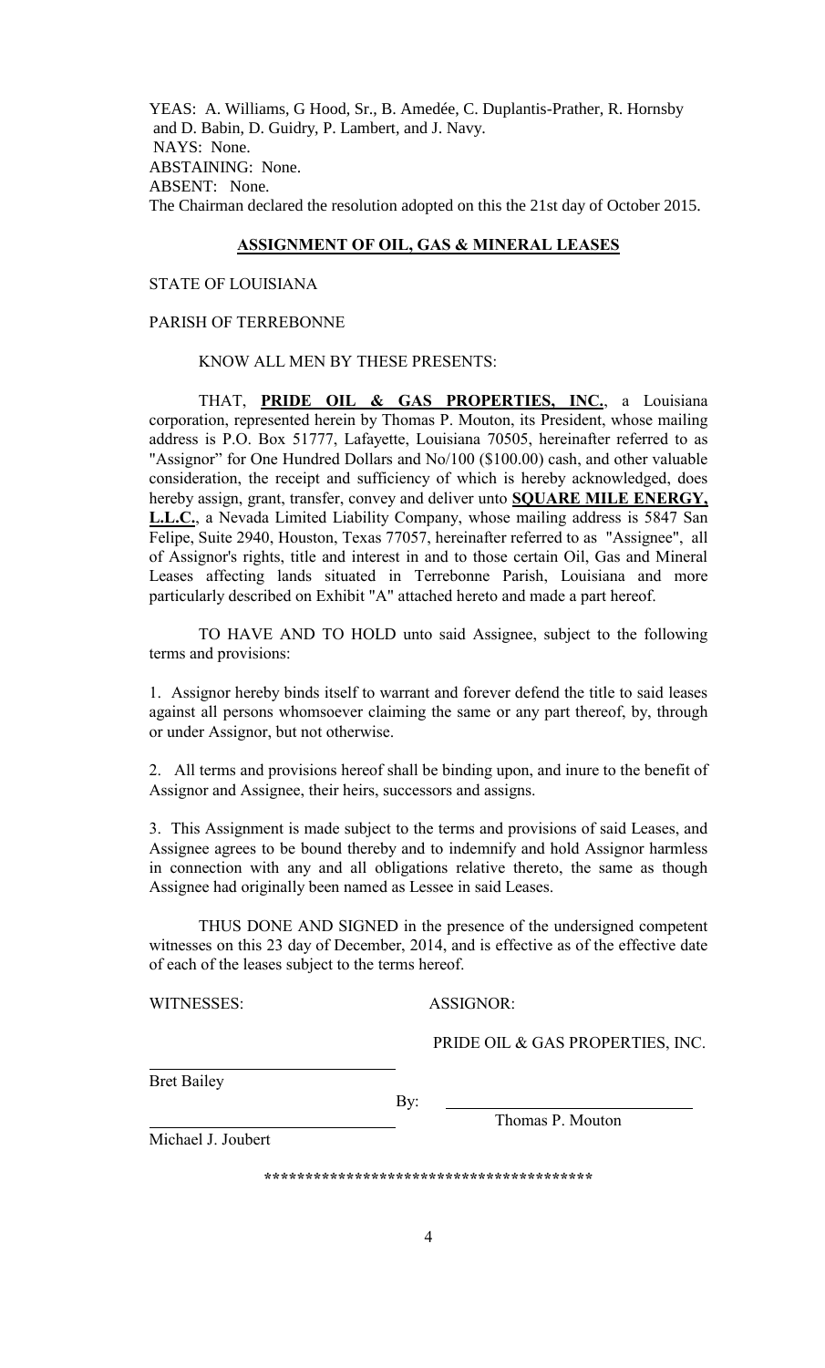YEAS: A. Williams, G Hood, Sr., B. Amedée, C. Duplantis-Prather, R. Hornsby and D. Babin, D. Guidry, P. Lambert, and J. Navy.
NAYS: None.
ABSTAINING: None.
ABSENT: None.
The Chairman declared the resolution adopted on this the 21st day of October 2015.

## ASSIGNMENT OF OIL, GAS & MINERAL LEASES

STATE OF LOUISIANA

PARISH OF TERREBONNE

KNOW ALL MEN BY THESE PRESENTS:

THAT, **PRIDE OIL & GAS PROPERTIES, INC.**, a Louisiana corporation, represented herein by Thomas P. Mouton, its President, whose mailing address is P.O. Box 51777, Lafayette, Louisiana 70505, hereinafter referred to as "Assignor" for One Hundred Dollars and No/100 ($100.00) cash, and other valuable consideration, the receipt and sufficiency of which is hereby acknowledged, does hereby assign, grant, transfer, convey and deliver unto **SQUARE MILE ENERGY, L.L.C.**, a Nevada Limited Liability Company, whose mailing address is 5847 San Felipe, Suite 2940, Houston, Texas 77057, hereinafter referred to as "Assignee", all of Assignor's rights, title and interest in and to those certain Oil, Gas and Mineral Leases affecting lands situated in Terrebonne Parish, Louisiana and more particularly described on Exhibit "A" attached hereto and made a part hereof.

TO HAVE AND TO HOLD unto said Assignee, subject to the following terms and provisions:

1. Assignor hereby binds itself to warrant and forever defend the title to said leases against all persons whomsoever claiming the same or any part thereof, by, through or under Assignor, but not otherwise.

2. All terms and provisions hereof shall be binding upon, and inure to the benefit of Assignor and Assignee, their heirs, successors and assigns.

3. This Assignment is made subject to the terms and provisions of said Leases, and Assignee agrees to be bound thereby and to indemnify and hold Assignor harmless in connection with any and all obligations relative thereto, the same as though Assignee had originally been named as Lessee in said Leases.

THUS DONE AND SIGNED in the presence of the undersigned competent witnesses on this 23 day of December, 2014, and is effective as of the effective date of each of the leases subject to the terms hereof.

WITNESSES: ASSIGNOR:

PRIDE OIL & GAS PROPERTIES, INC.

_____________________________
Bret Bailey

By: _____________________________
Thomas P. Mouton

_____________________________
Michael J. Joubert

\*\*\*\*\*\*\*\*\*\*\*\*\*\*\*\*\*\*\*\*\*\*\*\*\*\*\*\*\*\*\*\*\*\*\*\*\*\*\*\*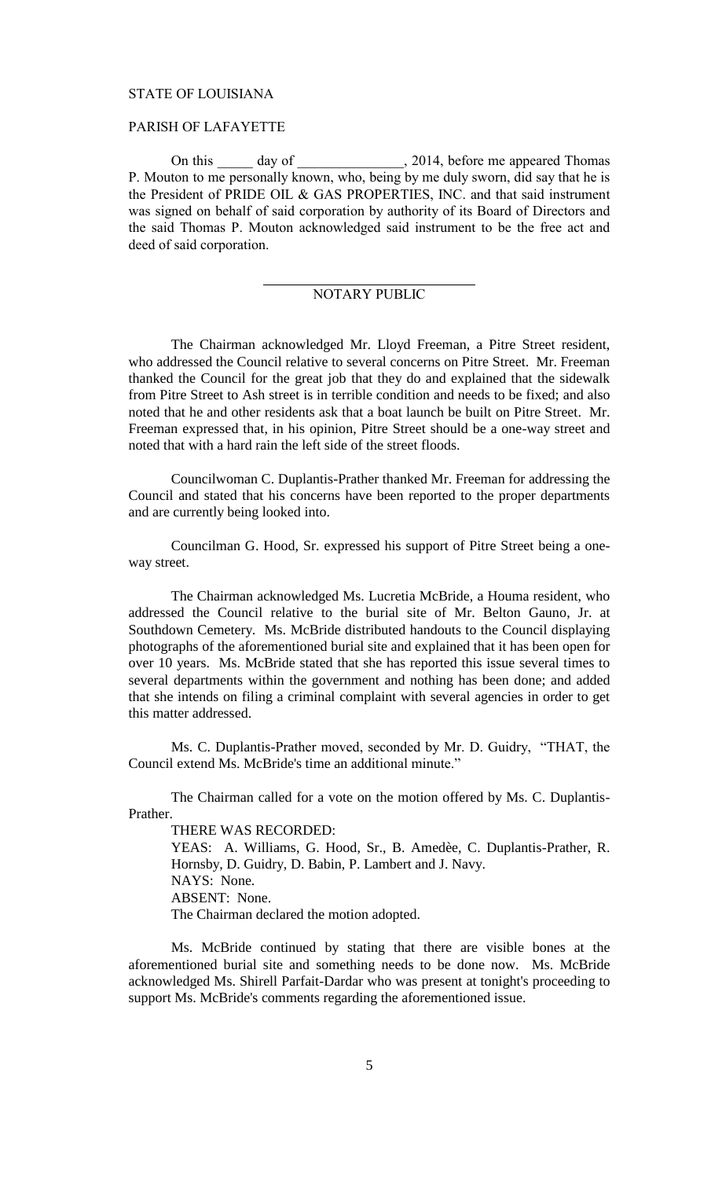STATE OF LOUISIANA

PARISH OF LAFAYETTE

On this _____ day of _______________, 2014, before me appeared Thomas P. Mouton to me personally known, who, being by me duly sworn, did say that he is the President of PRIDE OIL & GAS PROPERTIES, INC. and that said instrument was signed on behalf of said corporation by authority of its Board of Directors and the said Thomas P. Mouton acknowledged said instrument to be the free act and deed of said corporation.

______________________________
NOTARY PUBLIC

The Chairman acknowledged Mr. Lloyd Freeman, a Pitre Street resident, who addressed the Council relative to several concerns on Pitre Street. Mr. Freeman thanked the Council for the great job that they do and explained that the sidewalk from Pitre Street to Ash street is in terrible condition and needs to be fixed; and also noted that he and other residents ask that a boat launch be built on Pitre Street. Mr. Freeman expressed that, in his opinion, Pitre Street should be a one-way street and noted that with a hard rain the left side of the street floods.

Councilwoman C. Duplantis-Prather thanked Mr. Freeman for addressing the Council and stated that his concerns have been reported to the proper departments and are currently being looked into.

Councilman G. Hood, Sr. expressed his support of Pitre Street being a one-way street.

The Chairman acknowledged Ms. Lucretia McBride, a Houma resident, who addressed the Council relative to the burial site of Mr. Belton Gauno, Jr. at Southdown Cemetery. Ms. McBride distributed handouts to the Council displaying photographs of the aforementioned burial site and explained that it has been open for over 10 years. Ms. McBride stated that she has reported this issue several times to several departments within the government and nothing has been done; and added that she intends on filing a criminal complaint with several agencies in order to get this matter addressed.

Ms. C. Duplantis-Prather moved, seconded by Mr. D. Guidry, "THAT, the Council extend Ms. McBride's time an additional minute."

The Chairman called for a vote on the motion offered by Ms. C. Duplantis-Prather.

THERE WAS RECORDED:
YEAS: A. Williams, G. Hood, Sr., B. Amedèe, C. Duplantis-Prather, R. Hornsby, D. Guidry, D. Babin, P. Lambert and J. Navy.
NAYS: None.
ABSENT: None.
The Chairman declared the motion adopted.

Ms. McBride continued by stating that there are visible bones at the aforementioned burial site and something needs to be done now. Ms. McBride acknowledged Ms. Shirell Parfait-Dardar who was present at tonight's proceeding to support Ms. McBride's comments regarding the aforementioned issue.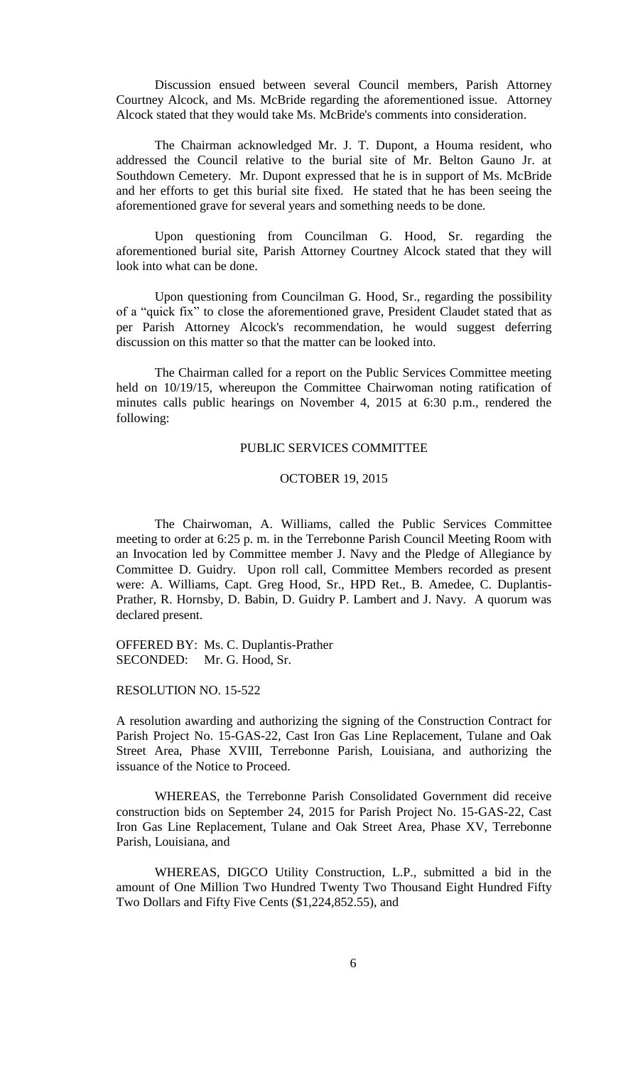Discussion ensued between several Council members, Parish Attorney Courtney Alcock, and Ms. McBride regarding the aforementioned issue. Attorney Alcock stated that they would take Ms. McBride's comments into consideration.

The Chairman acknowledged Mr. J. T. Dupont, a Houma resident, who addressed the Council relative to the burial site of Mr. Belton Gauno Jr. at Southdown Cemetery. Mr. Dupont expressed that he is in support of Ms. McBride and her efforts to get this burial site fixed. He stated that he has been seeing the aforementioned grave for several years and something needs to be done.

Upon questioning from Councilman G. Hood, Sr. regarding the aforementioned burial site, Parish Attorney Courtney Alcock stated that they will look into what can be done.

Upon questioning from Councilman G. Hood, Sr., regarding the possibility of a "quick fix" to close the aforementioned grave, President Claudet stated that as per Parish Attorney Alcock's recommendation, he would suggest deferring discussion on this matter so that the matter can be looked into.

The Chairman called for a report on the Public Services Committee meeting held on 10/19/15, whereupon the Committee Chairwoman noting ratification of minutes calls public hearings on November 4, 2015 at 6:30 p.m., rendered the following:

PUBLIC SERVICES COMMITTEE

OCTOBER 19, 2015

The Chairwoman, A. Williams, called the Public Services Committee meeting to order at 6:25 p. m. in the Terrebonne Parish Council Meeting Room with an Invocation led by Committee member J. Navy and the Pledge of Allegiance by Committee D. Guidry. Upon roll call, Committee Members recorded as present were: A. Williams, Capt. Greg Hood, Sr., HPD Ret., B. Amedee, C. Duplantis-Prather, R. Hornsby, D. Babin, D. Guidry P. Lambert and J. Navy. A quorum was declared present.

OFFERED BY: Ms. C. Duplantis-Prather
SECONDED: Mr. G. Hood, Sr.

RESOLUTION NO. 15-522

A resolution awarding and authorizing the signing of the Construction Contract for Parish Project No. 15-GAS-22, Cast Iron Gas Line Replacement, Tulane and Oak Street Area, Phase XVIII, Terrebonne Parish, Louisiana, and authorizing the issuance of the Notice to Proceed.

WHEREAS, the Terrebonne Parish Consolidated Government did receive construction bids on September 24, 2015 for Parish Project No. 15-GAS-22, Cast Iron Gas Line Replacement, Tulane and Oak Street Area, Phase XV, Terrebonne Parish, Louisiana, and

WHEREAS, DIGCO Utility Construction, L.P., submitted a bid in the amount of One Million Two Hundred Twenty Two Thousand Eight Hundred Fifty Two Dollars and Fifty Five Cents ($1,224,852.55), and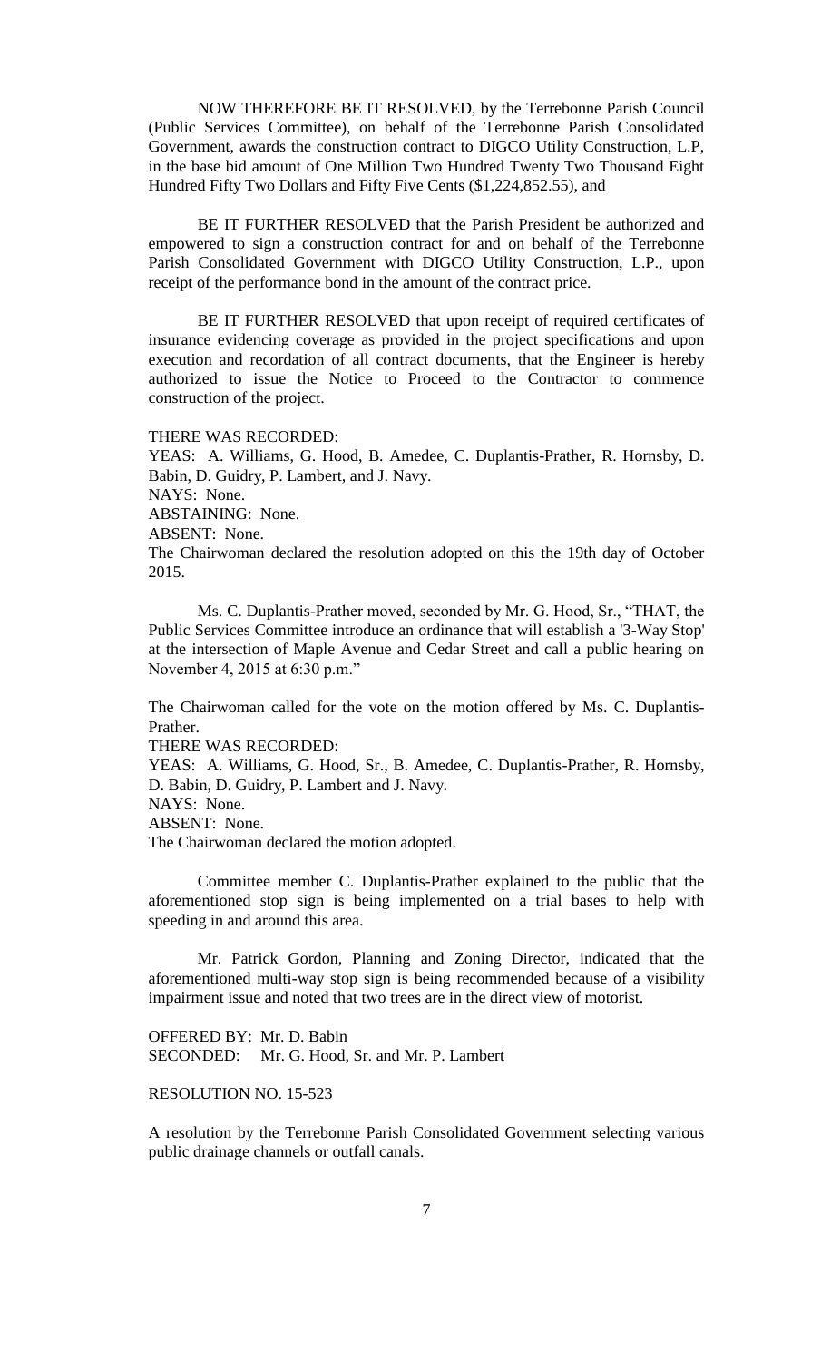NOW THEREFORE BE IT RESOLVED, by the Terrebonne Parish Council (Public Services Committee), on behalf of the Terrebonne Parish Consolidated Government, awards the construction contract to DIGCO Utility Construction, L.P, in the base bid amount of One Million Two Hundred Twenty Two Thousand Eight Hundred Fifty Two Dollars and Fifty Five Cents ($1,224,852.55), and

BE IT FURTHER RESOLVED that the Parish President be authorized and empowered to sign a construction contract for and on behalf of the Terrebonne Parish Consolidated Government with DIGCO Utility Construction, L.P., upon receipt of the performance bond in the amount of the contract price.

BE IT FURTHER RESOLVED that upon receipt of required certificates of insurance evidencing coverage as provided in the project specifications and upon execution and recordation of all contract documents, that the Engineer is hereby authorized to issue the Notice to Proceed to the Contractor to commence construction of the project.

THERE WAS RECORDED:
YEAS: A. Williams, G. Hood, B. Amedee, C. Duplantis-Prather, R. Hornsby, D. Babin, D. Guidry, P. Lambert, and J. Navy.
NAYS: None.
ABSTAINING: None.
ABSENT: None.
The Chairwoman declared the resolution adopted on this the 19th day of October 2015.

Ms. C. Duplantis-Prather moved, seconded by Mr. G. Hood, Sr., "THAT, the Public Services Committee introduce an ordinance that will establish a '3-Way Stop' at the intersection of Maple Avenue and Cedar Street and call a public hearing on November 4, 2015 at 6:30 p.m."

The Chairwoman called for the vote on the motion offered by Ms. C. Duplantis-Prather.
THERE WAS RECORDED:
YEAS: A. Williams, G. Hood, Sr., B. Amedee, C. Duplantis-Prather, R. Hornsby, D. Babin, D. Guidry, P. Lambert and J. Navy.
NAYS: None.
ABSENT: None.
The Chairwoman declared the motion adopted.

Committee member C. Duplantis-Prather explained to the public that the aforementioned stop sign is being implemented on a trial bases to help with speeding in and around this area.

Mr. Patrick Gordon, Planning and Zoning Director, indicated that the aforementioned multi-way stop sign is being recommended because of a visibility impairment issue and noted that two trees are in the direct view of motorist.

OFFERED BY: Mr. D. Babin
SECONDED: Mr. G. Hood, Sr. and Mr. P. Lambert

RESOLUTION NO. 15-523

A resolution by the Terrebonne Parish Consolidated Government selecting various public drainage channels or outfall canals.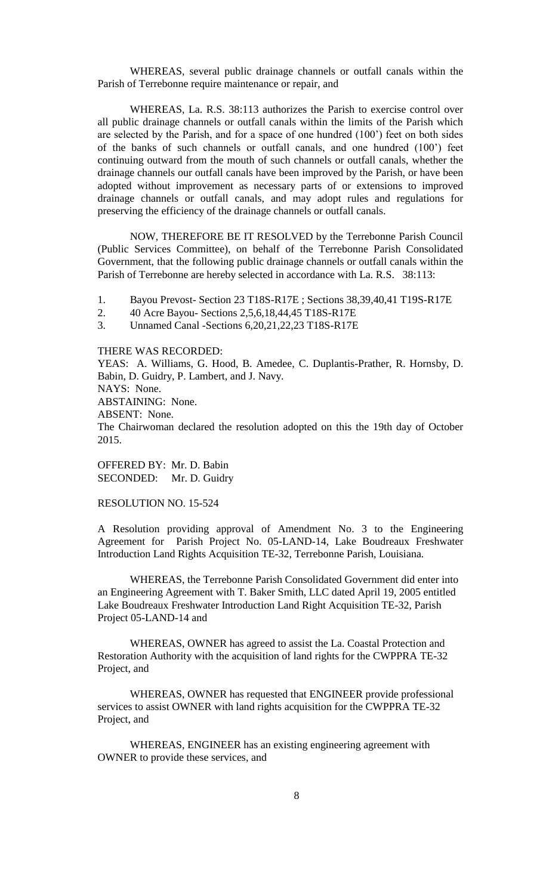WHEREAS, several public drainage channels or outfall canals within the Parish of Terrebonne require maintenance or repair, and

WHEREAS, La. R.S. 38:113 authorizes the Parish to exercise control over all public drainage channels or outfall canals within the limits of the Parish which are selected by the Parish, and for a space of one hundred (100') feet on both sides of the banks of such channels or outfall canals, and one hundred (100') feet continuing outward from the mouth of such channels or outfall canals, whether the drainage channels our outfall canals have been improved by the Parish, or have been adopted without improvement as necessary parts of or extensions to improved drainage channels or outfall canals, and may adopt rules and regulations for preserving the efficiency of the drainage channels or outfall canals.

NOW, THEREFORE BE IT RESOLVED by the Terrebonne Parish Council (Public Services Committee), on behalf of the Terrebonne Parish Consolidated Government, that the following public drainage channels or outfall canals within the Parish of Terrebonne are hereby selected in accordance with La. R.S. 38:113:

1. Bayou Prevost- Section 23 T18S-R17E ; Sections 38,39,40,41 T19S-R17E
2. 40 Acre Bayou- Sections 2,5,6,18,44,45 T18S-R17E
3. Unnamed Canal -Sections 6,20,21,22,23 T18S-R17E

THERE WAS RECORDED:
YEAS: A. Williams, G. Hood, B. Amedee, C. Duplantis-Prather, R. Hornsby, D. Babin, D. Guidry, P. Lambert, and J. Navy.
NAYS: None.
ABSTAINING: None.
ABSENT: None.
The Chairwoman declared the resolution adopted on this the 19th day of October 2015.

OFFERED BY: Mr. D. Babin
SECONDED: Mr. D. Guidry

RESOLUTION NO. 15-524

A Resolution providing approval of Amendment No. 3 to the Engineering Agreement for Parish Project No. 05-LAND-14, Lake Boudreaux Freshwater Introduction Land Rights Acquisition TE-32, Terrebonne Parish, Louisiana.

WHEREAS, the Terrebonne Parish Consolidated Government did enter into an Engineering Agreement with T. Baker Smith, LLC dated April 19, 2005 entitled Lake Boudreaux Freshwater Introduction Land Right Acquisition TE-32, Parish Project 05-LAND-14 and

WHEREAS, OWNER has agreed to assist the La. Coastal Protection and Restoration Authority with the acquisition of land rights for the CWPPRA TE-32 Project, and

WHEREAS, OWNER has requested that ENGINEER provide professional services to assist OWNER with land rights acquisition for the CWPPRA TE-32 Project, and

WHEREAS, ENGINEER has an existing engineering agreement with OWNER to provide these services, and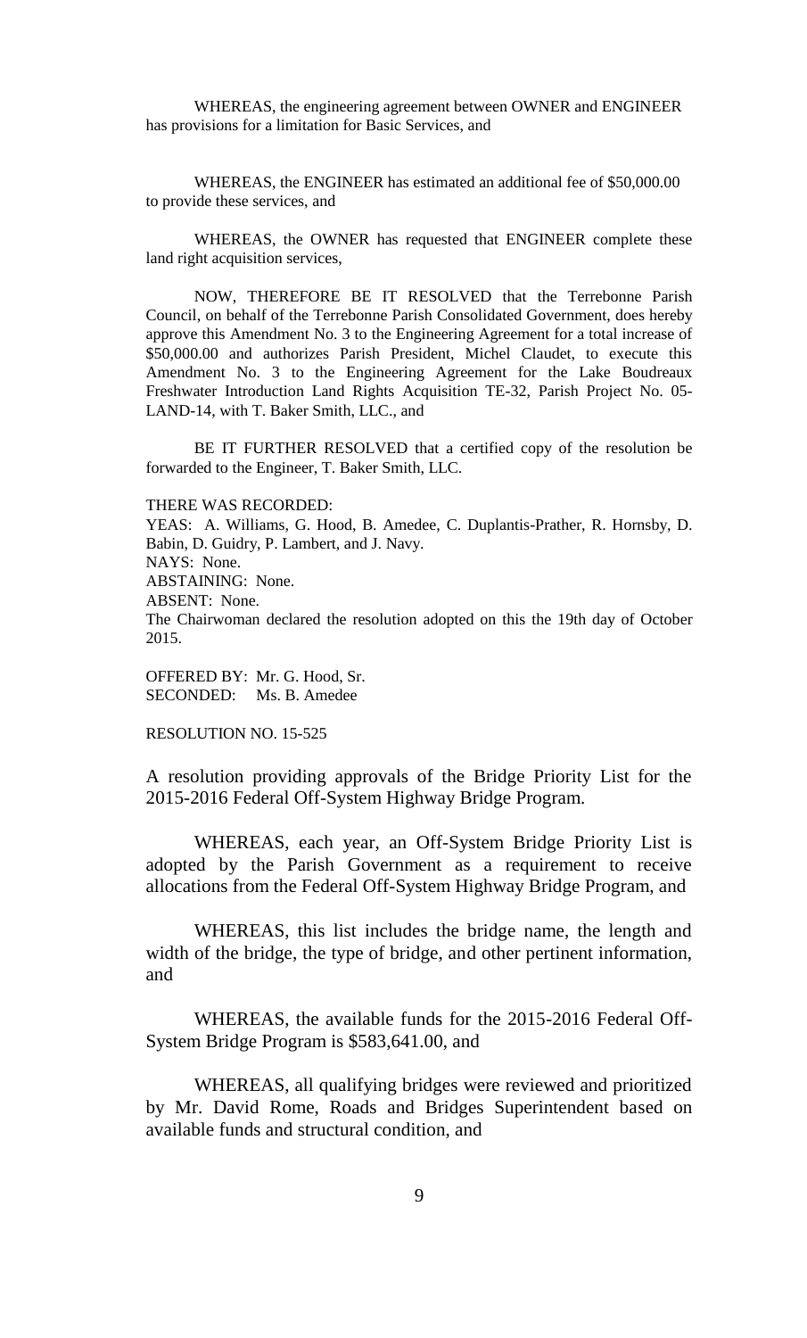WHEREAS, the engineering agreement between OWNER and ENGINEER has provisions for a limitation for Basic Services, and

WHEREAS, the ENGINEER has estimated an additional fee of $50,000.00 to provide these services, and

WHEREAS, the OWNER has requested that ENGINEER complete these land right acquisition services,

NOW, THEREFORE BE IT RESOLVED that the Terrebonne Parish Council, on behalf of the Terrebonne Parish Consolidated Government, does hereby approve this Amendment No. 3 to the Engineering Agreement for a total increase of $50,000.00 and authorizes Parish President, Michel Claudet, to execute this Amendment No. 3 to the Engineering Agreement for the Lake Boudreaux Freshwater Introduction Land Rights Acquisition TE-32, Parish Project No. 05-LAND-14, with T. Baker Smith, LLC., and

BE IT FURTHER RESOLVED that a certified copy of the resolution be forwarded to the Engineer, T. Baker Smith, LLC.

THERE WAS RECORDED:
YEAS: A. Williams, G. Hood, B. Amedee, C. Duplantis-Prather, R. Hornsby, D. Babin, D. Guidry, P. Lambert, and J. Navy.
NAYS: None.
ABSTAINING: None.
ABSENT: None.
The Chairwoman declared the resolution adopted on this the 19th day of October 2015.

OFFERED BY: Mr. G. Hood, Sr.
SECONDED: Ms. B. Amedee

RESOLUTION NO. 15-525

A resolution providing approvals of the Bridge Priority List for the 2015-2016 Federal Off-System Highway Bridge Program.

WHEREAS, each year, an Off-System Bridge Priority List is adopted by the Parish Government as a requirement to receive allocations from the Federal Off-System Highway Bridge Program, and

WHEREAS, this list includes the bridge name, the length and width of the bridge, the type of bridge, and other pertinent information, and

WHEREAS, the available funds for the 2015-2016 Federal Off-System Bridge Program is $583,641.00, and

WHEREAS, all qualifying bridges were reviewed and prioritized by Mr. David Rome, Roads and Bridges Superintendent based on available funds and structural condition, and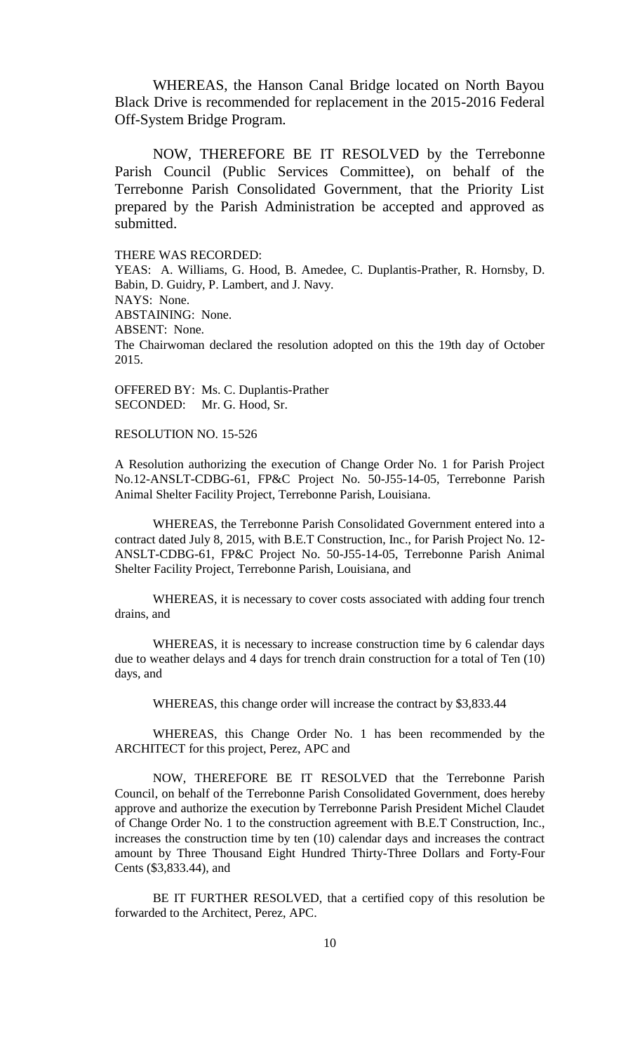WHEREAS, the Hanson Canal Bridge located on North Bayou Black Drive is recommended for replacement in the 2015-2016 Federal Off-System Bridge Program.

NOW, THEREFORE BE IT RESOLVED by the Terrebonne Parish Council (Public Services Committee), on behalf of the Terrebonne Parish Consolidated Government, that the Priority List prepared by the Parish Administration be accepted and approved as submitted.

THERE WAS RECORDED:
YEAS: A. Williams, G. Hood, B. Amedee, C. Duplantis-Prather, R. Hornsby, D. Babin, D. Guidry, P. Lambert, and J. Navy.
NAYS: None.
ABSTAINING: None.
ABSENT: None.
The Chairwoman declared the resolution adopted on this the 19th day of October 2015.

OFFERED BY: Ms. C. Duplantis-Prather
SECONDED: Mr. G. Hood, Sr.

RESOLUTION NO. 15-526

A Resolution authorizing the execution of Change Order No. 1 for Parish Project No.12-ANSLT-CDBG-61, FP&C Project No. 50-J55-14-05, Terrebonne Parish Animal Shelter Facility Project, Terrebonne Parish, Louisiana.

WHEREAS, the Terrebonne Parish Consolidated Government entered into a contract dated July 8, 2015, with B.E.T Construction, Inc., for Parish Project No. 12-ANSLT-CDBG-61, FP&C Project No. 50-J55-14-05, Terrebonne Parish Animal Shelter Facility Project, Terrebonne Parish, Louisiana, and

WHEREAS, it is necessary to cover costs associated with adding four trench drains, and

WHEREAS, it is necessary to increase construction time by 6 calendar days due to weather delays and 4 days for trench drain construction for a total of Ten (10) days, and

WHEREAS, this change order will increase the contract by $3,833.44

WHEREAS, this Change Order No. 1 has been recommended by the ARCHITECT for this project, Perez, APC and

NOW, THEREFORE BE IT RESOLVED that the Terrebonne Parish Council, on behalf of the Terrebonne Parish Consolidated Government, does hereby approve and authorize the execution by Terrebonne Parish President Michel Claudet of Change Order No. 1 to the construction agreement with B.E.T Construction, Inc., increases the construction time by ten (10) calendar days and increases the contract amount by Three Thousand Eight Hundred Thirty-Three Dollars and Forty-Four Cents ($3,833.44), and

BE IT FURTHER RESOLVED, that a certified copy of this resolution be forwarded to the Architect, Perez, APC.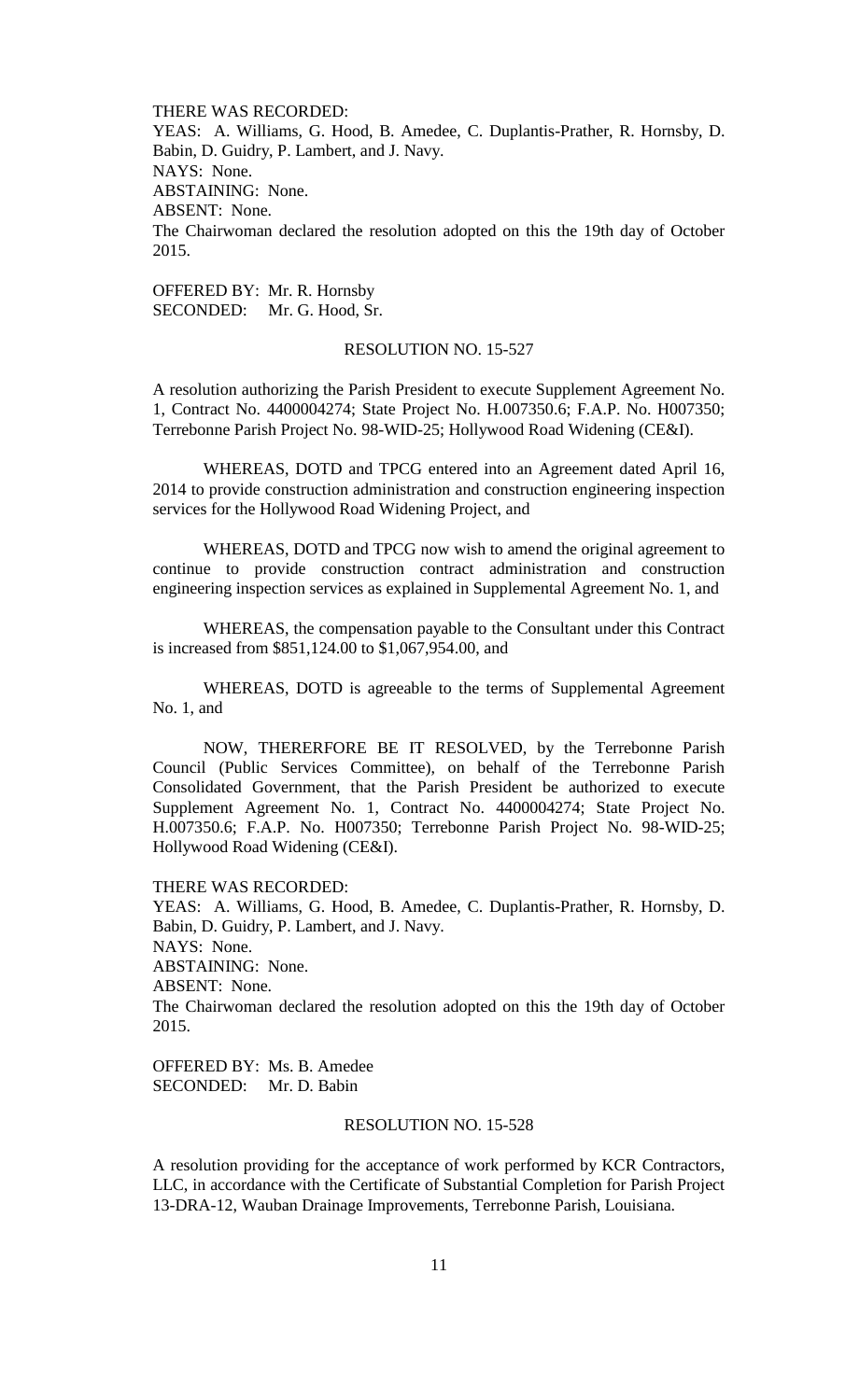THERE WAS RECORDED:
YEAS: A. Williams, G. Hood, B. Amedee, C. Duplantis-Prather, R. Hornsby, D. Babin, D. Guidry, P. Lambert, and J. Navy.
NAYS: None.
ABSTAINING: None.
ABSENT: None.
The Chairwoman declared the resolution adopted on this the 19th day of October 2015.

OFFERED BY: Mr. R. Hornsby
SECONDED: Mr. G. Hood, Sr.

RESOLUTION NO. 15-527

A resolution authorizing the Parish President to execute Supplement Agreement No. 1, Contract No. 4400004274; State Project No. H.007350.6; F.A.P. No. H007350; Terrebonne Parish Project No. 98-WID-25; Hollywood Road Widening (CE&I).

WHEREAS, DOTD and TPCG entered into an Agreement dated April 16, 2014 to provide construction administration and construction engineering inspection services for the Hollywood Road Widening Project, and

WHEREAS, DOTD and TPCG now wish to amend the original agreement to continue to provide construction contract administration and construction engineering inspection services as explained in Supplemental Agreement No. 1, and

WHEREAS, the compensation payable to the Consultant under this Contract is increased from $851,124.00 to $1,067,954.00, and

WHEREAS, DOTD is agreeable to the terms of Supplemental Agreement No. 1, and

NOW, THERERFORE BE IT RESOLVED, by the Terrebonne Parish Council (Public Services Committee), on behalf of the Terrebonne Parish Consolidated Government, that the Parish President be authorized to execute Supplement Agreement No. 1, Contract No. 4400004274; State Project No. H.007350.6; F.A.P. No. H007350; Terrebonne Parish Project No. 98-WID-25; Hollywood Road Widening (CE&I).

THERE WAS RECORDED:
YEAS: A. Williams, G. Hood, B. Amedee, C. Duplantis-Prather, R. Hornsby, D. Babin, D. Guidry, P. Lambert, and J. Navy.
NAYS: None.
ABSTAINING: None.
ABSENT: None.
The Chairwoman declared the resolution adopted on this the 19th day of October 2015.

OFFERED BY: Ms. B. Amedee
SECONDED: Mr. D. Babin

RESOLUTION NO. 15-528

A resolution providing for the acceptance of work performed by KCR Contractors, LLC, in accordance with the Certificate of Substantial Completion for Parish Project 13-DRA-12, Wauban Drainage Improvements, Terrebonne Parish, Louisiana.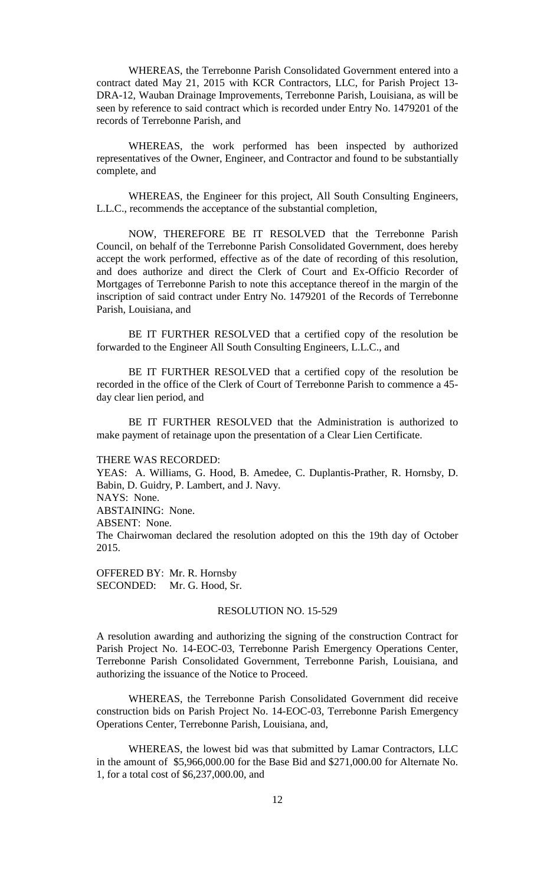WHEREAS, the Terrebonne Parish Consolidated Government entered into a contract dated May 21, 2015 with KCR Contractors, LLC, for Parish Project 13-DRA-12, Wauban Drainage Improvements, Terrebonne Parish, Louisiana, as will be seen by reference to said contract which is recorded under Entry No. 1479201 of the records of Terrebonne Parish, and

WHEREAS, the work performed has been inspected by authorized representatives of the Owner, Engineer, and Contractor and found to be substantially complete, and

WHEREAS, the Engineer for this project, All South Consulting Engineers, L.L.C., recommends the acceptance of the substantial completion,

NOW, THEREFORE BE IT RESOLVED that the Terrebonne Parish Council, on behalf of the Terrebonne Parish Consolidated Government, does hereby accept the work performed, effective as of the date of recording of this resolution, and does authorize and direct the Clerk of Court and Ex-Officio Recorder of Mortgages of Terrebonne Parish to note this acceptance thereof in the margin of the inscription of said contract under Entry No. 1479201 of the Records of Terrebonne Parish, Louisiana, and

BE IT FURTHER RESOLVED that a certified copy of the resolution be forwarded to the Engineer All South Consulting Engineers, L.L.C., and

BE IT FURTHER RESOLVED that a certified copy of the resolution be recorded in the office of the Clerk of Court of Terrebonne Parish to commence a 45-day clear lien period, and

BE IT FURTHER RESOLVED that the Administration is authorized to make payment of retainage upon the presentation of a Clear Lien Certificate.

THERE WAS RECORDED:
YEAS: A. Williams, G. Hood, B. Amedee, C. Duplantis-Prather, R. Hornsby, D. Babin, D. Guidry, P. Lambert, and J. Navy.
NAYS: None.
ABSTAINING: None.
ABSENT: None.
The Chairwoman declared the resolution adopted on this the 19th day of October 2015.

OFFERED BY: Mr. R. Hornsby
SECONDED: Mr. G. Hood, Sr.

RESOLUTION NO. 15-529

A resolution awarding and authorizing the signing of the construction Contract for Parish Project No. 14-EOC-03, Terrebonne Parish Emergency Operations Center, Terrebonne Parish Consolidated Government, Terrebonne Parish, Louisiana, and authorizing the issuance of the Notice to Proceed.

WHEREAS, the Terrebonne Parish Consolidated Government did receive construction bids on Parish Project No. 14-EOC-03, Terrebonne Parish Emergency Operations Center, Terrebonne Parish, Louisiana, and,

WHEREAS, the lowest bid was that submitted by Lamar Contractors, LLC in the amount of $5,966,000.00 for the Base Bid and $271,000.00 for Alternate No. 1, for a total cost of $6,237,000.00, and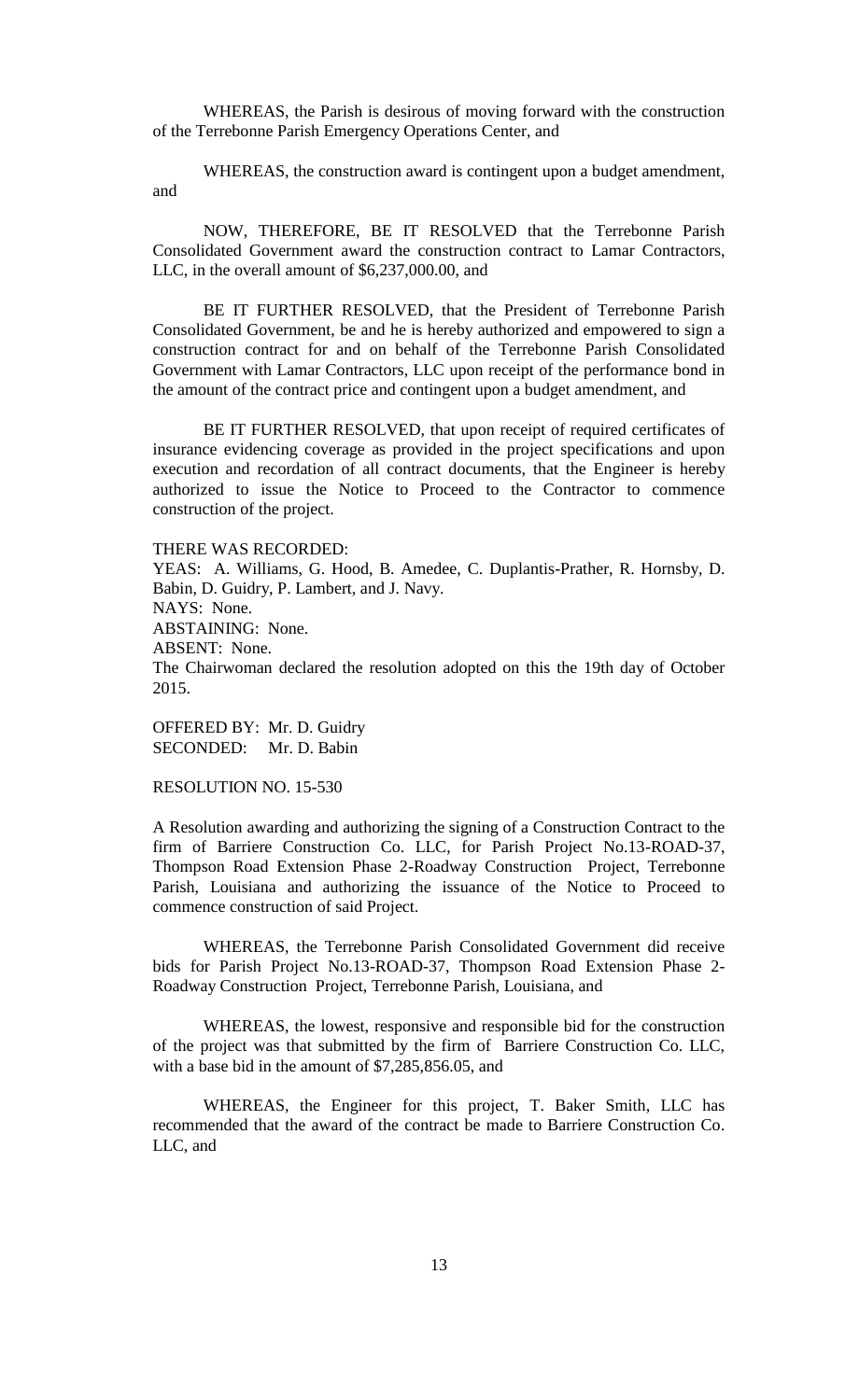WHEREAS, the Parish is desirous of moving forward with the construction of the Terrebonne Parish Emergency Operations Center, and

WHEREAS, the construction award is contingent upon a budget amendment, and

NOW, THEREFORE, BE IT RESOLVED that the Terrebonne Parish Consolidated Government award the construction contract to Lamar Contractors, LLC, in the overall amount of $6,237,000.00, and

BE IT FURTHER RESOLVED, that the President of Terrebonne Parish Consolidated Government, be and he is hereby authorized and empowered to sign a construction contract for and on behalf of the Terrebonne Parish Consolidated Government with Lamar Contractors, LLC upon receipt of the performance bond in the amount of the contract price and contingent upon a budget amendment, and

BE IT FURTHER RESOLVED, that upon receipt of required certificates of insurance evidencing coverage as provided in the project specifications and upon execution and recordation of all contract documents, that the Engineer is hereby authorized to issue the Notice to Proceed to the Contractor to commence construction of the project.

THERE WAS RECORDED:
YEAS: A. Williams, G. Hood, B. Amedee, C. Duplantis-Prather, R. Hornsby, D. Babin, D. Guidry, P. Lambert, and J. Navy.
NAYS: None.
ABSTAINING: None.
ABSENT: None.
The Chairwoman declared the resolution adopted on this the 19th day of October 2015.

OFFERED BY: Mr. D. Guidry
SECONDED: Mr. D. Babin

RESOLUTION NO. 15-530

A Resolution awarding and authorizing the signing of a Construction Contract to the firm of Barriere Construction Co. LLC, for Parish Project No.13-ROAD-37, Thompson Road Extension Phase 2-Roadway Construction Project, Terrebonne Parish, Louisiana and authorizing the issuance of the Notice to Proceed to commence construction of said Project.

WHEREAS, the Terrebonne Parish Consolidated Government did receive bids for Parish Project No.13-ROAD-37, Thompson Road Extension Phase 2-Roadway Construction Project, Terrebonne Parish, Louisiana, and

WHEREAS, the lowest, responsive and responsible bid for the construction of the project was that submitted by the firm of Barriere Construction Co. LLC, with a base bid in the amount of $7,285,856.05, and

WHEREAS, the Engineer for this project, T. Baker Smith, LLC has recommended that the award of the contract be made to Barriere Construction Co. LLC, and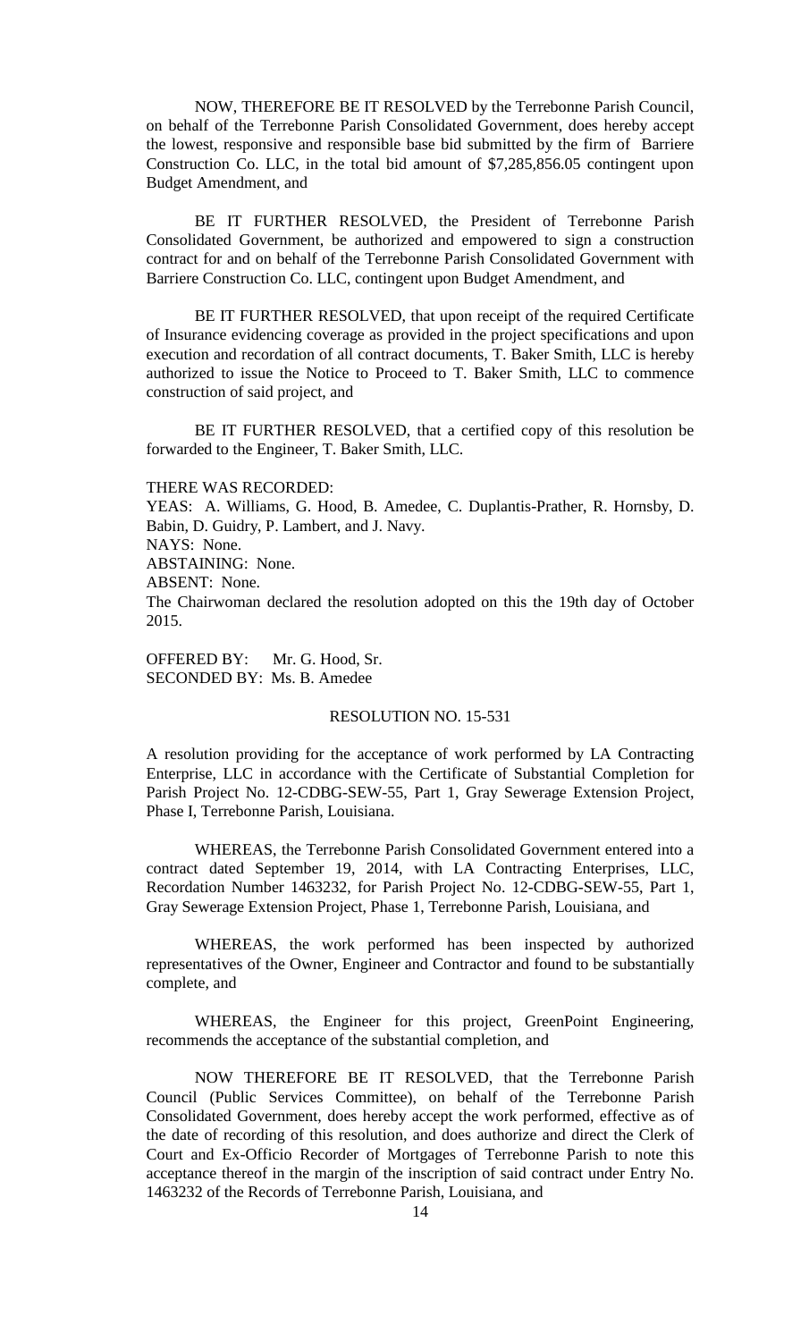NOW, THEREFORE BE IT RESOLVED by the Terrebonne Parish Council, on behalf of the Terrebonne Parish Consolidated Government, does hereby accept the lowest, responsive and responsible base bid submitted by the firm of Barriere Construction Co. LLC, in the total bid amount of $7,285,856.05 contingent upon Budget Amendment, and

BE IT FURTHER RESOLVED, the President of Terrebonne Parish Consolidated Government, be authorized and empowered to sign a construction contract for and on behalf of the Terrebonne Parish Consolidated Government with Barriere Construction Co. LLC, contingent upon Budget Amendment, and

BE IT FURTHER RESOLVED, that upon receipt of the required Certificate of Insurance evidencing coverage as provided in the project specifications and upon execution and recordation of all contract documents, T. Baker Smith, LLC is hereby authorized to issue the Notice to Proceed to T. Baker Smith, LLC to commence construction of said project, and

BE IT FURTHER RESOLVED, that a certified copy of this resolution be forwarded to the Engineer, T. Baker Smith, LLC.

THERE WAS RECORDED:
YEAS: A. Williams, G. Hood, B. Amedee, C. Duplantis-Prather, R. Hornsby, D. Babin, D. Guidry, P. Lambert, and J. Navy.
NAYS: None.
ABSTAINING: None.
ABSENT: None.
The Chairwoman declared the resolution adopted on this the 19th day of October 2015.

OFFERED BY: Mr. G. Hood, Sr.
SECONDED BY: Ms. B. Amedee

RESOLUTION NO. 15-531

A resolution providing for the acceptance of work performed by LA Contracting Enterprise, LLC in accordance with the Certificate of Substantial Completion for Parish Project No. 12-CDBG-SEW-55, Part 1, Gray Sewerage Extension Project, Phase I, Terrebonne Parish, Louisiana.

WHEREAS, the Terrebonne Parish Consolidated Government entered into a contract dated September 19, 2014, with LA Contracting Enterprises, LLC, Recordation Number 1463232, for Parish Project No. 12-CDBG-SEW-55, Part 1, Gray Sewerage Extension Project, Phase 1, Terrebonne Parish, Louisiana, and

WHEREAS, the work performed has been inspected by authorized representatives of the Owner, Engineer and Contractor and found to be substantially complete, and

WHEREAS, the Engineer for this project, GreenPoint Engineering, recommends the acceptance of the substantial completion, and

NOW THEREFORE BE IT RESOLVED, that the Terrebonne Parish Council (Public Services Committee), on behalf of the Terrebonne Parish Consolidated Government, does hereby accept the work performed, effective as of the date of recording of this resolution, and does authorize and direct the Clerk of Court and Ex-Officio Recorder of Mortgages of Terrebonne Parish to note this acceptance thereof in the margin of the inscription of said contract under Entry No. 1463232 of the Records of Terrebonne Parish, Louisiana, and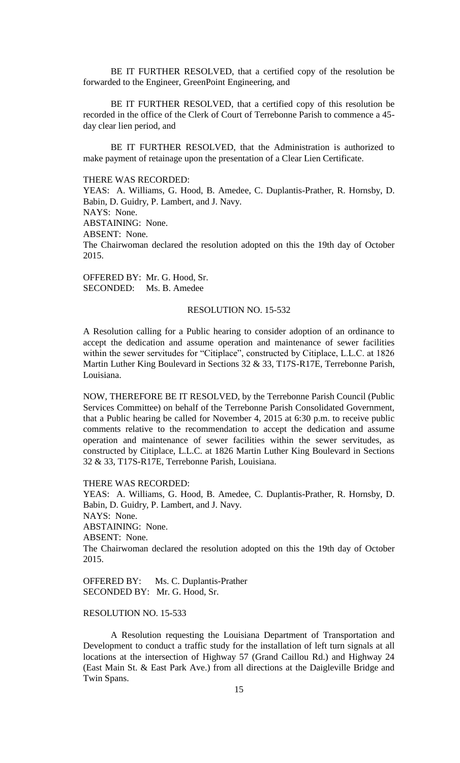BE IT FURTHER RESOLVED, that a certified copy of the resolution be forwarded to the Engineer, GreenPoint Engineering, and

BE IT FURTHER RESOLVED, that a certified copy of this resolution be recorded in the office of the Clerk of Court of Terrebonne Parish to commence a 45-day clear lien period, and

BE IT FURTHER RESOLVED, that the Administration is authorized to make payment of retainage upon the presentation of a Clear Lien Certificate.

THERE WAS RECORDED:
YEAS: A. Williams, G. Hood, B. Amedee, C. Duplantis-Prather, R. Hornsby, D. Babin, D. Guidry, P. Lambert, and J. Navy.
NAYS: None.
ABSTAINING: None.
ABSENT: None.
The Chairwoman declared the resolution adopted on this the 19th day of October 2015.

OFFERED BY: Mr. G. Hood, Sr.
SECONDED: Ms. B. Amedee

RESOLUTION NO. 15-532

A Resolution calling for a Public hearing to consider adoption of an ordinance to accept the dedication and assume operation and maintenance of sewer facilities within the sewer servitudes for "Citiplace", constructed by Citiplace, L.L.C. at 1826 Martin Luther King Boulevard in Sections 32 & 33, T17S-R17E, Terrebonne Parish, Louisiana.

NOW, THEREFORE BE IT RESOLVED, by the Terrebonne Parish Council (Public Services Committee) on behalf of the Terrebonne Parish Consolidated Government, that a Public hearing be called for November 4, 2015 at 6:30 p.m. to receive public comments relative to the recommendation to accept the dedication and assume operation and maintenance of sewer facilities within the sewer servitudes, as constructed by Citiplace, L.L.C. at 1826 Martin Luther King Boulevard in Sections 32 & 33, T17S-R17E, Terrebonne Parish, Louisiana.

THERE WAS RECORDED:
YEAS: A. Williams, G. Hood, B. Amedee, C. Duplantis-Prather, R. Hornsby, D. Babin, D. Guidry, P. Lambert, and J. Navy.
NAYS: None.
ABSTAINING: None.
ABSENT: None.
The Chairwoman declared the resolution adopted on this the 19th day of October 2015.

OFFERED BY: Ms. C. Duplantis-Prather
SECONDED BY: Mr. G. Hood, Sr.

RESOLUTION NO. 15-533

A Resolution requesting the Louisiana Department of Transportation and Development to conduct a traffic study for the installation of left turn signals at all locations at the intersection of Highway 57 (Grand Caillou Rd.) and Highway 24 (East Main St. & East Park Ave.) from all directions at the Daigleville Bridge and Twin Spans.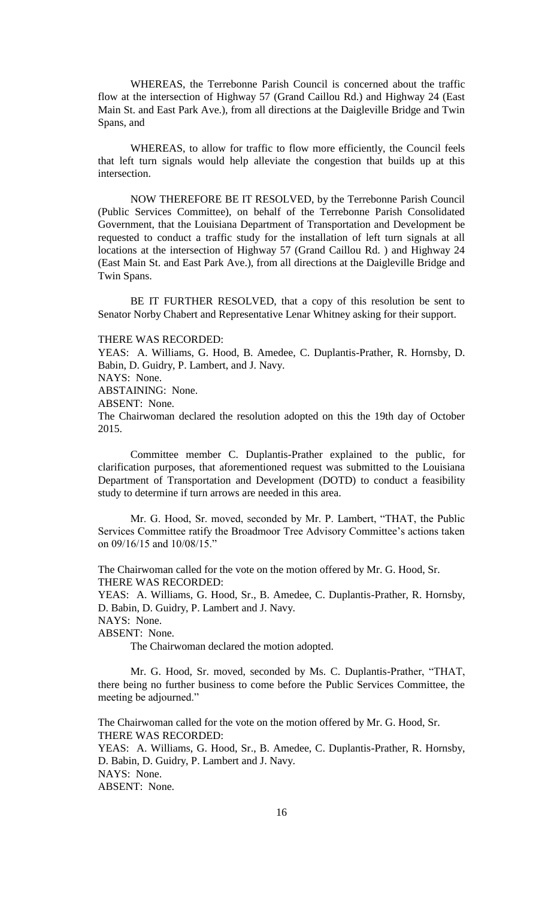WHEREAS, the Terrebonne Parish Council is concerned about the traffic flow at the intersection of Highway 57 (Grand Caillou Rd.) and Highway 24 (East Main St. and East Park Ave.), from all directions at the Daigleville Bridge and Twin Spans, and

WHEREAS, to allow for traffic to flow more efficiently, the Council feels that left turn signals would help alleviate the congestion that builds up at this intersection.

NOW THEREFORE BE IT RESOLVED, by the Terrebonne Parish Council (Public Services Committee), on behalf of the Terrebonne Parish Consolidated Government, that the Louisiana Department of Transportation and Development be requested to conduct a traffic study for the installation of left turn signals at all locations at the intersection of Highway 57 (Grand Caillou Rd. ) and Highway 24 (East Main St. and East Park Ave.), from all directions at the Daigleville Bridge and Twin Spans.

BE IT FURTHER RESOLVED, that a copy of this resolution be sent to Senator Norby Chabert and Representative Lenar Whitney asking for their support.

THERE WAS RECORDED:
YEAS: A. Williams, G. Hood, B. Amedee, C. Duplantis-Prather, R. Hornsby, D. Babin, D. Guidry, P. Lambert, and J. Navy.
NAYS: None.
ABSTAINING: None.
ABSENT: None.
The Chairwoman declared the resolution adopted on this the 19th day of October 2015.

Committee member C. Duplantis-Prather explained to the public, for clarification purposes, that aforementioned request was submitted to the Louisiana Department of Transportation and Development (DOTD) to conduct a feasibility study to determine if turn arrows are needed in this area.

Mr. G. Hood, Sr. moved, seconded by Mr. P. Lambert, "THAT, the Public Services Committee ratify the Broadmoor Tree Advisory Committee's actions taken on 09/16/15 and 10/08/15."

The Chairwoman called for the vote on the motion offered by Mr. G. Hood, Sr.
THERE WAS RECORDED:
YEAS: A. Williams, G. Hood, Sr., B. Amedee, C. Duplantis-Prather, R. Hornsby, D. Babin, D. Guidry, P. Lambert and J. Navy.
NAYS: None.
ABSENT: None.

The Chairwoman declared the motion adopted.

Mr. G. Hood, Sr. moved, seconded by Ms. C. Duplantis-Prather, "THAT, there being no further business to come before the Public Services Committee, the meeting be adjourned."

The Chairwoman called for the vote on the motion offered by Mr. G. Hood, Sr.
THERE WAS RECORDED:
YEAS: A. Williams, G. Hood, Sr., B. Amedee, C. Duplantis-Prather, R. Hornsby, D. Babin, D. Guidry, P. Lambert and J. Navy.
NAYS: None.
ABSENT: None.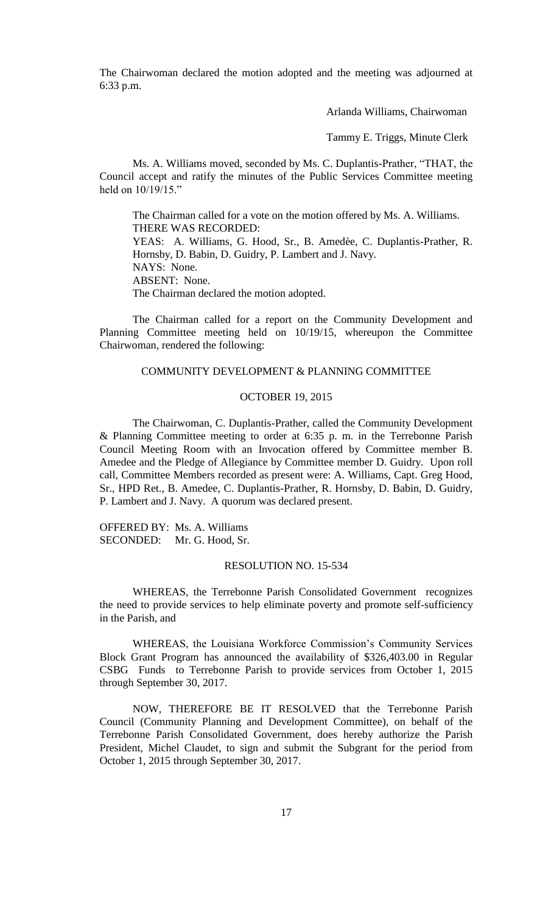The Chairwoman declared the motion adopted and the meeting was adjourned at 6:33 p.m.

Arlanda Williams, Chairwoman

Tammy E. Triggs, Minute Clerk

Ms. A. Williams moved, seconded by Ms. C. Duplantis-Prather, "THAT, the Council accept and ratify the minutes of the Public Services Committee meeting held on 10/19/15."

The Chairman called for a vote on the motion offered by Ms. A. Williams.
THERE WAS RECORDED:
YEAS: A. Williams, G. Hood, Sr., B. Amedèe, C. Duplantis-Prather, R. Hornsby, D. Babin, D. Guidry, P. Lambert and J. Navy.
NAYS: None.
ABSENT: None.
The Chairman declared the motion adopted.

The Chairman called for a report on the Community Development and Planning Committee meeting held on 10/19/15, whereupon the Committee Chairwoman, rendered the following:

COMMUNITY DEVELOPMENT & PLANNING COMMITTEE

OCTOBER 19, 2015

The Chairwoman, C. Duplantis-Prather, called the Community Development & Planning Committee meeting to order at 6:35 p. m. in the Terrebonne Parish Council Meeting Room with an Invocation offered by Committee member B. Amedee and the Pledge of Allegiance by Committee member D. Guidry. Upon roll call, Committee Members recorded as present were: A. Williams, Capt. Greg Hood, Sr., HPD Ret., B. Amedee, C. Duplantis-Prather, R. Hornsby, D. Babin, D. Guidry, P. Lambert and J. Navy. A quorum was declared present.

OFFERED BY: Ms. A. Williams
SECONDED: Mr. G. Hood, Sr.

RESOLUTION NO. 15-534

WHEREAS, the Terrebonne Parish Consolidated Government recognizes the need to provide services to help eliminate poverty and promote self-sufficiency in the Parish, and

WHEREAS, the Louisiana Workforce Commission's Community Services Block Grant Program has announced the availability of $326,403.00 in Regular CSBG Funds to Terrebonne Parish to provide services from October 1, 2015 through September 30, 2017.

NOW, THEREFORE BE IT RESOLVED that the Terrebonne Parish Council (Community Planning and Development Committee), on behalf of the Terrebonne Parish Consolidated Government, does hereby authorize the Parish President, Michel Claudet, to sign and submit the Subgrant for the period from October 1, 2015 through September 30, 2017.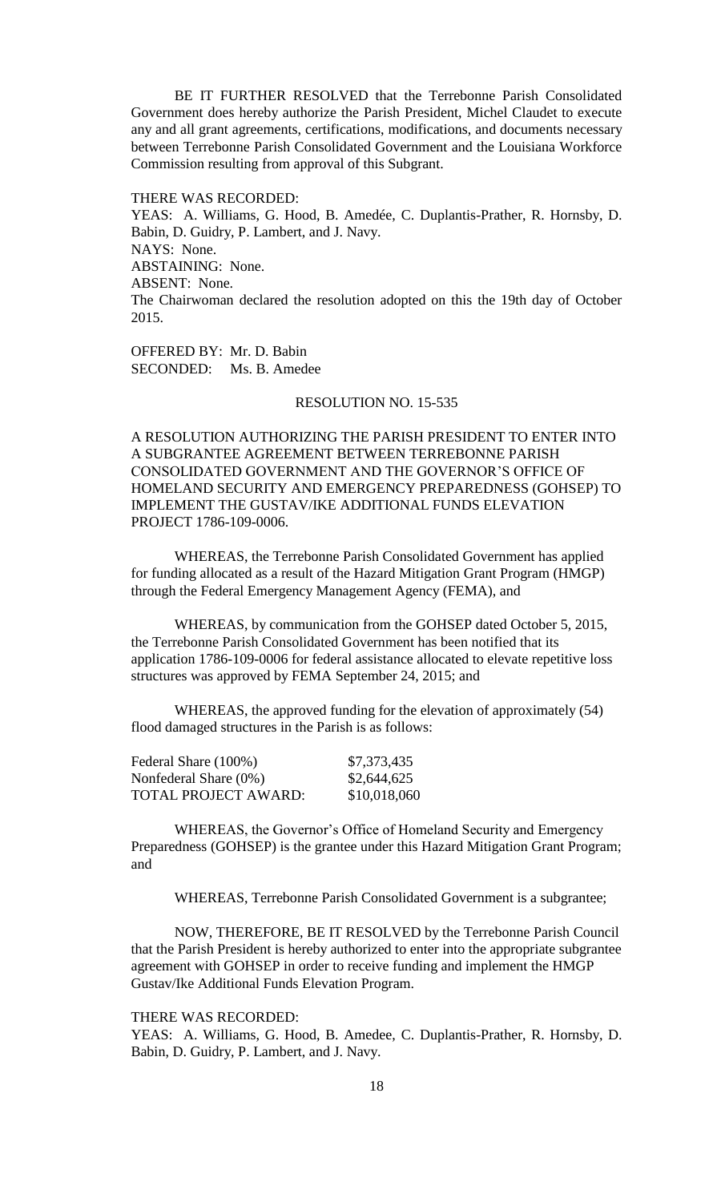BE IT FURTHER RESOLVED that the Terrebonne Parish Consolidated Government does hereby authorize the Parish President, Michel Claudet to execute any and all grant agreements, certifications, modifications, and documents necessary between Terrebonne Parish Consolidated Government and the Louisiana Workforce Commission resulting from approval of this Subgrant.

THERE WAS RECORDED:
YEAS: A. Williams, G. Hood, B. Amedée, C. Duplantis-Prather, R. Hornsby, D. Babin, D. Guidry, P. Lambert, and J. Navy.
NAYS: None.
ABSTAINING: None.
ABSENT: None.
The Chairwoman declared the resolution adopted on this the 19th day of October 2015.

OFFERED BY: Mr. D. Babin
SECONDED: Ms. B. Amedee

RESOLUTION NO. 15-535

A RESOLUTION AUTHORIZING THE PARISH PRESIDENT TO ENTER INTO A SUBGRANTEE AGREEMENT BETWEEN TERREBONNE PARISH CONSOLIDATED GOVERNMENT AND THE GOVERNOR'S OFFICE OF HOMELAND SECURITY AND EMERGENCY PREPAREDNESS (GOHSEP) TO IMPLEMENT THE GUSTAV/IKE ADDITIONAL FUNDS ELEVATION PROJECT 1786-109-0006.

WHEREAS, the Terrebonne Parish Consolidated Government has applied for funding allocated as a result of the Hazard Mitigation Grant Program (HMGP) through the Federal Emergency Management Agency (FEMA), and

WHEREAS, by communication from the GOHSEP dated October 5, 2015, the Terrebonne Parish Consolidated Government has been notified that its application 1786-109-0006 for federal assistance allocated to elevate repetitive loss structures was approved by FEMA September 24, 2015; and

WHEREAS, the approved funding for the elevation of approximately (54) flood damaged structures in the Parish is as follows:

| | |
|---|---|
| Federal Share (100%) | \$7,373,435 |
| Nonfederal Share (0%) | \$2,644,625 |
| TOTAL PROJECT AWARD: | \$10,018,060 |

WHEREAS, the Governor's Office of Homeland Security and Emergency Preparedness (GOHSEP) is the grantee under this Hazard Mitigation Grant Program; and

WHEREAS, Terrebonne Parish Consolidated Government is a subgrantee;

NOW, THEREFORE, BE IT RESOLVED by the Terrebonne Parish Council that the Parish President is hereby authorized to enter into the appropriate subgrantee agreement with GOHSEP in order to receive funding and implement the HMGP Gustav/Ike Additional Funds Elevation Program.

THERE WAS RECORDED:
YEAS: A. Williams, G. Hood, B. Amedee, C. Duplantis-Prather, R. Hornsby, D. Babin, D. Guidry, P. Lambert, and J. Navy.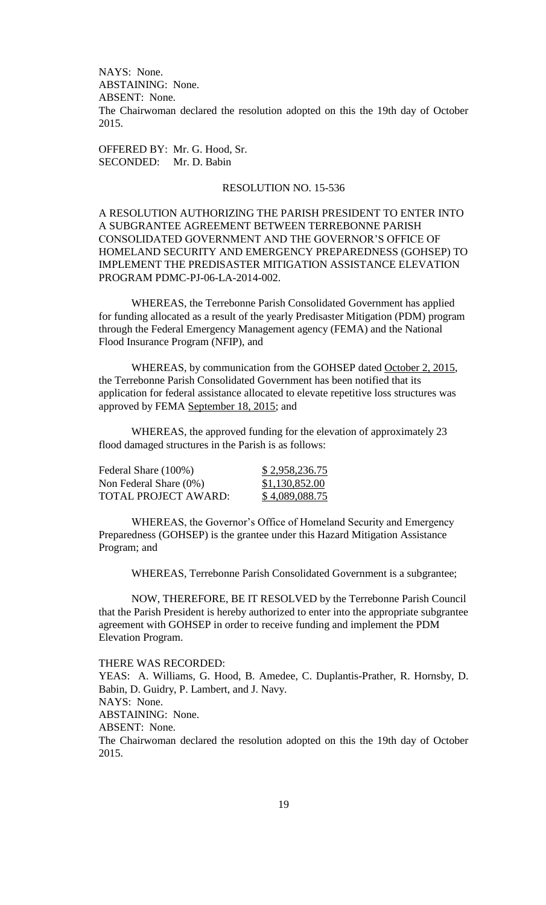NAYS: None.
ABSTAINING: None.
ABSENT: None.
The Chairwoman declared the resolution adopted on this the 19th day of October 2015.

OFFERED BY: Mr. G. Hood, Sr.
SECONDED: Mr. D. Babin

RESOLUTION NO. 15-536

A RESOLUTION AUTHORIZING THE PARISH PRESIDENT TO ENTER INTO A SUBGRANTEE AGREEMENT BETWEEN TERREBONNE PARISH CONSOLIDATED GOVERNMENT AND THE GOVERNOR'S OFFICE OF HOMELAND SECURITY AND EMERGENCY PREPAREDNESS (GOHSEP) TO IMPLEMENT THE PREDISASTER MITIGATION ASSISTANCE ELEVATION PROGRAM PDMC-PJ-06-LA-2014-002.

WHEREAS, the Terrebonne Parish Consolidated Government has applied for funding allocated as a result of the yearly Predisaster Mitigation (PDM) program through the Federal Emergency Management agency (FEMA) and the National Flood Insurance Program (NFIP), and

WHEREAS, by communication from the GOHSEP dated October 2, 2015, the Terrebonne Parish Consolidated Government has been notified that its application for federal assistance allocated to elevate repetitive loss structures was approved by FEMA September 18, 2015; and

WHEREAS, the approved funding for the elevation of approximately 23 flood damaged structures in the Parish is as follows:

| | |
|---|---|
| Federal Share (100%) | $ 2,958,236.75 |
| Non Federal Share (0%) | $1,130,852.00 |
| TOTAL PROJECT AWARD: | $ 4,089,088.75 |

WHEREAS, the Governor's Office of Homeland Security and Emergency Preparedness (GOHSEP) is the grantee under this Hazard Mitigation Assistance Program; and

WHEREAS, Terrebonne Parish Consolidated Government is a subgrantee;

NOW, THEREFORE, BE IT RESOLVED by the Terrebonne Parish Council that the Parish President is hereby authorized to enter into the appropriate subgrantee agreement with GOHSEP in order to receive funding and implement the PDM Elevation Program.

THERE WAS RECORDED:
YEAS: A. Williams, G. Hood, B. Amedee, C. Duplantis-Prather, R. Hornsby, D. Babin, D. Guidry, P. Lambert, and J. Navy.
NAYS: None.
ABSTAINING: None.
ABSENT: None.
The Chairwoman declared the resolution adopted on this the 19th day of October 2015.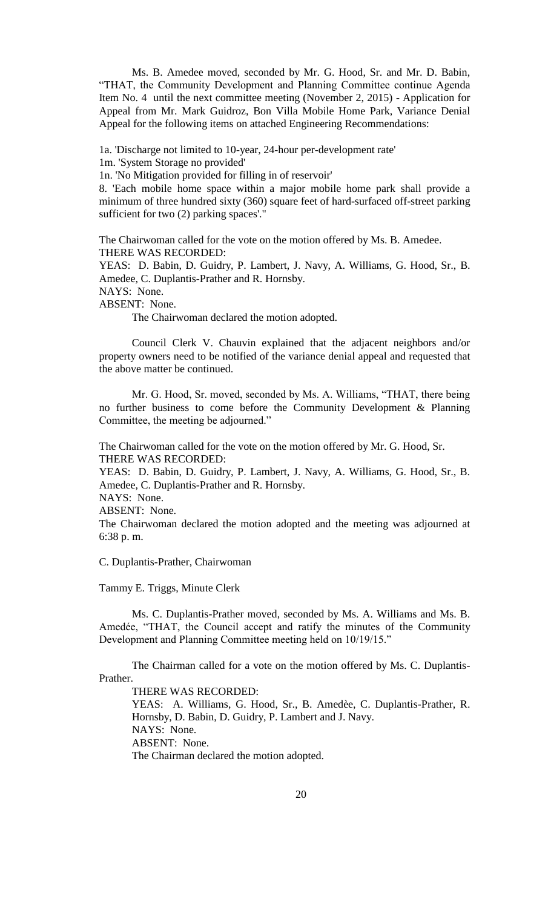Ms. B. Amedee moved, seconded by Mr. G. Hood, Sr. and Mr. D. Babin, "THAT, the Community Development and Planning Committee continue Agenda Item No. 4 until the next committee meeting (November 2, 2015) - Application for Appeal from Mr. Mark Guidroz, Bon Villa Mobile Home Park, Variance Denial Appeal for the following items on attached Engineering Recommendations:

1a. 'Discharge not limited to 10-year, 24-hour per-development rate'
1m. 'System Storage no provided'
1n. 'No Mitigation provided for filling in of reservoir'
8. 'Each mobile home space within a major mobile home park shall provide a minimum of three hundred sixty (360) square feet of hard-surfaced off-street parking sufficient for two (2) parking spaces'."

The Chairwoman called for the vote on the motion offered by Ms. B. Amedee.
THERE WAS RECORDED:
YEAS: D. Babin, D. Guidry, P. Lambert, J. Navy, A. Williams, G. Hood, Sr., B. Amedee, C. Duplantis-Prather and R. Hornsby.
NAYS: None.
ABSENT: None.
The Chairwoman declared the motion adopted.

Council Clerk V. Chauvin explained that the adjacent neighbors and/or property owners need to be notified of the variance denial appeal and requested that the above matter be continued.

Mr. G. Hood, Sr. moved, seconded by Ms. A. Williams, "THAT, there being no further business to come before the Community Development & Planning Committee, the meeting be adjourned."

The Chairwoman called for the vote on the motion offered by Mr. G. Hood, Sr.
THERE WAS RECORDED:
YEAS: D. Babin, D. Guidry, P. Lambert, J. Navy, A. Williams, G. Hood, Sr., B. Amedee, C. Duplantis-Prather and R. Hornsby.
NAYS: None.
ABSENT: None.
The Chairwoman declared the motion adopted and the meeting was adjourned at 6:38 p. m.

C. Duplantis-Prather, Chairwoman

Tammy E. Triggs, Minute Clerk

Ms. C. Duplantis-Prather moved, seconded by Ms. A. Williams and Ms. B. Amedée, "THAT, the Council accept and ratify the minutes of the Community Development and Planning Committee meeting held on 10/19/15."

The Chairman called for a vote on the motion offered by Ms. C. Duplantis-Prather.

THERE WAS RECORDED:
YEAS: A. Williams, G. Hood, Sr., B. Amedèe, C. Duplantis-Prather, R. Hornsby, D. Babin, D. Guidry, P. Lambert and J. Navy.
NAYS: None.
ABSENT: None.
The Chairman declared the motion adopted.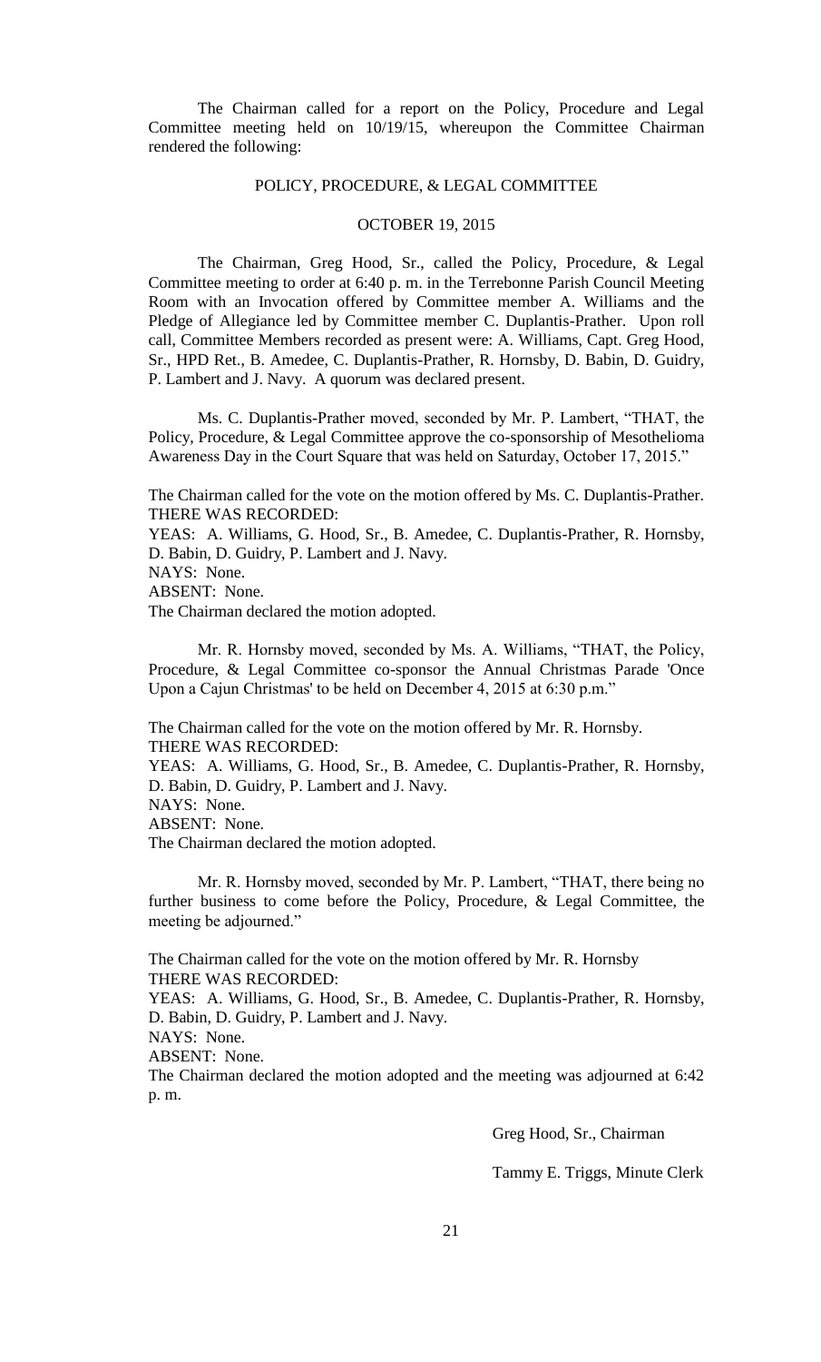The Chairman called for a report on the Policy, Procedure and Legal Committee meeting held on 10/19/15, whereupon the Committee Chairman rendered the following:

## POLICY, PROCEDURE, & LEGAL COMMITTEE

### OCTOBER 19, 2015

The Chairman, Greg Hood, Sr., called the Policy, Procedure, & Legal Committee meeting to order at 6:40 p. m. in the Terrebonne Parish Council Meeting Room with an Invocation offered by Committee member A. Williams and the Pledge of Allegiance led by Committee member C. Duplantis-Prather. Upon roll call, Committee Members recorded as present were: A. Williams, Capt. Greg Hood, Sr., HPD Ret., B. Amedee, C. Duplantis-Prather, R. Hornsby, D. Babin, D. Guidry, P. Lambert and J. Navy. A quorum was declared present.

Ms. C. Duplantis-Prather moved, seconded by Mr. P. Lambert, "THAT, the Policy, Procedure, & Legal Committee approve the co-sponsorship of Mesothelioma Awareness Day in the Court Square that was held on Saturday, October 17, 2015."

The Chairman called for the vote on the motion offered by Ms. C. Duplantis-Prather.
THERE WAS RECORDED:
YEAS: A. Williams, G. Hood, Sr., B. Amedee, C. Duplantis-Prather, R. Hornsby, D. Babin, D. Guidry, P. Lambert and J. Navy.
NAYS: None.
ABSENT: None.
The Chairman declared the motion adopted.

Mr. R. Hornsby moved, seconded by Ms. A. Williams, "THAT, the Policy, Procedure, & Legal Committee co-sponsor the Annual Christmas Parade 'Once Upon a Cajun Christmas' to be held on December 4, 2015 at 6:30 p.m."

The Chairman called for the vote on the motion offered by Mr. R. Hornsby.
THERE WAS RECORDED:
YEAS: A. Williams, G. Hood, Sr., B. Amedee, C. Duplantis-Prather, R. Hornsby, D. Babin, D. Guidry, P. Lambert and J. Navy.
NAYS: None.
ABSENT: None.
The Chairman declared the motion adopted.

Mr. R. Hornsby moved, seconded by Mr. P. Lambert, "THAT, there being no further business to come before the Policy, Procedure, & Legal Committee, the meeting be adjourned."

The Chairman called for the vote on the motion offered by Mr. R. Hornsby
THERE WAS RECORDED:
YEAS: A. Williams, G. Hood, Sr., B. Amedee, C. Duplantis-Prather, R. Hornsby, D. Babin, D. Guidry, P. Lambert and J. Navy.
NAYS: None.
ABSENT: None.
The Chairman declared the motion adopted and the meeting was adjourned at 6:42 p. m.

Greg Hood, Sr., Chairman

Tammy E. Triggs, Minute Clerk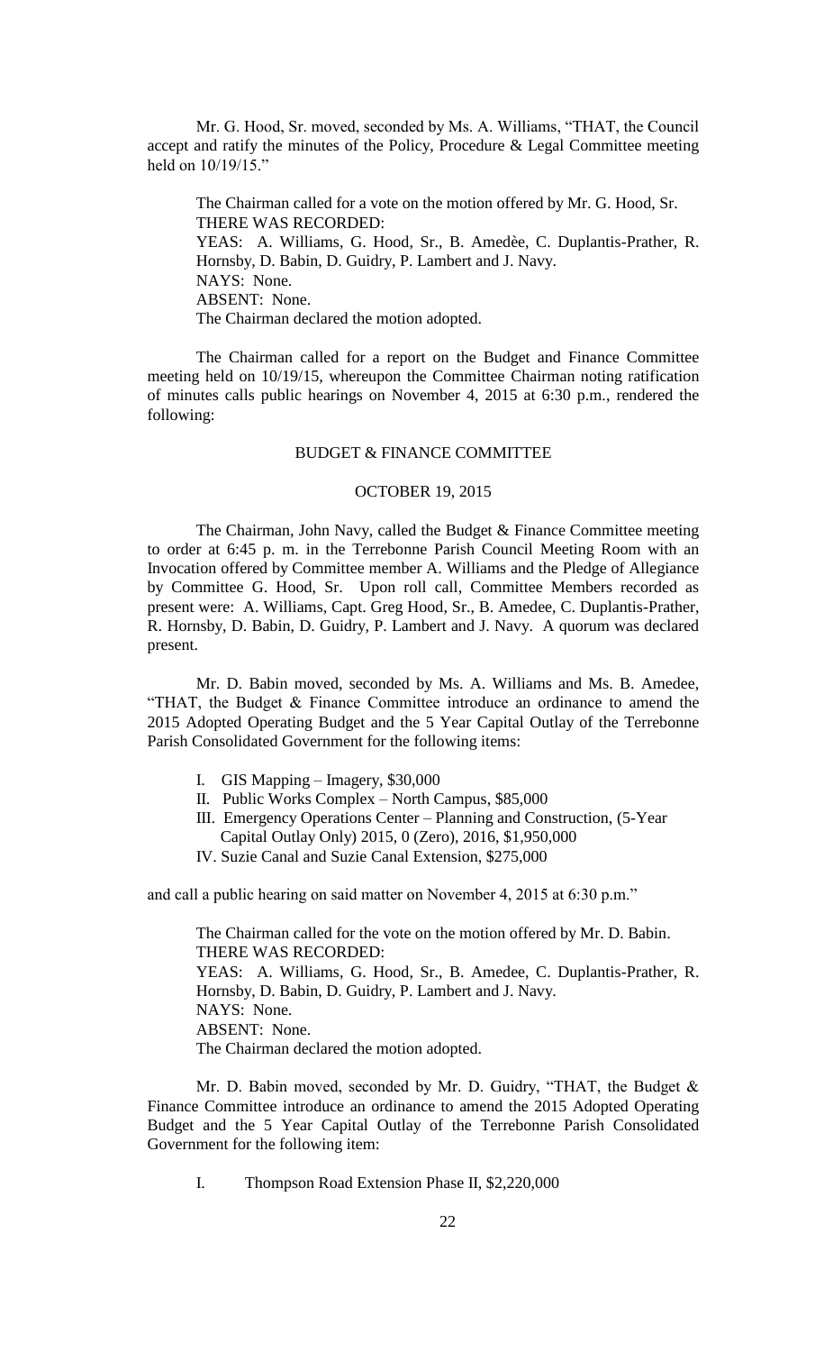Mr. G. Hood, Sr. moved, seconded by Ms. A. Williams, "THAT, the Council accept and ratify the minutes of the Policy, Procedure & Legal Committee meeting held on 10/19/15."

The Chairman called for a vote on the motion offered by Mr. G. Hood, Sr.
THERE WAS RECORDED:
YEAS: A. Williams, G. Hood, Sr., B. Amedèe, C. Duplantis-Prather, R. Hornsby, D. Babin, D. Guidry, P. Lambert and J. Navy.
NAYS: None.
ABSENT: None.
The Chairman declared the motion adopted.

The Chairman called for a report on the Budget and Finance Committee meeting held on 10/19/15, whereupon the Committee Chairman noting ratification of minutes calls public hearings on November 4, 2015 at 6:30 p.m., rendered the following:

BUDGET & FINANCE COMMITTEE

OCTOBER 19, 2015

The Chairman, John Navy, called the Budget & Finance Committee meeting to order at 6:45 p. m. in the Terrebonne Parish Council Meeting Room with an Invocation offered by Committee member A. Williams and the Pledge of Allegiance by Committee G. Hood, Sr. Upon roll call, Committee Members recorded as present were: A. Williams, Capt. Greg Hood, Sr., B. Amedee, C. Duplantis-Prather, R. Hornsby, D. Babin, D. Guidry, P. Lambert and J. Navy. A quorum was declared present.

Mr. D. Babin moved, seconded by Ms. A. Williams and Ms. B. Amedee, "THAT, the Budget & Finance Committee introduce an ordinance to amend the 2015 Adopted Operating Budget and the 5 Year Capital Outlay of the Terrebonne Parish Consolidated Government for the following items:

I. GIS Mapping – Imagery, $30,000
II. Public Works Complex – North Campus, $85,000
III. Emergency Operations Center – Planning and Construction, (5-Year Capital Outlay Only) 2015, 0 (Zero), 2016, $1,950,000
IV. Suzie Canal and Suzie Canal Extension, $275,000

and call a public hearing on said matter on November 4, 2015 at 6:30 p.m."

The Chairman called for the vote on the motion offered by Mr. D. Babin.
THERE WAS RECORDED:
YEAS: A. Williams, G. Hood, Sr., B. Amedee, C. Duplantis-Prather, R. Hornsby, D. Babin, D. Guidry, P. Lambert and J. Navy.
NAYS: None.
ABSENT: None.
The Chairman declared the motion adopted.

Mr. D. Babin moved, seconded by Mr. D. Guidry, "THAT, the Budget & Finance Committee introduce an ordinance to amend the 2015 Adopted Operating Budget and the 5 Year Capital Outlay of the Terrebonne Parish Consolidated Government for the following item:

I. Thompson Road Extension Phase II, $2,220,000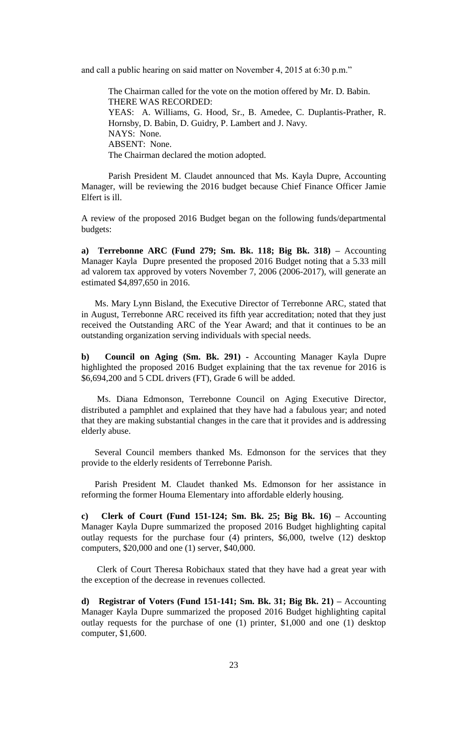and call a public hearing on said matter on November 4, 2015 at 6:30 p.m."

The Chairman called for the vote on the motion offered by Mr. D. Babin.
THERE WAS RECORDED:
YEAS: A. Williams, G. Hood, Sr., B. Amedee, C. Duplantis-Prather, R. Hornsby, D. Babin, D. Guidry, P. Lambert and J. Navy.
NAYS: None.
ABSENT: None.
The Chairman declared the motion adopted.

Parish President M. Claudet announced that Ms. Kayla Dupre, Accounting Manager, will be reviewing the 2016 budget because Chief Finance Officer Jamie Elfert is ill.

A review of the proposed 2016 Budget began on the following funds/departmental budgets:

**a) Terrebonne ARC (Fund 279; Sm. Bk. 118; Big Bk. 318) –** Accounting Manager Kayla Dupre presented the proposed 2016 Budget noting that a 5.33 mill ad valorem tax approved by voters November 7, 2006 (2006-2017), will generate an estimated $4,897,650 in 2016.

Ms. Mary Lynn Bisland, the Executive Director of Terrebonne ARC, stated that in August, Terrebonne ARC received its fifth year accreditation; noted that they just received the Outstanding ARC of the Year Award; and that it continues to be an outstanding organization serving individuals with special needs.

**b) Council on Aging (Sm. Bk. 291) -** Accounting Manager Kayla Dupre highlighted the proposed 2016 Budget explaining that the tax revenue for 2016 is $6,694,200 and 5 CDL drivers (FT), Grade 6 will be added.

Ms. Diana Edmonson, Terrebonne Council on Aging Executive Director, distributed a pamphlet and explained that they have had a fabulous year; and noted that they are making substantial changes in the care that it provides and is addressing elderly abuse.

Several Council members thanked Ms. Edmonson for the services that they provide to the elderly residents of Terrebonne Parish.

Parish President M. Claudet thanked Ms. Edmonson for her assistance in reforming the former Houma Elementary into affordable elderly housing.

**c) Clerk of Court (Fund 151-124; Sm. Bk. 25; Big Bk. 16) –** Accounting Manager Kayla Dupre summarized the proposed 2016 Budget highlighting capital outlay requests for the purchase four (4) printers, $6,000, twelve (12) desktop computers, $20,000 and one (1) server, $40,000.

Clerk of Court Theresa Robichaux stated that they have had a great year with the exception of the decrease in revenues collected.

**d) Registrar of Voters (Fund 151-141; Sm. Bk. 31; Big Bk. 21) –** Accounting Manager Kayla Dupre summarized the proposed 2016 Budget highlighting capital outlay requests for the purchase of one (1) printer, $1,000 and one (1) desktop computer, $1,600.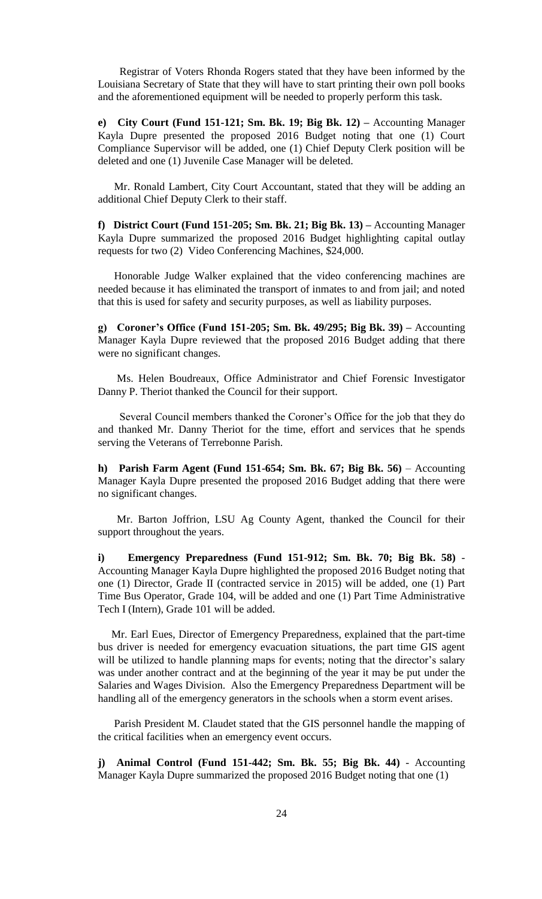Registrar of Voters Rhonda Rogers stated that they have been informed by the Louisiana Secretary of State that they will have to start printing their own poll books and the aforementioned equipment will be needed to properly perform this task.

**e) City Court (Fund 151-121; Sm. Bk. 19; Big Bk. 12) –** Accounting Manager Kayla Dupre presented the proposed 2016 Budget noting that one (1) Court Compliance Supervisor will be added, one (1) Chief Deputy Clerk position will be deleted and one (1) Juvenile Case Manager will be deleted.

Mr. Ronald Lambert, City Court Accountant, stated that they will be adding an additional Chief Deputy Clerk to their staff.

**f) District Court (Fund 151-205; Sm. Bk. 21; Big Bk. 13) –** Accounting Manager Kayla Dupre summarized the proposed 2016 Budget highlighting capital outlay requests for two (2) Video Conferencing Machines, $24,000.

Honorable Judge Walker explained that the video conferencing machines are needed because it has eliminated the transport of inmates to and from jail; and noted that this is used for safety and security purposes, as well as liability purposes.

**g) Coroner's Office (Fund 151-205; Sm. Bk. 49/295; Big Bk. 39) –** Accounting Manager Kayla Dupre reviewed that the proposed 2016 Budget adding that there were no significant changes.

Ms. Helen Boudreaux, Office Administrator and Chief Forensic Investigator Danny P. Theriot thanked the Council for their support.

Several Council members thanked the Coroner's Office for the job that they do and thanked Mr. Danny Theriot for the time, effort and services that he spends serving the Veterans of Terrebonne Parish.

**h) Parish Farm Agent (Fund 151-654; Sm. Bk. 67; Big Bk. 56)** – Accounting Manager Kayla Dupre presented the proposed 2016 Budget adding that there were no significant changes.

Mr. Barton Joffrion, LSU Ag County Agent, thanked the Council for their support throughout the years.

**i) Emergency Preparedness (Fund 151-912; Sm. Bk. 70; Big Bk. 58)** - Accounting Manager Kayla Dupre highlighted the proposed 2016 Budget noting that one (1) Director, Grade II (contracted service in 2015) will be added, one (1) Part Time Bus Operator, Grade 104, will be added and one (1) Part Time Administrative Tech I (Intern), Grade 101 will be added.

Mr. Earl Eues, Director of Emergency Preparedness, explained that the part-time bus driver is needed for emergency evacuation situations, the part time GIS agent will be utilized to handle planning maps for events; noting that the director's salary was under another contract and at the beginning of the year it may be put under the Salaries and Wages Division. Also the Emergency Preparedness Department will be handling all of the emergency generators in the schools when a storm event arises.

Parish President M. Claudet stated that the GIS personnel handle the mapping of the critical facilities when an emergency event occurs.

**j) Animal Control (Fund 151-442; Sm. Bk. 55; Big Bk. 44)** - Accounting Manager Kayla Dupre summarized the proposed 2016 Budget noting that one (1)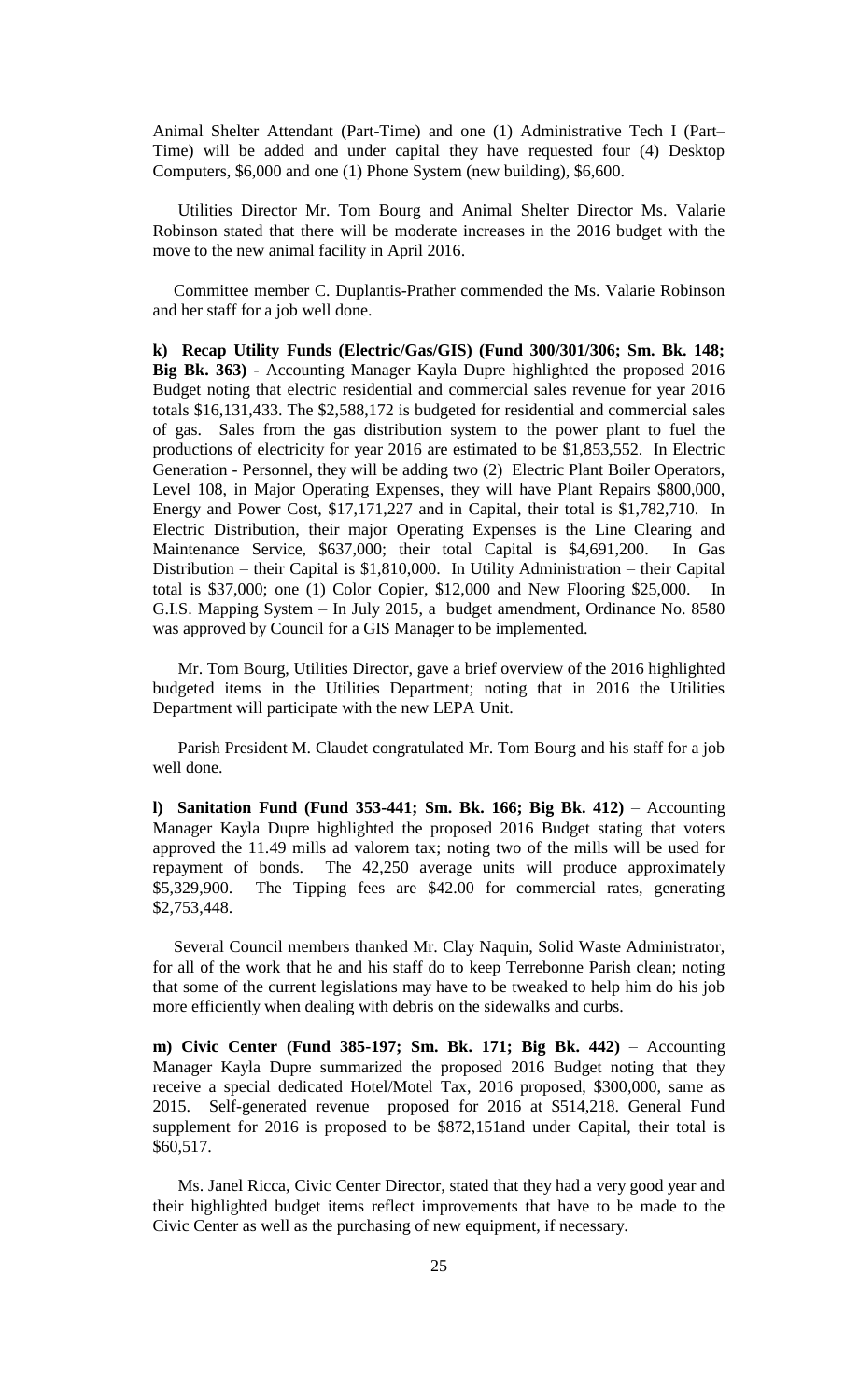Animal Shelter Attendant (Part-Time) and one (1) Administrative Tech I (Part–Time) will be added and under capital they have requested four (4) Desktop Computers, $6,000 and one (1) Phone System (new building), $6,600.

Utilities Director Mr. Tom Bourg and Animal Shelter Director Ms. Valarie Robinson stated that there will be moderate increases in the 2016 budget with the move to the new animal facility in April 2016.

Committee member C. Duplantis-Prather commended the Ms. Valarie Robinson and her staff for a job well done.

**k) Recap Utility Funds (Electric/Gas/GIS) (Fund 300/301/306; Sm. Bk. 148; Big Bk. 363)** - Accounting Manager Kayla Dupre highlighted the proposed 2016 Budget noting that electric residential and commercial sales revenue for year 2016 totals $16,131,433. The $2,588,172 is budgeted for residential and commercial sales of gas. Sales from the gas distribution system to the power plant to fuel the productions of electricity for year 2016 are estimated to be $1,853,552. In Electric Generation - Personnel, they will be adding two (2) Electric Plant Boiler Operators, Level 108, in Major Operating Expenses, they will have Plant Repairs $800,000, Energy and Power Cost, $17,171,227 and in Capital, their total is $1,782,710. In Electric Distribution, their major Operating Expenses is the Line Clearing and Maintenance Service, $637,000; their total Capital is $4,691,200. In Gas Distribution – their Capital is $1,810,000. In Utility Administration – their Capital total is $37,000; one (1) Color Copier, $12,000 and New Flooring $25,000. In G.I.S. Mapping System – In July 2015, a budget amendment, Ordinance No. 8580 was approved by Council for a GIS Manager to be implemented.

Mr. Tom Bourg, Utilities Director, gave a brief overview of the 2016 highlighted budgeted items in the Utilities Department; noting that in 2016 the Utilities Department will participate with the new LEPA Unit.

Parish President M. Claudet congratulated Mr. Tom Bourg and his staff for a job well done.

**l) Sanitation Fund (Fund 353-441; Sm. Bk. 166; Big Bk. 412)** – Accounting Manager Kayla Dupre highlighted the proposed 2016 Budget stating that voters approved the 11.49 mills ad valorem tax; noting two of the mills will be used for repayment of bonds. The 42,250 average units will produce approximately $5,329,900. The Tipping fees are $42.00 for commercial rates, generating $2,753,448.

Several Council members thanked Mr. Clay Naquin, Solid Waste Administrator, for all of the work that he and his staff do to keep Terrebonne Parish clean; noting that some of the current legislations may have to be tweaked to help him do his job more efficiently when dealing with debris on the sidewalks and curbs.

**m) Civic Center (Fund 385-197; Sm. Bk. 171; Big Bk. 442)** – Accounting Manager Kayla Dupre summarized the proposed 2016 Budget noting that they receive a special dedicated Hotel/Motel Tax, 2016 proposed, $300,000, same as 2015. Self-generated revenue proposed for 2016 at $514,218. General Fund supplement for 2016 is proposed to be $872,151and under Capital, their total is $60,517.

Ms. Janel Ricca, Civic Center Director, stated that they had a very good year and their highlighted budget items reflect improvements that have to be made to the Civic Center as well as the purchasing of new equipment, if necessary.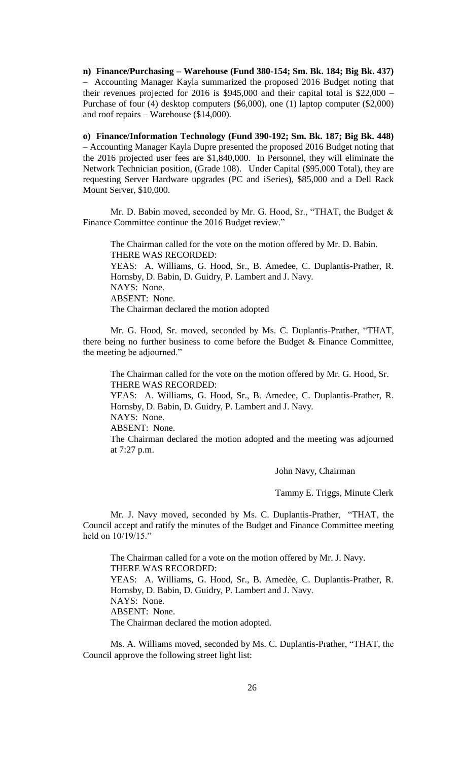**n) Finance/Purchasing – Warehouse (Fund 380-154; Sm. Bk. 184; Big Bk. 437)** – Accounting Manager Kayla summarized the proposed 2016 Budget noting that their revenues projected for 2016 is $945,000 and their capital total is $22,000 – Purchase of four (4) desktop computers ($6,000), one (1) laptop computer ($2,000) and roof repairs – Warehouse ($14,000).

**o) Finance/Information Technology (Fund 390-192; Sm. Bk. 187; Big Bk. 448)** – Accounting Manager Kayla Dupre presented the proposed 2016 Budget noting that the 2016 projected user fees are $1,840,000. In Personnel, they will eliminate the Network Technician position, (Grade 108). Under Capital ($95,000 Total), they are requesting Server Hardware upgrades (PC and iSeries), $85,000 and a Dell Rack Mount Server, $10,000.

Mr. D. Babin moved, seconded by Mr. G. Hood, Sr., "THAT, the Budget & Finance Committee continue the 2016 Budget review."

The Chairman called for the vote on the motion offered by Mr. D. Babin.
THERE WAS RECORDED:
YEAS: A. Williams, G. Hood, Sr., B. Amedee, C. Duplantis-Prather, R. Hornsby, D. Babin, D. Guidry, P. Lambert and J. Navy.
NAYS: None.
ABSENT: None.
The Chairman declared the motion adopted

Mr. G. Hood, Sr. moved, seconded by Ms. C. Duplantis-Prather, "THAT, there being no further business to come before the Budget & Finance Committee, the meeting be adjourned."

The Chairman called for the vote on the motion offered by Mr. G. Hood, Sr.
THERE WAS RECORDED:
YEAS: A. Williams, G. Hood, Sr., B. Amedee, C. Duplantis-Prather, R. Hornsby, D. Babin, D. Guidry, P. Lambert and J. Navy.
NAYS: None.
ABSENT: None.
The Chairman declared the motion adopted and the meeting was adjourned at 7:27 p.m.

John Navy, Chairman

Tammy E. Triggs, Minute Clerk

Mr. J. Navy moved, seconded by Ms. C. Duplantis-Prather, "THAT, the Council accept and ratify the minutes of the Budget and Finance Committee meeting held on 10/19/15."

The Chairman called for a vote on the motion offered by Mr. J. Navy.
THERE WAS RECORDED:
YEAS: A. Williams, G. Hood, Sr., B. Amedèe, C. Duplantis-Prather, R. Hornsby, D. Babin, D. Guidry, P. Lambert and J. Navy.
NAYS: None.
ABSENT: None.
The Chairman declared the motion adopted.

Ms. A. Williams moved, seconded by Ms. C. Duplantis-Prather, "THAT, the Council approve the following street light list: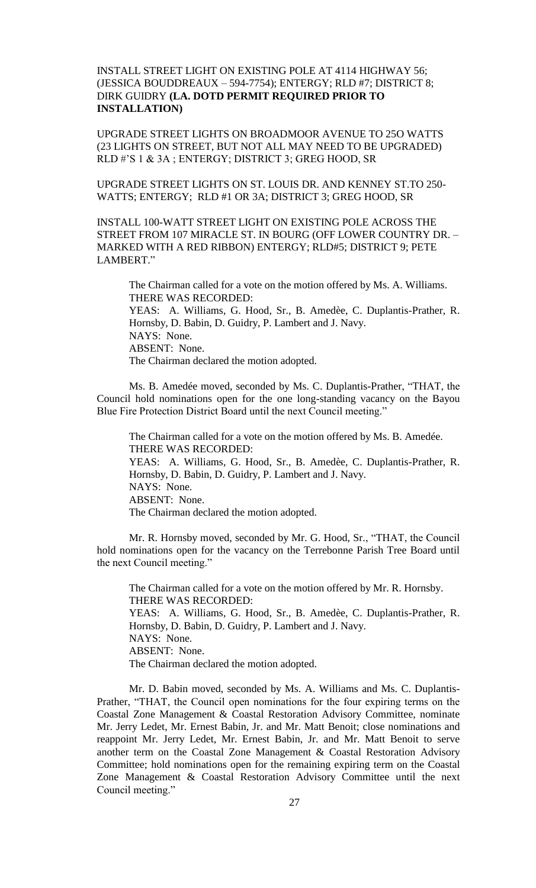INSTALL STREET LIGHT ON EXISTING POLE AT 4114 HIGHWAY 56; (JESSICA BOUDDREAUX – 594-7754); ENTERGY; RLD #7; DISTRICT 8; DIRK GUIDRY **(LA. DOTD PERMIT REQUIRED PRIOR TO INSTALLATION)**

UPGRADE STREET LIGHTS ON BROADMOOR AVENUE TO 25O WATTS (23 LIGHTS ON STREET, BUT NOT ALL MAY NEED TO BE UPGRADED) RLD #'S 1 & 3A ; ENTERGY; DISTRICT 3; GREG HOOD, SR

UPGRADE STREET LIGHTS ON ST. LOUIS DR. AND KENNEY ST.TO 250-WATTS; ENTERGY; RLD #1 OR 3A; DISTRICT 3; GREG HOOD, SR

INSTALL 100-WATT STREET LIGHT ON EXISTING POLE ACROSS THE STREET FROM 107 MIRACLE ST. IN BOURG (OFF LOWER COUNTRY DR. – MARKED WITH A RED RIBBON) ENTERGY; RLD#5; DISTRICT 9; PETE LAMBERT."

The Chairman called for a vote on the motion offered by Ms. A. Williams.
THERE WAS RECORDED:
YEAS: A. Williams, G. Hood, Sr., B. Amedèe, C. Duplantis-Prather, R. Hornsby, D. Babin, D. Guidry, P. Lambert and J. Navy.
NAYS: None.
ABSENT: None.
The Chairman declared the motion adopted.

Ms. B. Amedée moved, seconded by Ms. C. Duplantis-Prather, "THAT, the Council hold nominations open for the one long-standing vacancy on the Bayou Blue Fire Protection District Board until the next Council meeting."

The Chairman called for a vote on the motion offered by Ms. B. Amedée.
THERE WAS RECORDED:
YEAS: A. Williams, G. Hood, Sr., B. Amedèe, C. Duplantis-Prather, R. Hornsby, D. Babin, D. Guidry, P. Lambert and J. Navy.
NAYS: None.
ABSENT: None.
The Chairman declared the motion adopted.

Mr. R. Hornsby moved, seconded by Mr. G. Hood, Sr., "THAT, the Council hold nominations open for the vacancy on the Terrebonne Parish Tree Board until the next Council meeting."

The Chairman called for a vote on the motion offered by Mr. R. Hornsby.
THERE WAS RECORDED:
YEAS: A. Williams, G. Hood, Sr., B. Amedèe, C. Duplantis-Prather, R. Hornsby, D. Babin, D. Guidry, P. Lambert and J. Navy.
NAYS: None.
ABSENT: None.
The Chairman declared the motion adopted.

Mr. D. Babin moved, seconded by Ms. A. Williams and Ms. C. Duplantis-Prather, "THAT, the Council open nominations for the four expiring terms on the Coastal Zone Management & Coastal Restoration Advisory Committee, nominate Mr. Jerry Ledet, Mr. Ernest Babin, Jr. and Mr. Matt Benoit; close nominations and reappoint Mr. Jerry Ledet, Mr. Ernest Babin, Jr. and Mr. Matt Benoit to serve another term on the Coastal Zone Management & Coastal Restoration Advisory Committee; hold nominations open for the remaining expiring term on the Coastal Zone Management & Coastal Restoration Advisory Committee until the next Council meeting."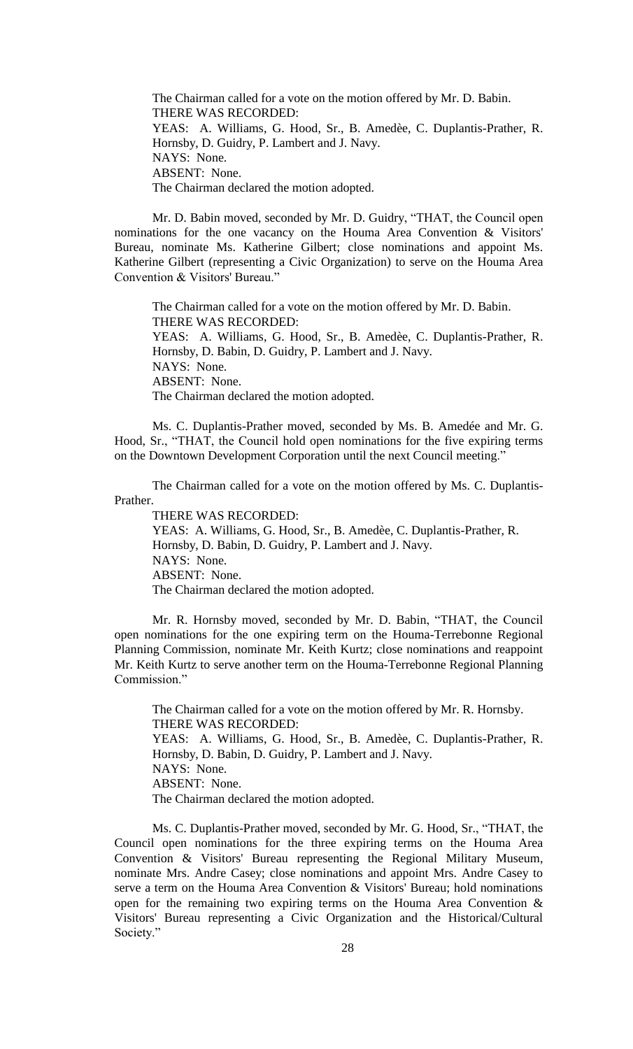The Chairman called for a vote on the motion offered by Mr. D. Babin.
THERE WAS RECORDED:
YEAS: A. Williams, G. Hood, Sr., B. Amedèe, C. Duplantis-Prather, R. Hornsby, D. Guidry, P. Lambert and J. Navy.
NAYS: None.
ABSENT: None.
The Chairman declared the motion adopted.

Mr. D. Babin moved, seconded by Mr. D. Guidry, "THAT, the Council open nominations for the one vacancy on the Houma Area Convention & Visitors' Bureau, nominate Ms. Katherine Gilbert; close nominations and appoint Ms. Katherine Gilbert (representing a Civic Organization) to serve on the Houma Area Convention & Visitors' Bureau."

The Chairman called for a vote on the motion offered by Mr. D. Babin.
THERE WAS RECORDED:
YEAS: A. Williams, G. Hood, Sr., B. Amedèe, C. Duplantis-Prather, R. Hornsby, D. Babin, D. Guidry, P. Lambert and J. Navy.
NAYS: None.
ABSENT: None.
The Chairman declared the motion adopted.

Ms. C. Duplantis-Prather moved, seconded by Ms. B. Amedée and Mr. G. Hood, Sr., "THAT, the Council hold open nominations for the five expiring terms on the Downtown Development Corporation until the next Council meeting."

The Chairman called for a vote on the motion offered by Ms. C. Duplantis-Prather.
THERE WAS RECORDED:
YEAS: A. Williams, G. Hood, Sr., B. Amedèe, C. Duplantis-Prather, R. Hornsby, D. Babin, D. Guidry, P. Lambert and J. Navy.
NAYS: None.
ABSENT: None.
The Chairman declared the motion adopted.

Mr. R. Hornsby moved, seconded by Mr. D. Babin, "THAT, the Council open nominations for the one expiring term on the Houma-Terrebonne Regional Planning Commission, nominate Mr. Keith Kurtz; close nominations and reappoint Mr. Keith Kurtz to serve another term on the Houma-Terrebonne Regional Planning Commission."

The Chairman called for a vote on the motion offered by Mr. R. Hornsby.
THERE WAS RECORDED:
YEAS: A. Williams, G. Hood, Sr., B. Amedèe, C. Duplantis-Prather, R. Hornsby, D. Babin, D. Guidry, P. Lambert and J. Navy.
NAYS: None.
ABSENT: None.
The Chairman declared the motion adopted.

Ms. C. Duplantis-Prather moved, seconded by Mr. G. Hood, Sr., "THAT, the Council open nominations for the three expiring terms on the Houma Area Convention & Visitors' Bureau representing the Regional Military Museum, nominate Mrs. Andre Casey; close nominations and appoint Mrs. Andre Casey to serve a term on the Houma Area Convention & Visitors' Bureau; hold nominations open for the remaining two expiring terms on the Houma Area Convention & Visitors' Bureau representing a Civic Organization and the Historical/Cultural Society."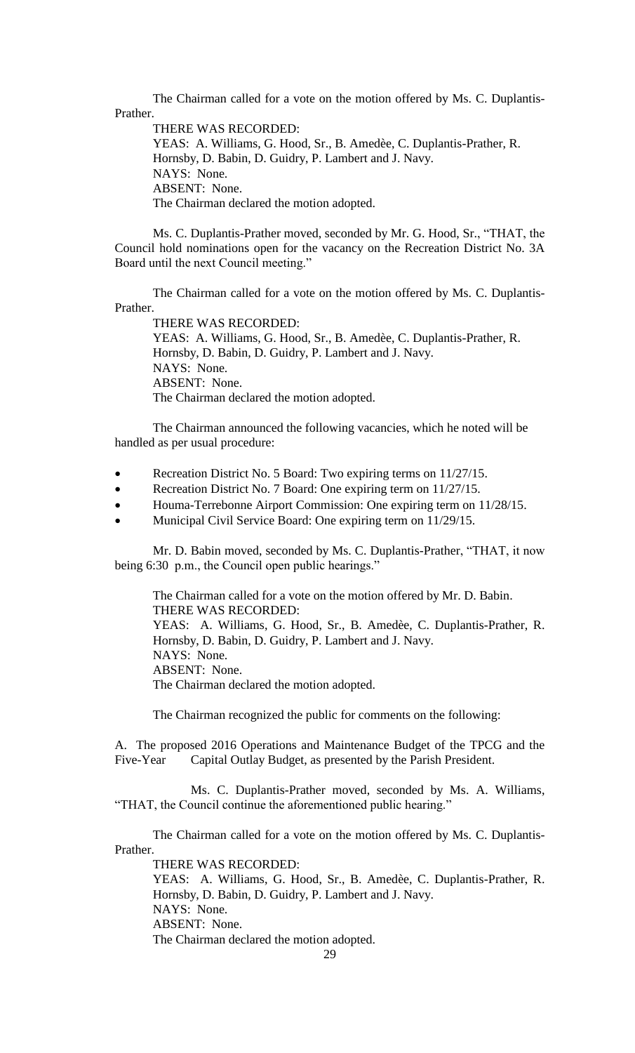The Chairman called for a vote on the motion offered by Ms. C. Duplantis-Prather.

THERE WAS RECORDED:
YEAS: A. Williams, G. Hood, Sr., B. Amedèe, C. Duplantis-Prather, R. Hornsby, D. Babin, D. Guidry, P. Lambert and J. Navy.
NAYS: None.
ABSENT: None.
The Chairman declared the motion adopted.

Ms. C. Duplantis-Prather moved, seconded by Mr. G. Hood, Sr., "THAT, the Council hold nominations open for the vacancy on the Recreation District No. 3A Board until the next Council meeting."

The Chairman called for a vote on the motion offered by Ms. C. Duplantis-Prather.

THERE WAS RECORDED:
YEAS: A. Williams, G. Hood, Sr., B. Amedèe, C. Duplantis-Prather, R. Hornsby, D. Babin, D. Guidry, P. Lambert and J. Navy.
NAYS: None.
ABSENT: None.
The Chairman declared the motion adopted.

The Chairman announced the following vacancies, which he noted will be handled as per usual procedure:

- Recreation District No. 5 Board: Two expiring terms on 11/27/15.
- Recreation District No. 7 Board: One expiring term on 11/27/15.
- Houma-Terrebonne Airport Commission: One expiring term on 11/28/15.
- Municipal Civil Service Board: One expiring term on 11/29/15.

Mr. D. Babin moved, seconded by Ms. C. Duplantis-Prather, "THAT, it now being 6:30 p.m., the Council open public hearings."

The Chairman called for a vote on the motion offered by Mr. D. Babin.
THERE WAS RECORDED:
YEAS: A. Williams, G. Hood, Sr., B. Amedèe, C. Duplantis-Prather, R. Hornsby, D. Babin, D. Guidry, P. Lambert and J. Navy.
NAYS: None.
ABSENT: None.
The Chairman declared the motion adopted.

The Chairman recognized the public for comments on the following:

A. The proposed 2016 Operations and Maintenance Budget of the TPCG and the Five-Year Capital Outlay Budget, as presented by the Parish President.

Ms. C. Duplantis-Prather moved, seconded by Ms. A. Williams, "THAT, the Council continue the aforementioned public hearing."

The Chairman called for a vote on the motion offered by Ms. C. Duplantis-Prather.

THERE WAS RECORDED:
YEAS: A. Williams, G. Hood, Sr., B. Amedèe, C. Duplantis-Prather, R. Hornsby, D. Babin, D. Guidry, P. Lambert and J. Navy.
NAYS: None.
ABSENT: None.
The Chairman declared the motion adopted.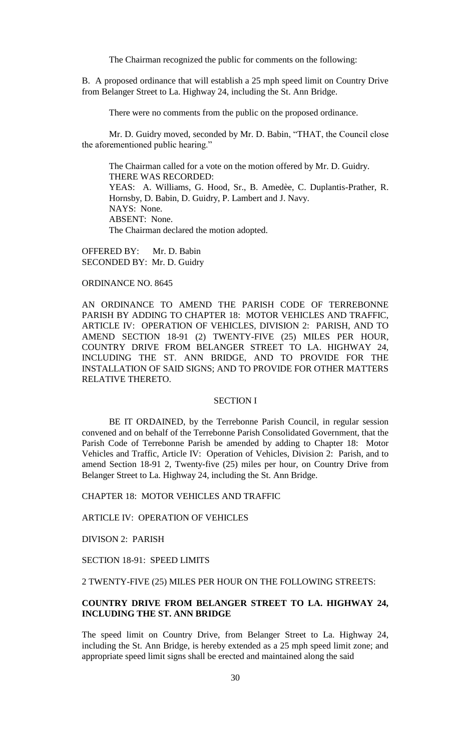The Chairman recognized the public for comments on the following:

B. A proposed ordinance that will establish a 25 mph speed limit on Country Drive from Belanger Street to La. Highway 24, including the St. Ann Bridge.

There were no comments from the public on the proposed ordinance.

Mr. D. Guidry moved, seconded by Mr. D. Babin, "THAT, the Council close the aforementioned public hearing."

The Chairman called for a vote on the motion offered by Mr. D. Guidry.
THERE WAS RECORDED:
YEAS: A. Williams, G. Hood, Sr., B. Amedèe, C. Duplantis-Prather, R. Hornsby, D. Babin, D. Guidry, P. Lambert and J. Navy.
NAYS: None.
ABSENT: None.
The Chairman declared the motion adopted.

OFFERED BY: Mr. D. Babin
SECONDED BY: Mr. D. Guidry

ORDINANCE NO. 8645

AN ORDINANCE TO AMEND THE PARISH CODE OF TERREBONNE PARISH BY ADDING TO CHAPTER 18: MOTOR VEHICLES AND TRAFFIC, ARTICLE IV: OPERATION OF VEHICLES, DIVISION 2: PARISH, AND TO AMEND SECTION 18-91 (2) TWENTY-FIVE (25) MILES PER HOUR, COUNTRY DRIVE FROM BELANGER STREET TO LA. HIGHWAY 24, INCLUDING THE ST. ANN BRIDGE, AND TO PROVIDE FOR THE INSTALLATION OF SAID SIGNS; AND TO PROVIDE FOR OTHER MATTERS RELATIVE THERETO.

SECTION I

BE IT ORDAINED, by the Terrebonne Parish Council, in regular session convened and on behalf of the Terrebonne Parish Consolidated Government, that the Parish Code of Terrebonne Parish be amended by adding to Chapter 18: Motor Vehicles and Traffic, Article IV: Operation of Vehicles, Division 2: Parish, and to amend Section 18-91 2, Twenty-five (25) miles per hour, on Country Drive from Belanger Street to La. Highway 24, including the St. Ann Bridge.

CHAPTER 18: MOTOR VEHICLES AND TRAFFIC

ARTICLE IV: OPERATION OF VEHICLES

DIVISON 2: PARISH

SECTION 18-91: SPEED LIMITS

2 TWENTY-FIVE (25) MILES PER HOUR ON THE FOLLOWING STREETS:

**COUNTRY DRIVE FROM BELANGER STREET TO LA. HIGHWAY 24, INCLUDING THE ST. ANN BRIDGE**

The speed limit on Country Drive, from Belanger Street to La. Highway 24, including the St. Ann Bridge, is hereby extended as a 25 mph speed limit zone; and appropriate speed limit signs shall be erected and maintained along the said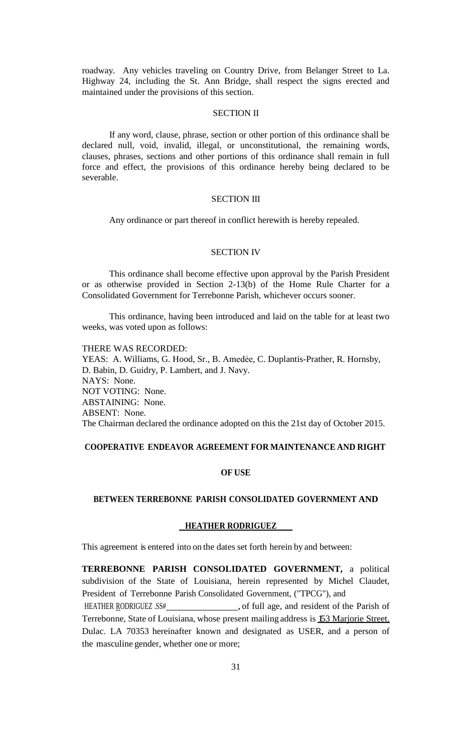roadway. Any vehicles traveling on Country Drive, from Belanger Street to La. Highway 24, including the St. Ann Bridge, shall respect the signs erected and maintained under the provisions of this section.

## SECTION II

If any word, clause, phrase, section or other portion of this ordinance shall be declared null, void, invalid, illegal, or unconstitutional, the remaining words, clauses, phrases, sections and other portions of this ordinance shall remain in full force and effect, the provisions of this ordinance hereby being declared to be severable.

## SECTION III

Any ordinance or part thereof in conflict herewith is hereby repealed.

## SECTION IV

This ordinance shall become effective upon approval by the Parish President or as otherwise provided in Section 2-13(b) of the Home Rule Charter for a Consolidated Government for Terrebonne Parish, whichever occurs sooner.

This ordinance, having been introduced and laid on the table for at least two weeks, was voted upon as follows:

THERE WAS RECORDED:
YEAS: A. Williams, G. Hood, Sr., B. Amedėe, C. Duplantis-Prather, R. Hornsby, D. Babin, D. Guidry, P. Lambert, and J. Navy.
NAYS: None.
NOT VOTING: None.
ABSTAINING: None.
ABSENT: None.
The Chairman declared the ordinance adopted on this the 21st day of October 2015.

## COOPERATIVE ENDEAVOR AGREEMENT FOR MAINTENANCE AND RIGHT OF USE

## BETWEEN TERREBONNE PARISH CONSOLIDATED GOVERNMENT AND HEATHER RODRIGUEZ

This agreement is entered into on the dates set forth herein by and between:

**TERREBONNE PARISH CONSOLIDATED GOVERNMENT,** a political subdivision of the State of Louisiana, herein represented by Michel Claudet, President of Terrebonne Parish Consolidated Government, ("TPCG"), and HEATHER RODRIGUEZ .SS#\_\_\_\_\_\_\_\_\_\_\_\_\_\_\_\_, of full age, and resident of the Parish of Terrebonne, State of Louisiana, whose present mailing address is 153 Marjorie Street. Dulac. LA 70353 hereinafter known and designated as USER, and a person of the masculine gender, whether one or more;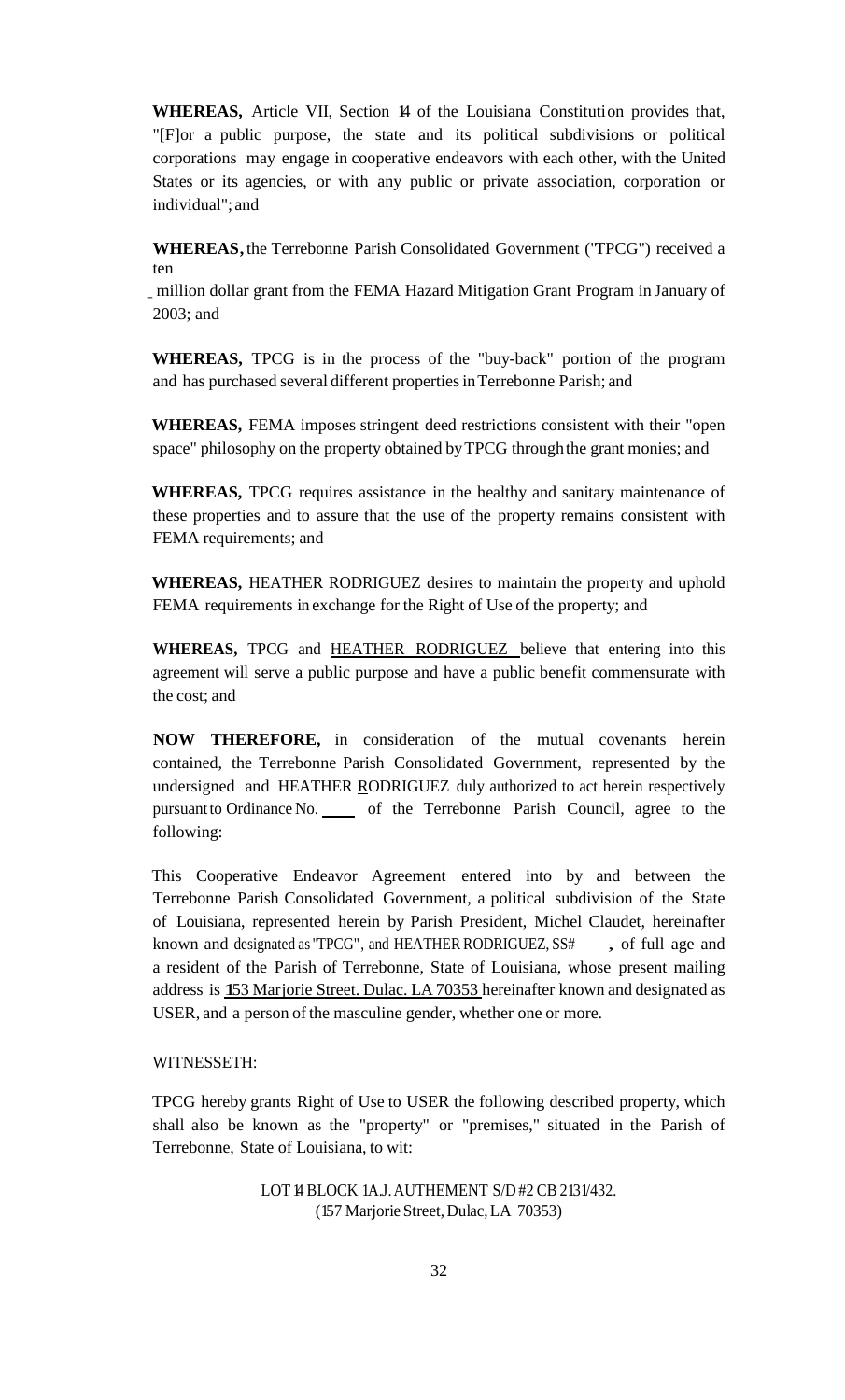**WHEREAS,** Article VII, Section 14 of the Louisiana Constitution provides that, "[F]or a public purpose, the state and its political subdivisions or political corporations may engage in cooperative endeavors with each other, with the United States or its agencies, or with any public or private association, corporation or individual"; and

**WHEREAS,** the Terrebonne Parish Consolidated Government ("TPCG") received a ten

_ million dollar grant from the FEMA Hazard Mitigation Grant Program in January of 2003; and

**WHEREAS,** TPCG is in the process of the "buy-back" portion of the program and has purchased several different properties in Terrebonne Parish; and

**WHEREAS,** FEMA imposes stringent deed restrictions consistent with their "open space" philosophy on the property obtained by TPCG through the grant monies; and

**WHEREAS,** TPCG requires assistance in the healthy and sanitary maintenance of these properties and to assure that the use of the property remains consistent with FEMA requirements; and

**WHEREAS,** HEATHER RODRIGUEZ desires to maintain the property and uphold FEMA requirements in exchange for the Right of Use of the property; and

**WHEREAS,** TPCG and HEATHER RODRIGUEZ believe that entering into this agreement will serve a public purpose and have a public benefit commensurate with the cost; and

**NOW THEREFORE,** in consideration of the mutual covenants herein contained, the Terrebonne Parish Consolidated Government, represented by the undersigned and HEATHER RODRIGUEZ duly authorized to act herein respectively pursuant to Ordinance No. ____ of the Terrebonne Parish Council, agree to the following:

This Cooperative Endeavor Agreement entered into by and between the Terrebonne Parish Consolidated Government, a political subdivision of the State of Louisiana, represented herein by Parish President, Michel Claudet, hereinafter known and designated as "TPCG", and HEATHER RODRIGUEZ, SS# , of full age and a resident of the Parish of Terrebonne, State of Louisiana, whose present mailing address is 153 Marjorie Street. Dulac. LA 70353 hereinafter known and designated as USER, and a person of the masculine gender, whether one or more.

WITNESSETH:

TPCG hereby grants Right of Use to USER the following described property, which shall also be known as the "property" or "premises," situated in the Parish of Terrebonne, State of Louisiana, to wit:

LOT 14 BLOCK 1A.J. AUTHEMENT S/D #2 CB 2131/432.
(157 Marjorie Street, Dulac, LA 70353)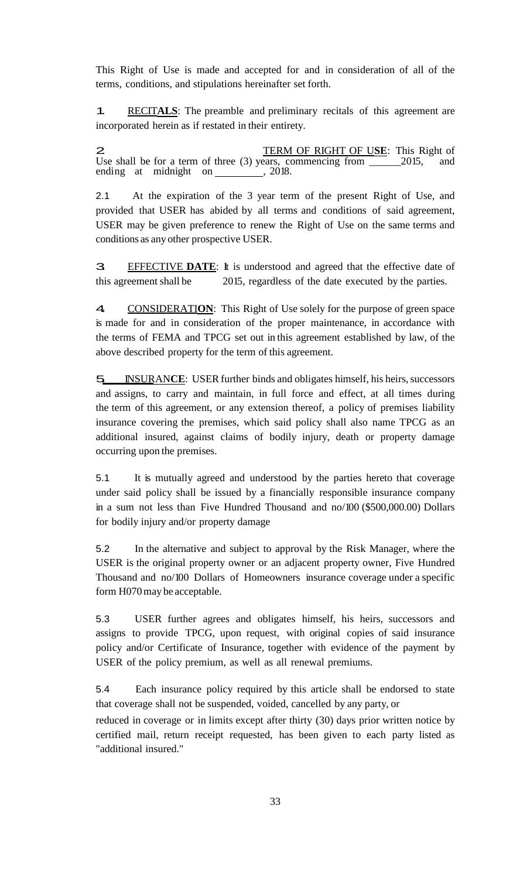This Right of Use is made and accepted for and in consideration of all of the terms, conditions, and stipulations hereinafter set forth.

1. <u>RECITALS</u>: The preamble and preliminary recitals of this agreement are incorporated herein as if restated in their entirety.

2. <u>TERM OF RIGHT OF USE</u>: This Right of Use shall be for a term of three (3) years, commencing from ______2015, and ending at midnight on _________, 2018.

2.1 At the expiration of the 3 year term of the present Right of Use, and provided that USER has abided by all terms and conditions of said agreement, USER may be given preference to renew the Right of Use on the same terms and conditions as any other prospective USER.

3. <u>EFFECTIVE DATE</u>: It is understood and agreed that the effective date of this agreement shall be 2015, regardless of the date executed by the parties.

4. <u>CONSIDERATION</u>: This Right of Use solely for the purpose of green space is made for and in consideration of the proper maintenance, in accordance with the terms of FEMA and TPCG set out in this agreement established by law, of the above described property for the term of this agreement.

5. <u>INSURANCE</u>: USER further binds and obligates himself, his heirs, successors and assigns, to carry and maintain, in full force and effect, at all times during the term of this agreement, or any extension thereof, a policy of premises liability insurance covering the premises, which said policy shall also name TPCG as an additional insured, against claims of bodily injury, death or property damage occurring upon the premises.

5.1 It is mutually agreed and understood by the parties hereto that coverage under said policy shall be issued by a financially responsible insurance company in a sum not less than Five Hundred Thousand and no/100 ($500,000.00) Dollars for bodily injury and/or property damage

5.2 In the alternative and subject to approval by the Risk Manager, where the USER is the original property owner or an adjacent property owner, Five Hundred Thousand and no/100 Dollars of Homeowners insurance coverage under a specific form H070 may be acceptable.

5.3 USER further agrees and obligates himself, his heirs, successors and assigns to provide TPCG, upon request, with original copies of said insurance policy and/or Certificate of Insurance, together with evidence of the payment by USER of the policy premium, as well as all renewal premiums.

5.4 Each insurance policy required by this article shall be endorsed to state that coverage shall not be suspended, voided, cancelled by any party, or reduced in coverage or in limits except after thirty (30) days prior written notice by certified mail, return receipt requested, has been given to each party listed as "additional insured."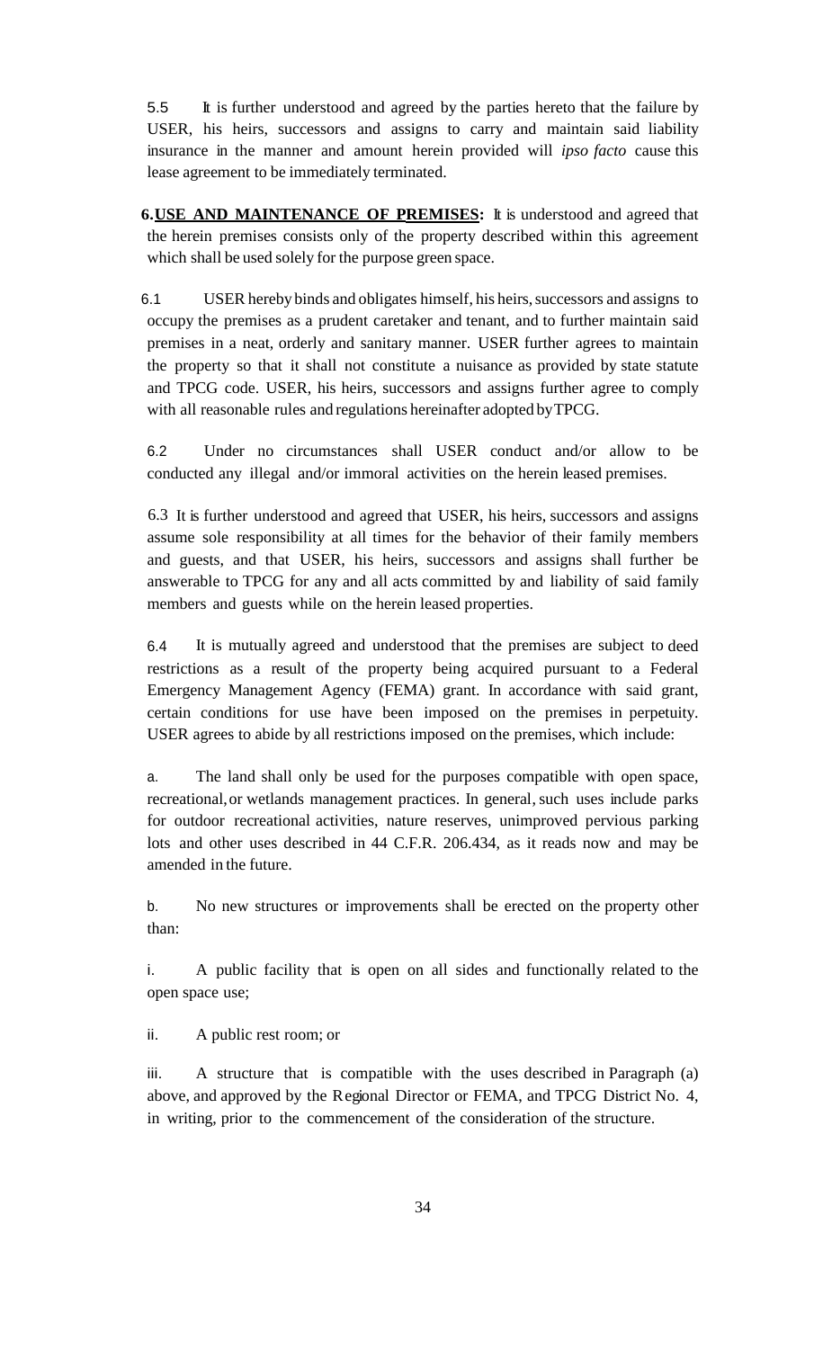5.5 It is further understood and agreed by the parties hereto that the failure by USER, his heirs, successors and assigns to carry and maintain said liability insurance in the manner and amount herein provided will *ipso facto* cause this lease agreement to be immediately terminated.

**6.USE AND MAINTENANCE OF PREMISES:** It is understood and agreed that the herein premises consists only of the property described within this agreement which shall be used solely for the purpose green space.

6.1 USER hereby binds and obligates himself, his heirs, successors and assigns to occupy the premises as a prudent caretaker and tenant, and to further maintain said premises in a neat, orderly and sanitary manner. USER further agrees to maintain the property so that it shall not constitute a nuisance as provided by state statute and TPCG code. USER, his heirs, successors and assigns further agree to comply with all reasonable rules and regulations hereinafter adopted by TPCG.

6.2 Under no circumstances shall USER conduct and/or allow to be conducted any illegal and/or immoral activities on the herein leased premises.

6.3 It is further understood and agreed that USER, his heirs, successors and assigns assume sole responsibility at all times for the behavior of their family members and guests, and that USER, his heirs, successors and assigns shall further be answerable to TPCG for any and all acts committed by and liability of said family members and guests while on the herein leased properties.

6.4 It is mutually agreed and understood that the premises are subject to deed restrictions as a result of the property being acquired pursuant to a Federal Emergency Management Agency (FEMA) grant. In accordance with said grant, certain conditions for use have been imposed on the premises in perpetuity. USER agrees to abide by all restrictions imposed on the premises, which include:

a. The land shall only be used for the purposes compatible with open space, recreational, or wetlands management practices. In general, such uses include parks for outdoor recreational activities, nature reserves, unimproved pervious parking lots and other uses described in 44 C.F.R. 206.434, as it reads now and may be amended in the future.

b. No new structures or improvements shall be erected on the property other than:

i. A public facility that is open on all sides and functionally related to the open space use;

ii. A public rest room; or

iii. A structure that is compatible with the uses described in Paragraph (a) above, and approved by the Regional Director or FEMA, and TPCG District No. 4, in writing, prior to the commencement of the consideration of the structure.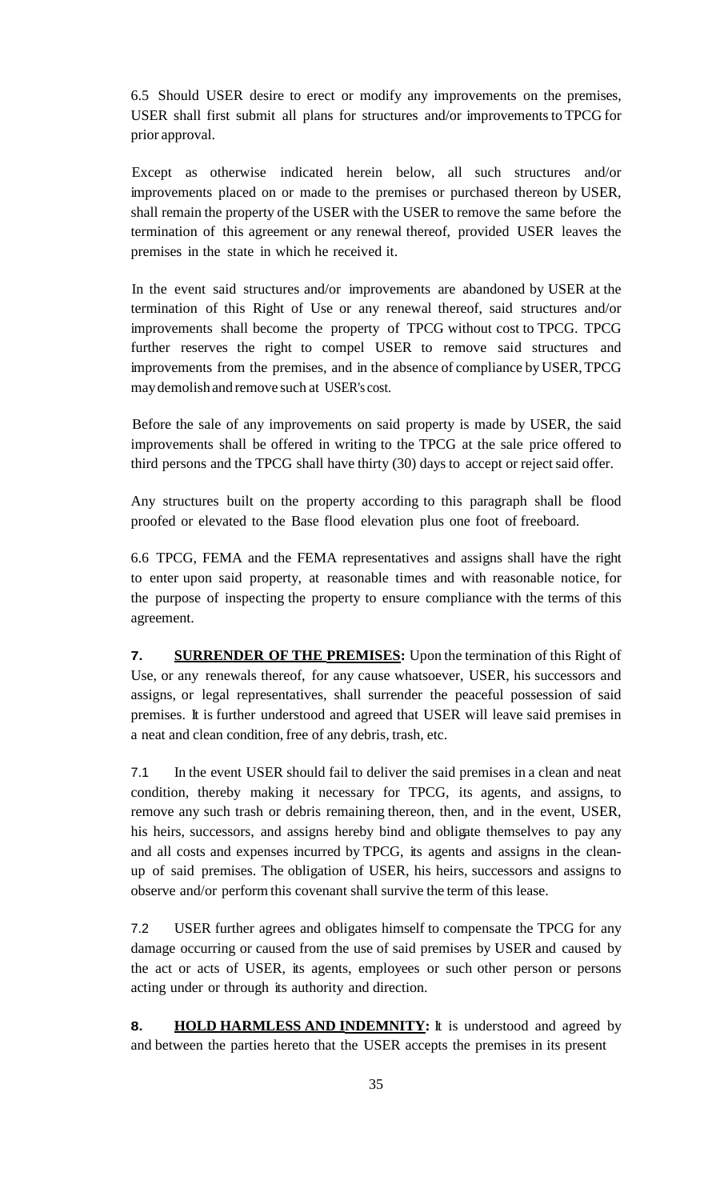6.5 Should USER desire to erect or modify any improvements on the premises, USER shall first submit all plans for structures and/or improvements to TPCG for prior approval.

Except as otherwise indicated herein below, all such structures and/or improvements placed on or made to the premises or purchased thereon by USER, shall remain the property of the USER with the USER to remove the same before the termination of this agreement or any renewal thereof, provided USER leaves the premises in the state in which he received it.

In the event said structures and/or improvements are abandoned by USER at the termination of this Right of Use or any renewal thereof, said structures and/or improvements shall become the property of TPCG without cost to TPCG. TPCG further reserves the right to compel USER to remove said structures and improvements from the premises, and in the absence of compliance by USER, TPCG may demolish and remove such at USER's cost.

Before the sale of any improvements on said property is made by USER, the said improvements shall be offered in writing to the TPCG at the sale price offered to third persons and the TPCG shall have thirty (30) days to accept or reject said offer.

Any structures built on the property according to this paragraph shall be flood proofed or elevated to the Base flood elevation plus one foot of freeboard.

6.6 TPCG, FEMA and the FEMA representatives and assigns shall have the right to enter upon said property, at reasonable times and with reasonable notice, for the purpose of inspecting the property to ensure compliance with the terms of this agreement.

**7. SURRENDER OF THE PREMISES:** Upon the termination of this Right of Use, or any renewals thereof, for any cause whatsoever, USER, his successors and assigns, or legal representatives, shall surrender the peaceful possession of said premises. It is further understood and agreed that USER will leave said premises in a neat and clean condition, free of any debris, trash, etc.

7.1 In the event USER should fail to deliver the said premises in a clean and neat condition, thereby making it necessary for TPCG, its agents, and assigns, to remove any such trash or debris remaining thereon, then, and in the event, USER, his heirs, successors, and assigns hereby bind and obligate themselves to pay any and all costs and expenses incurred by TPCG, its agents and assigns in the clean-up of said premises. The obligation of USER, his heirs, successors and assigns to observe and/or perform this covenant shall survive the term of this lease.

7.2 USER further agrees and obligates himself to compensate the TPCG for any damage occurring or caused from the use of said premises by USER and caused by the act or acts of USER, its agents, employees or such other person or persons acting under or through its authority and direction.

**8. HOLD HARMLESS AND INDEMNITY:** It is understood and agreed by and between the parties hereto that the USER accepts the premises in its present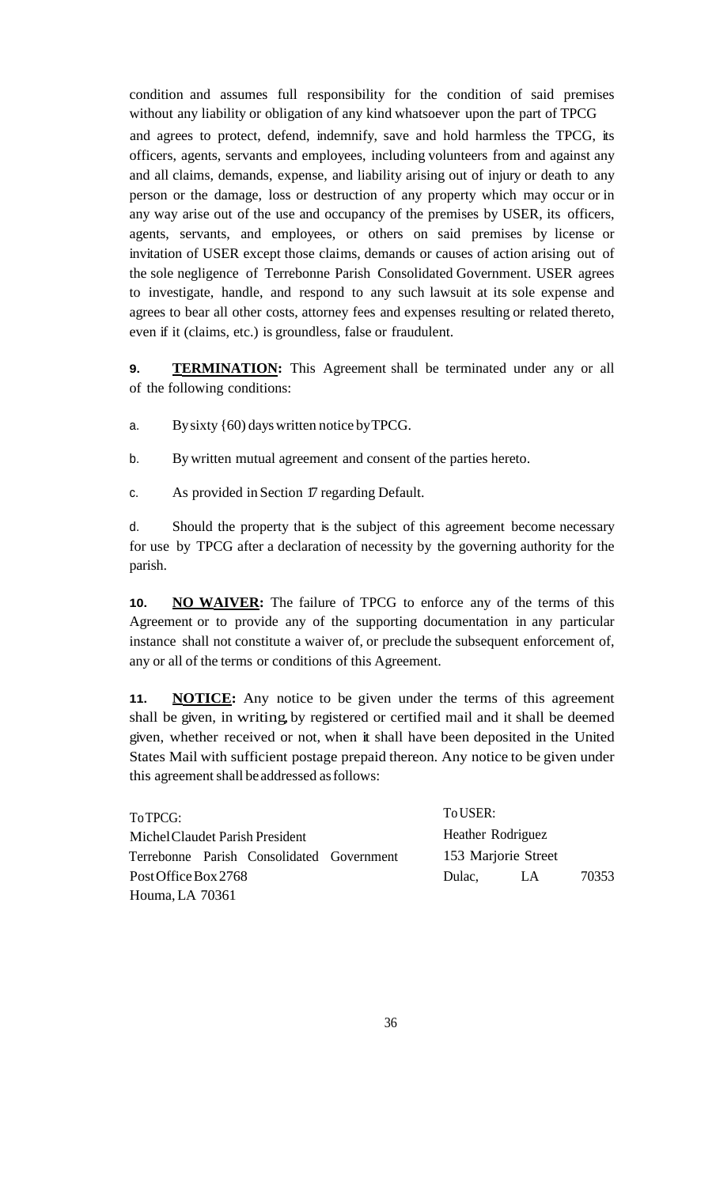condition and assumes full responsibility for the condition of said premises without any liability or obligation of any kind whatsoever upon the part of TPCG and agrees to protect, defend, indemnify, save and hold harmless the TPCG, its officers, agents, servants and employees, including volunteers from and against any and all claims, demands, expense, and liability arising out of injury or death to any person or the damage, loss or destruction of any property which may occur or in any way arise out of the use and occupancy of the premises by USER, its officers, agents, servants, and employees, or others on said premises by license or invitation of USER except those claims, demands or causes of action arising out of the sole negligence of Terrebonne Parish Consolidated Government. USER agrees to investigate, handle, and respond to any such lawsuit at its sole expense and agrees to bear all other costs, attorney fees and expenses resulting or related thereto, even if it (claims, etc.) is groundless, false or fraudulent.

**9. TERMINATION:** This Agreement shall be terminated under any or all of the following conditions:

a. By sixty {60) days written notice by TPCG.

b. By written mutual agreement and consent of the parties hereto.

c. As provided in Section 17 regarding Default.

d. Should the property that is the subject of this agreement become necessary for use by TPCG after a declaration of necessity by the governing authority for the parish.

**10. NO WAIVER:** The failure of TPCG to enforce any of the terms of this Agreement or to provide any of the supporting documentation in any particular instance shall not constitute a waiver of, or preclude the subsequent enforcement of, any or all of the terms or conditions of this Agreement.

**11. NOTICE:** Any notice to be given under the terms of this agreement shall be given, in writing, by registered or certified mail and it shall be deemed given, whether received or not, when it shall have been deposited in the United States Mail with sufficient postage prepaid thereon. Any notice to be given under this agreement shall be addressed as follows:

To TPCG:
Michel Claudet Parish President
Terrebonne Parish Consolidated Government
Post Office Box 2768
Houma, LA 70361

To USER:
Heather Rodriguez
153 Marjorie Street
Dulac, LA 70353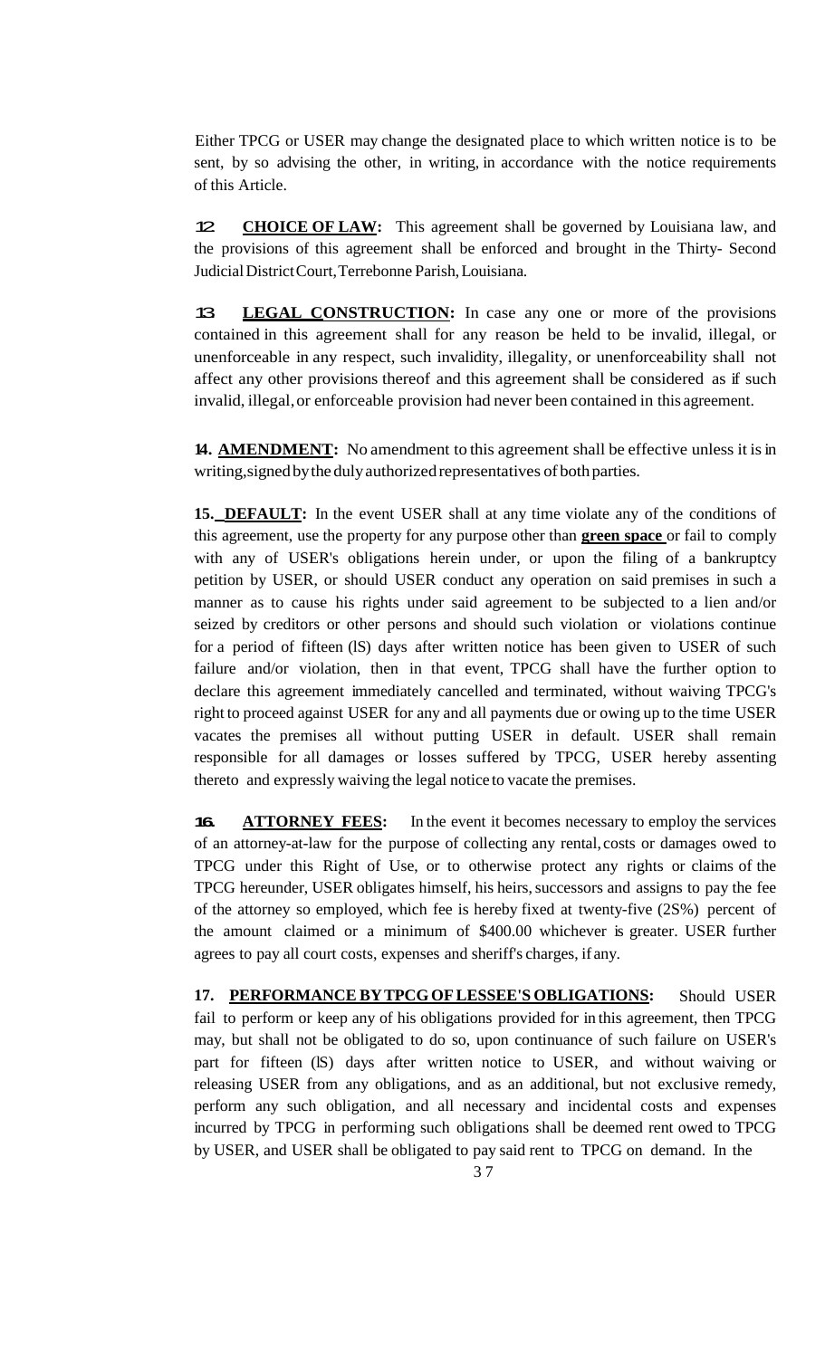Either TPCG or USER may change the designated place to which written notice is to be sent, by so advising the other, in writing, in accordance with the notice requirements of this Article.

**12. CHOICE OF LAW:** This agreement shall be governed by Louisiana law, and the provisions of this agreement shall be enforced and brought in the Thirty- Second Judicial District Court, Terrebonne Parish, Louisiana.

**13. LEGAL CONSTRUCTION:** In case any one or more of the provisions contained in this agreement shall for any reason be held to be invalid, illegal, or unenforceable in any respect, such invalidity, illegality, or unenforceability shall not affect any other provisions thereof and this agreement shall be considered as if such invalid, illegal, or enforceable provision had never been contained in this agreement.

**14. AMENDMENT:** No amendment to this agreement shall be effective unless it is in writing, signed by the duly authorized representatives of both parties.

**15. DEFAULT:** In the event USER shall at any time violate any of the conditions of this agreement, use the property for any purpose other than **green space** or fail to comply with any of USER's obligations herein under, or upon the filing of a bankruptcy petition by USER, or should USER conduct any operation on said premises in such a manner as to cause his rights under said agreement to be subjected to a lien and/or seized by creditors or other persons and should such violation or violations continue for a period of fifteen (lS) days after written notice has been given to USER of such failure and/or violation, then in that event, TPCG shall have the further option to declare this agreement immediately cancelled and terminated, without waiving TPCG's right to proceed against USER for any and all payments due or owing up to the time USER vacates the premises all without putting USER in default. USER shall remain responsible for all damages or losses suffered by TPCG, USER hereby assenting thereto and expressly waiving the legal notice to vacate the premises.

**16. ATTORNEY FEES:** In the event it becomes necessary to employ the services of an attorney-at-law for the purpose of collecting any rental, costs or damages owed to TPCG under this Right of Use, or to otherwise protect any rights or claims of the TPCG hereunder, USER obligates himself, his heirs, successors and assigns to pay the fee of the attorney so employed, which fee is hereby fixed at twenty-five (2S%) percent of the amount claimed or a minimum of $400.00 whichever is greater. USER further agrees to pay all court costs, expenses and sheriff's charges, if any.

**17. PERFORMANCE BY TPCG OF LESSEE'S OBLIGATIONS:** Should USER fail to perform or keep any of his obligations provided for in this agreement, then TPCG may, but shall not be obligated to do so, upon continuance of such failure on USER's part for fifteen (lS) days after written notice to USER, and without waiving or releasing USER from any obligations, and as an additional, but not exclusive remedy, perform any such obligation, and all necessary and incidental costs and expenses incurred by TPCG in performing such obligations shall be deemed rent owed to TPCG by USER, and USER shall be obligated to pay said rent to TPCG on demand. In the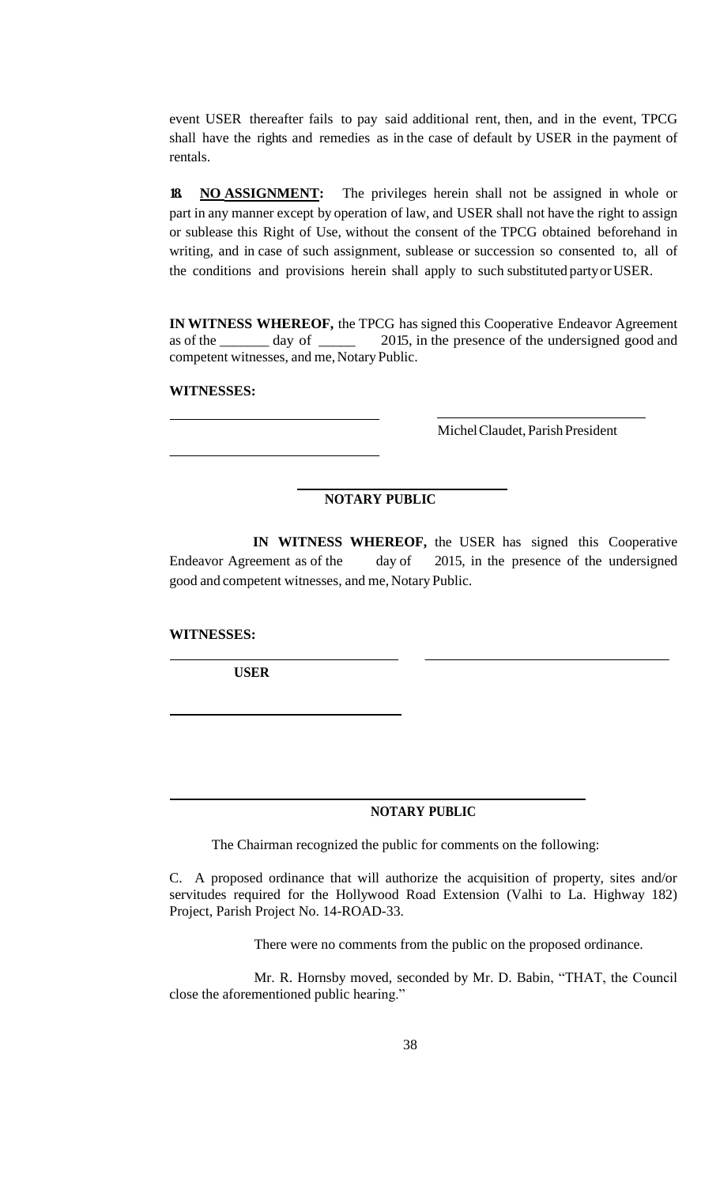event USER thereafter fails to pay said additional rent, then, and in the event, TPCG shall have the rights and remedies as in the case of default by USER in the payment of rentals.

**18. NO ASSIGNMENT:** The privileges herein shall not be assigned in whole or part in any manner except by operation of law, and USER shall not have the right to assign or sublease this Right of Use, without the consent of the TPCG obtained beforehand in writing, and in case of such assignment, sublease or succession so consented to, all of the conditions and provisions herein shall apply to such substituted party or USER.

**IN WITNESS WHEREOF,** the TPCG has signed this Cooperative Endeavor Agreement as of the _______ day of _____ 2015, in the presence of the undersigned good and competent witnesses, and me, Notary Public.

**WITNESSES:**

______________________________ ______________________________

Michel Claudet, Parish President

______________________________

______________________________

**NOTARY PUBLIC**

**IN WITNESS WHEREOF,** the USER has signed this Cooperative Endeavor Agreement as of the day of 2015, in the presence of the undersigned good and competent witnesses, and me, Notary Public.

**WITNESSES:**

______________________________ ______________________________

**USER**

______________________________

______________________________

**NOTARY PUBLIC**

The Chairman recognized the public for comments on the following:

C. A proposed ordinance that will authorize the acquisition of property, sites and/or servitudes required for the Hollywood Road Extension (Valhi to La. Highway 182) Project, Parish Project No. 14-ROAD-33.

There were no comments from the public on the proposed ordinance.

Mr. R. Hornsby moved, seconded by Mr. D. Babin, "THAT, the Council close the aforementioned public hearing."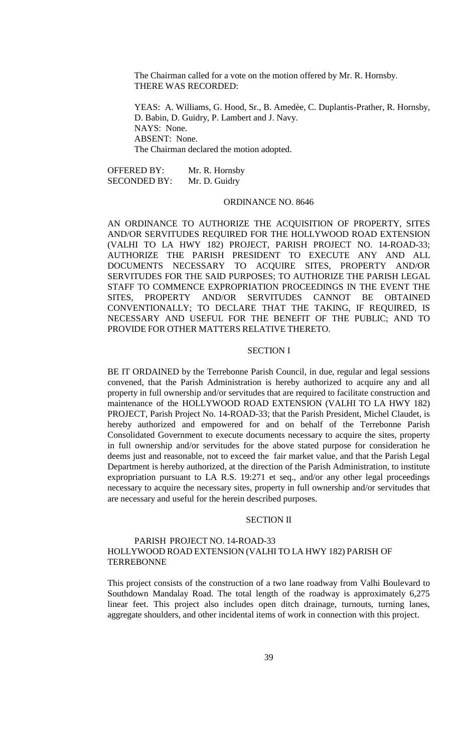The Chairman called for a vote on the motion offered by Mr. R. Hornsby.
THERE WAS RECORDED:

YEAS: A. Williams, G. Hood, Sr., B. Amedèe, C. Duplantis-Prather, R. Hornsby, D. Babin, D. Guidry, P. Lambert and J. Navy.
NAYS: None.
ABSENT: None.
The Chairman declared the motion adopted.

OFFERED BY: Mr. R. Hornsby
SECONDED BY: Mr. D. Guidry

ORDINANCE NO. 8646

AN ORDINANCE TO AUTHORIZE THE ACQUISITION OF PROPERTY, SITES AND/OR SERVITUDES REQUIRED FOR THE HOLLYWOOD ROAD EXTENSION (VALHI TO LA HWY 182) PROJECT, PARISH PROJECT NO. 14-ROAD-33; AUTHORIZE THE PARISH PRESIDENT TO EXECUTE ANY AND ALL DOCUMENTS NECESSARY TO ACQUIRE SITES, PROPERTY AND/OR SERVITUDES FOR THE SAID PURPOSES; TO AUTHORIZE THE PARISH LEGAL STAFF TO COMMENCE EXPROPRIATION PROCEEDINGS IN THE EVENT THE SITES, PROPERTY AND/OR SERVITUDES CANNOT BE OBTAINED CONVENTIONALLY; TO DECLARE THAT THE TAKING, IF REQUIRED, IS NECESSARY AND USEFUL FOR THE BENEFIT OF THE PUBLIC; AND TO PROVIDE FOR OTHER MATTERS RELATIVE THERETO.

SECTION I

BE IT ORDAINED by the Terrebonne Parish Council, in due, regular and legal sessions convened, that the Parish Administration is hereby authorized to acquire any and all property in full ownership and/or servitudes that are required to facilitate construction and maintenance of the HOLLYWOOD ROAD EXTENSION (VALHI TO LA HWY 182) PROJECT, Parish Project No. 14-ROAD-33; that the Parish President, Michel Claudet, is hereby authorized and empowered for and on behalf of the Terrebonne Parish Consolidated Government to execute documents necessary to acquire the sites, property in full ownership and/or servitudes for the above stated purpose for consideration he deems just and reasonable, not to exceed the fair market value, and that the Parish Legal Department is hereby authorized, at the direction of the Parish Administration, to institute expropriation pursuant to LA R.S. 19:271 et seq., and/or any other legal proceedings necessary to acquire the necessary sites, property in full ownership and/or servitudes that are necessary and useful for the herein described purposes.

SECTION II

PARISH PROJECT NO. 14-ROAD-33
HOLLYWOOD ROAD EXTENSION (VALHI TO LA HWY 182) PARISH OF TERREBONNE

This project consists of the construction of a two lane roadway from Valhi Boulevard to Southdown Mandalay Road. The total length of the roadway is approximately 6,275 linear feet. This project also includes open ditch drainage, turnouts, turning lanes, aggregate shoulders, and other incidental items of work in connection with this project.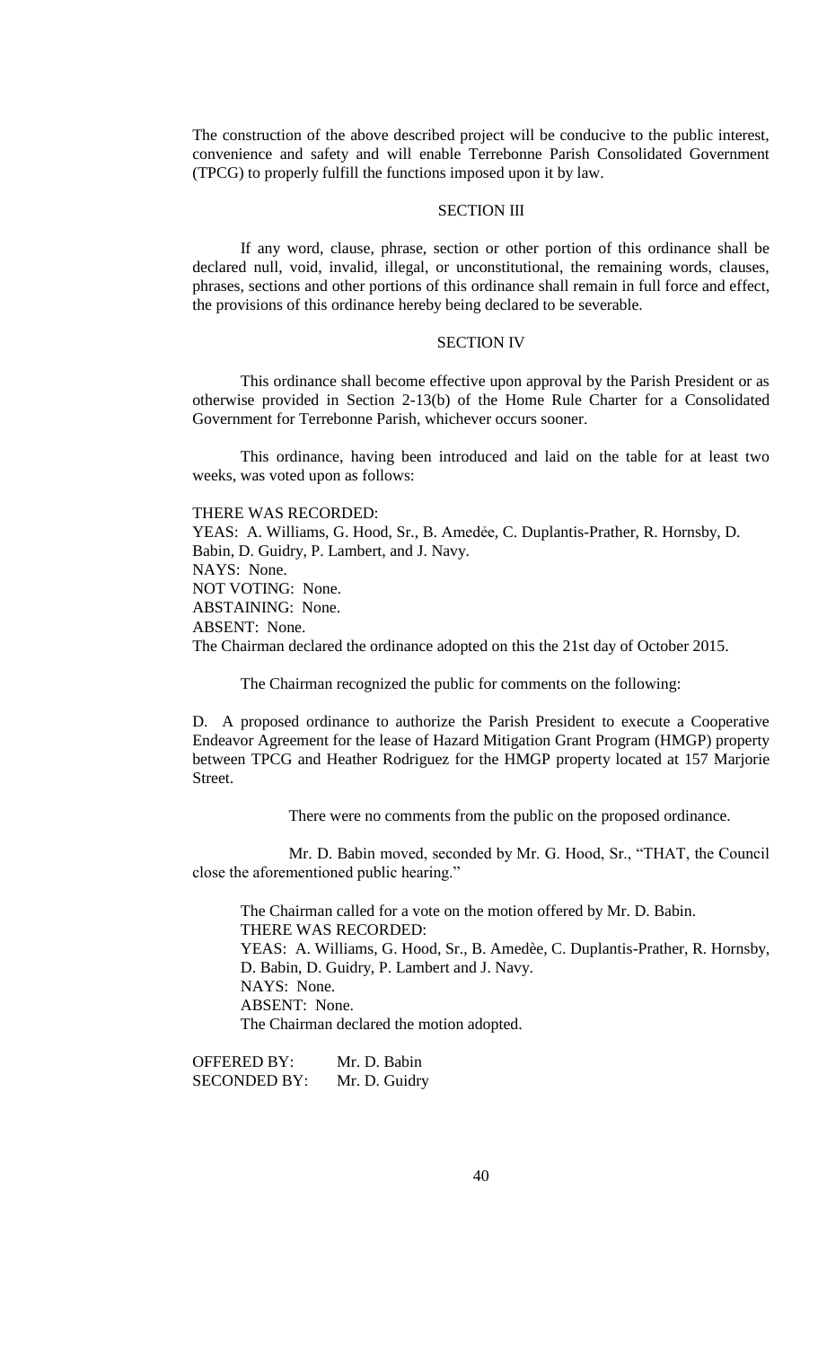The construction of the above described project will be conducive to the public interest, convenience and safety and will enable Terrebonne Parish Consolidated Government (TPCG) to properly fulfill the functions imposed upon it by law.

SECTION III

If any word, clause, phrase, section or other portion of this ordinance shall be declared null, void, invalid, illegal, or unconstitutional, the remaining words, clauses, phrases, sections and other portions of this ordinance shall remain in full force and effect, the provisions of this ordinance hereby being declared to be severable.

SECTION IV

This ordinance shall become effective upon approval by the Parish President or as otherwise provided in Section 2-13(b) of the Home Rule Charter for a Consolidated Government for Terrebonne Parish, whichever occurs sooner.

This ordinance, having been introduced and laid on the table for at least two weeks, was voted upon as follows:

THERE WAS RECORDED:
YEAS: A. Williams, G. Hood, Sr., B. Amedѐe, C. Duplantis-Prather, R. Hornsby, D. Babin, D. Guidry, P. Lambert, and J. Navy.
NAYS: None.
NOT VOTING: None.
ABSTAINING: None.
ABSENT: None.
The Chairman declared the ordinance adopted on this the 21st day of October 2015.

The Chairman recognized the public for comments on the following:

D. A proposed ordinance to authorize the Parish President to execute a Cooperative Endeavor Agreement for the lease of Hazard Mitigation Grant Program (HMGP) property between TPCG and Heather Rodriguez for the HMGP property located at 157 Marjorie Street.

There were no comments from the public on the proposed ordinance.

Mr. D. Babin moved, seconded by Mr. G. Hood, Sr., "THAT, the Council close the aforementioned public hearing."

The Chairman called for a vote on the motion offered by Mr. D. Babin.
THERE WAS RECORDED:
YEAS: A. Williams, G. Hood, Sr., B. Amedѐe, C. Duplantis-Prather, R. Hornsby, D. Babin, D. Guidry, P. Lambert and J. Navy.
NAYS: None.
ABSENT: None.
The Chairman declared the motion adopted.

OFFERED BY: Mr. D. Babin
SECONDED BY: Mr. D. Guidry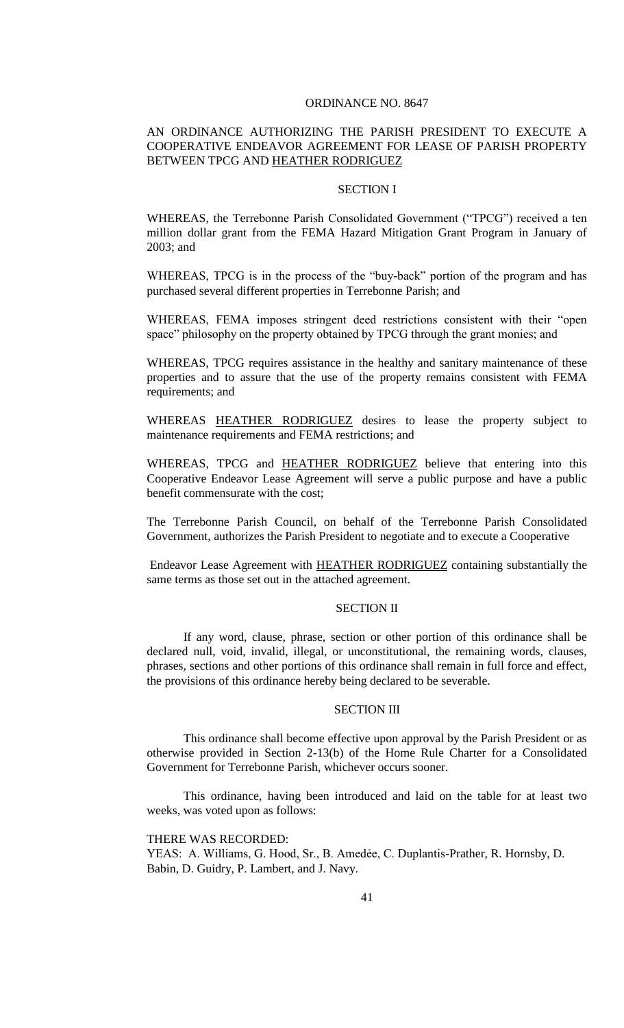ORDINANCE NO. 8647

AN ORDINANCE AUTHORIZING THE PARISH PRESIDENT TO EXECUTE A COOPERATIVE ENDEAVOR AGREEMENT FOR LEASE OF PARISH PROPERTY BETWEEN TPCG AND HEATHER RODRIGUEZ

SECTION I

WHEREAS, the Terrebonne Parish Consolidated Government ("TPCG") received a ten million dollar grant from the FEMA Hazard Mitigation Grant Program in January of 2003; and

WHEREAS, TPCG is in the process of the "buy-back" portion of the program and has purchased several different properties in Terrebonne Parish; and

WHEREAS, FEMA imposes stringent deed restrictions consistent with their "open space" philosophy on the property obtained by TPCG through the grant monies; and

WHEREAS, TPCG requires assistance in the healthy and sanitary maintenance of these properties and to assure that the use of the property remains consistent with FEMA requirements; and

WHEREAS HEATHER RODRIGUEZ desires to lease the property subject to maintenance requirements and FEMA restrictions; and

WHEREAS, TPCG and HEATHER RODRIGUEZ believe that entering into this Cooperative Endeavor Lease Agreement will serve a public purpose and have a public benefit commensurate with the cost;

The Terrebonne Parish Council, on behalf of the Terrebonne Parish Consolidated Government, authorizes the Parish President to negotiate and to execute a Cooperative Endeavor Lease Agreement with HEATHER RODRIGUEZ containing substantially the same terms as those set out in the attached agreement.

SECTION II

If any word, clause, phrase, section or other portion of this ordinance shall be declared null, void, invalid, illegal, or unconstitutional, the remaining words, clauses, phrases, sections and other portions of this ordinance shall remain in full force and effect, the provisions of this ordinance hereby being declared to be severable.

SECTION III

This ordinance shall become effective upon approval by the Parish President or as otherwise provided in Section 2-13(b) of the Home Rule Charter for a Consolidated Government for Terrebonne Parish, whichever occurs sooner.

This ordinance, having been introduced and laid on the table for at least two weeks, was voted upon as follows:

THERE WAS RECORDED:
YEAS: A. Williams, G. Hood, Sr., B. Amedèe, C. Duplantis-Prather, R. Hornsby, D. Babin, D. Guidry, P. Lambert, and J. Navy.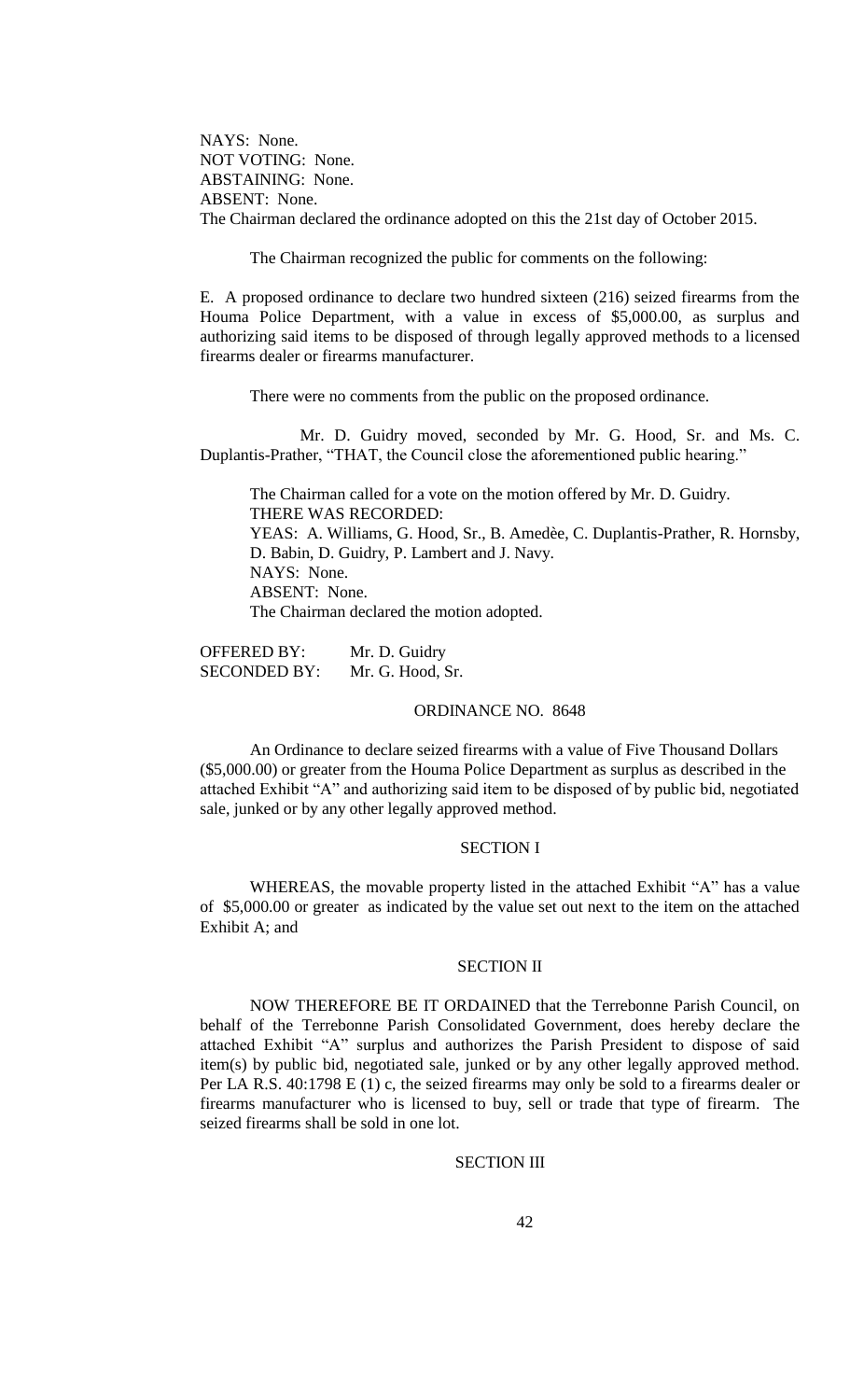NAYS: None.
NOT VOTING: None.
ABSTAINING: None.
ABSENT: None.
The Chairman declared the ordinance adopted on this the 21st day of October 2015.

The Chairman recognized the public for comments on the following:

E. A proposed ordinance to declare two hundred sixteen (216) seized firearms from the Houma Police Department, with a value in excess of $5,000.00, as surplus and authorizing said items to be disposed of through legally approved methods to a licensed firearms dealer or firearms manufacturer.

There were no comments from the public on the proposed ordinance.

Mr. D. Guidry moved, seconded by Mr. G. Hood, Sr. and Ms. C. Duplantis-Prather, "THAT, the Council close the aforementioned public hearing."

The Chairman called for a vote on the motion offered by Mr. D. Guidry.
THERE WAS RECORDED:
YEAS: A. Williams, G. Hood, Sr., B. Amedèe, C. Duplantis-Prather, R. Hornsby, D. Babin, D. Guidry, P. Lambert and J. Navy.
NAYS: None.
ABSENT: None.
The Chairman declared the motion adopted.

OFFERED BY: Mr. D. Guidry
SECONDED BY: Mr. G. Hood, Sr.

ORDINANCE NO. 8648

An Ordinance to declare seized firearms with a value of Five Thousand Dollars ($5,000.00) or greater from the Houma Police Department as surplus as described in the attached Exhibit "A" and authorizing said item to be disposed of by public bid, negotiated sale, junked or by any other legally approved method.

SECTION I

WHEREAS, the movable property listed in the attached Exhibit "A" has a value of $5,000.00 or greater as indicated by the value set out next to the item on the attached Exhibit A; and

SECTION II

NOW THEREFORE BE IT ORDAINED that the Terrebonne Parish Council, on behalf of the Terrebonne Parish Consolidated Government, does hereby declare the attached Exhibit "A" surplus and authorizes the Parish President to dispose of said item(s) by public bid, negotiated sale, junked or by any other legally approved method. Per LA R.S. 40:1798 E (1) c, the seized firearms may only be sold to a firearms dealer or firearms manufacturer who is licensed to buy, sell or trade that type of firearm. The seized firearms shall be sold in one lot.

SECTION III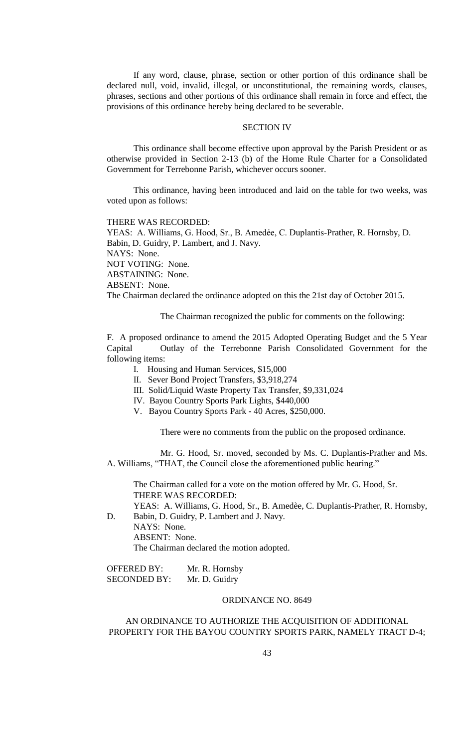If any word, clause, phrase, section or other portion of this ordinance shall be declared null, void, invalid, illegal, or unconstitutional, the remaining words, clauses, phrases, sections and other portions of this ordinance shall remain in force and effect, the provisions of this ordinance hereby being declared to be severable.

SECTION IV

This ordinance shall become effective upon approval by the Parish President or as otherwise provided in Section 2-13 (b) of the Home Rule Charter for a Consolidated Government for Terrebonne Parish, whichever occurs sooner.

This ordinance, having been introduced and laid on the table for two weeks, was voted upon as follows:

THERE WAS RECORDED:
YEAS: A. Williams, G. Hood, Sr., B. Amedèe, C. Duplantis-Prather, R. Hornsby, D. Babin, D. Guidry, P. Lambert, and J. Navy.
NAYS: None.
NOT VOTING: None.
ABSTAINING: None.
ABSENT: None.
The Chairman declared the ordinance adopted on this the 21st day of October 2015.

The Chairman recognized the public for comments on the following:

F. A proposed ordinance to amend the 2015 Adopted Operating Budget and the 5 Year Capital Outlay of the Terrebonne Parish Consolidated Government for the following items:

I. Housing and Human Services, $15,000
II. Sever Bond Project Transfers, $3,918,274
III. Solid/Liquid Waste Property Tax Transfer, $9,331,024
IV. Bayou Country Sports Park Lights, $440,000
V. Bayou Country Sports Park - 40 Acres, $250,000.

There were no comments from the public on the proposed ordinance.

Mr. G. Hood, Sr. moved, seconded by Ms. C. Duplantis-Prather and Ms. A. Williams, "THAT, the Council close the aforementioned public hearing."

The Chairman called for a vote on the motion offered by Mr. G. Hood, Sr.
THERE WAS RECORDED:
YEAS: A. Williams, G. Hood, Sr., B. Amedèe, C. Duplantis-Prather, R. Hornsby, D. Babin, D. Guidry, P. Lambert and J. Navy.
NAYS: None.
ABSENT: None.
The Chairman declared the motion adopted.

OFFERED BY: Mr. R. Hornsby
SECONDED BY: Mr. D. Guidry

ORDINANCE NO. 8649

AN ORDINANCE TO AUTHORIZE THE ACQUISITION OF ADDITIONAL PROPERTY FOR THE BAYOU COUNTRY SPORTS PARK, NAMELY TRACT D-4;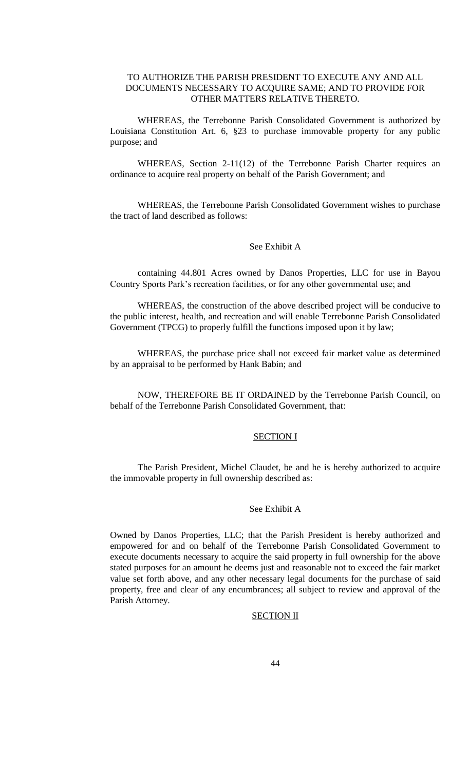TO AUTHORIZE THE PARISH PRESIDENT TO EXECUTE ANY AND ALL DOCUMENTS NECESSARY TO ACQUIRE SAME; AND TO PROVIDE FOR OTHER MATTERS RELATIVE THERETO.

WHEREAS, the Terrebonne Parish Consolidated Government is authorized by Louisiana Constitution Art. 6, §23 to purchase immovable property for any public purpose; and

WHEREAS, Section 2-11(12) of the Terrebonne Parish Charter requires an ordinance to acquire real property on behalf of the Parish Government; and

WHEREAS, the Terrebonne Parish Consolidated Government wishes to purchase the tract of land described as follows:

See Exhibit A

containing 44.801 Acres owned by Danos Properties, LLC for use in Bayou Country Sports Park's recreation facilities, or for any other governmental use; and

WHEREAS, the construction of the above described project will be conducive to the public interest, health, and recreation and will enable Terrebonne Parish Consolidated Government (TPCG) to properly fulfill the functions imposed upon it by law;

WHEREAS, the purchase price shall not exceed fair market value as determined by an appraisal to be performed by Hank Babin; and

NOW, THEREFORE BE IT ORDAINED by the Terrebonne Parish Council, on behalf of the Terrebonne Parish Consolidated Government, that:

## SECTION I

The Parish President, Michel Claudet, be and he is hereby authorized to acquire the immovable property in full ownership described as:

See Exhibit A

Owned by Danos Properties, LLC; that the Parish President is hereby authorized and empowered for and on behalf of the Terrebonne Parish Consolidated Government to execute documents necessary to acquire the said property in full ownership for the above stated purposes for an amount he deems just and reasonable not to exceed the fair market value set forth above, and any other necessary legal documents for the purchase of said property, free and clear of any encumbrances; all subject to review and approval of the Parish Attorney.

## SECTION II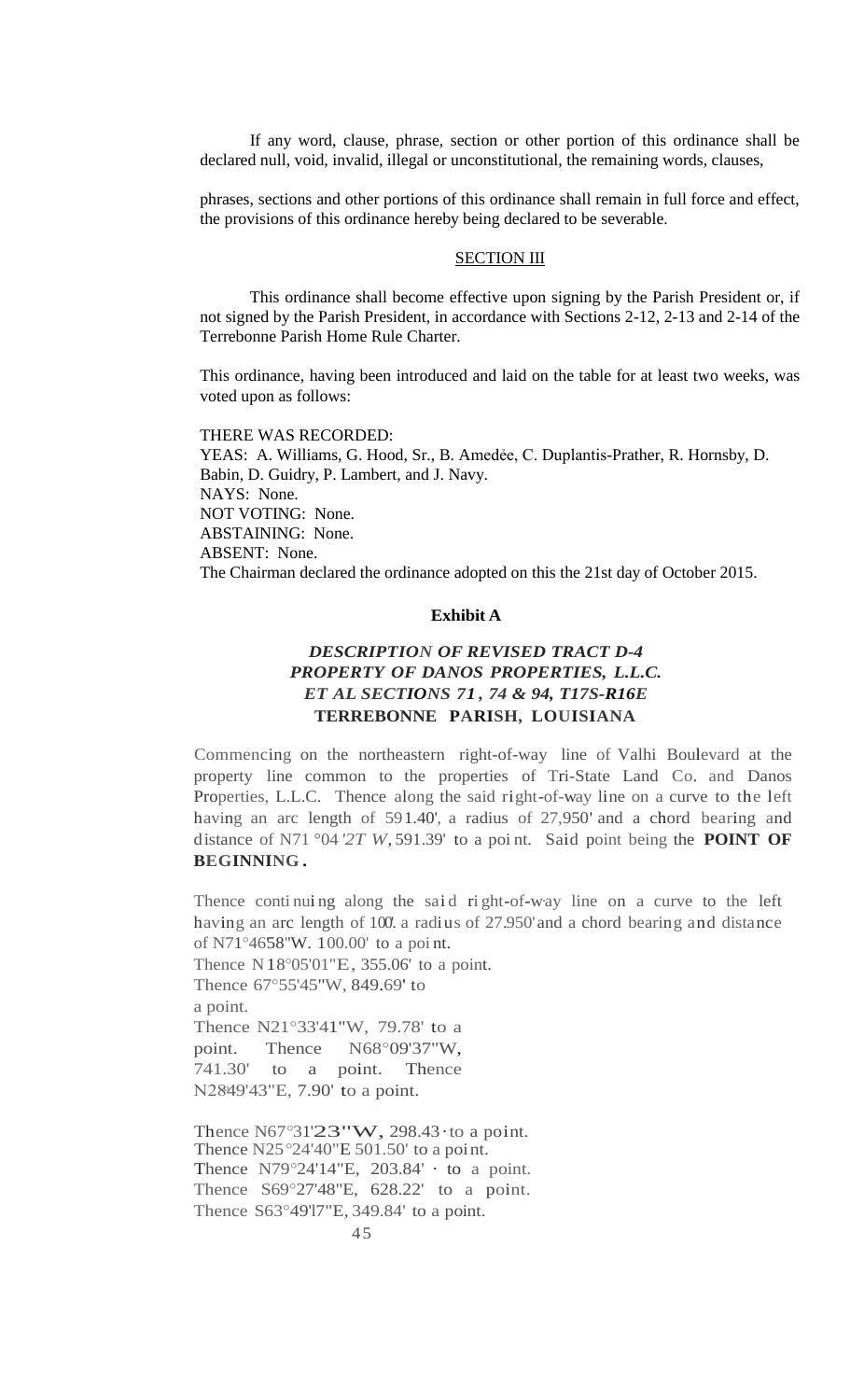If any word, clause, phrase, section or other portion of this ordinance shall be declared null, void, invalid, illegal or unconstitutional, the remaining words, clauses,

phrases, sections and other portions of this ordinance shall remain in full force and effect, the provisions of this ordinance hereby being declared to be severable.

SECTION III

This ordinance shall become effective upon signing by the Parish President or, if not signed by the Parish President, in accordance with Sections 2-12, 2-13 and 2-14 of the Terrebonne Parish Home Rule Charter.

This ordinance, having been introduced and laid on the table for at least two weeks, was voted upon as follows:

THERE WAS RECORDED:
YEAS: A. Williams, G. Hood, Sr., B. Amedée, C. Duplantis-Prather, R. Hornsby, D. Babin, D. Guidry, P. Lambert, and J. Navy.
NAYS: None.
NOT VOTING: None.
ABSTAINING: None.
ABSENT: None.
The Chairman declared the ordinance adopted on this the 21st day of October 2015.

**Exhibit A**

***DESCRIPTION OF REVISED TRACT D-4***
***PROPERTY OF DANOS PROPERTIES, L.L.C.***
***ET AL SECTIONS 71, 74 & 94, T17S-R16E***
**TERREBONNE PARISH, LOUISIANA**

Commencing on the northeastern right-of-way line of Valhi Boulevard at the property line common to the properties of Tri-State Land Co. and Danos Properties, L.L.C. Thence along the said right-of-way line on a curve to the left having an arc length of 591.40', a radius of 27,950' and a chord bearing and distance of N71°04'27" W, 591.39' to a point. Said point being the **POINT OF BEGINNING.**

Thence continuing along the said right-of-way line on a curve to the left having an arc length of 100'. a radius of 27.950' and a chord bearing and distance of N71°46'58"W. 100.00' to a point.
Thence N18°05'01"E, 355.06' to a point.
Thence 67°55'45"W, 849.69' to a point.
Thence N21°33'41"W, 79.78' to a point. Thence N68°09'37"W, 741.30' to a point. Thence N28°49'43"E, 7.90' to a point.

Thence N67°31'23"W, 298.43' to a point.
Thence N25°24'40"E 501.50' to a point.
Thence N79°24'14"E, 203.84' to a point.
Thence S69°27'48"E, 628.22' to a point.
Thence S63°49'17"E, 349.84' to a point.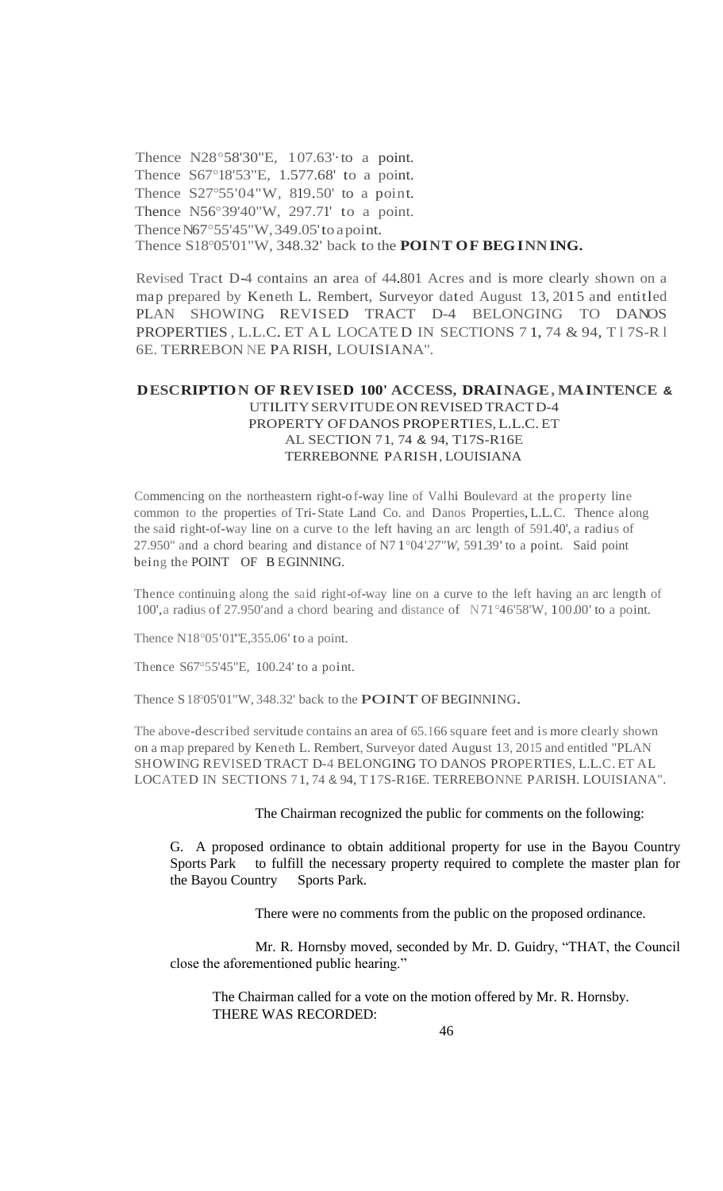Thence N28°58'30"E, 107.63' to a point.
Thence S67°18'53"E, 1,577.68' to a point.
Thence S27°55'04"W, 819.50' to a point.
Thence N56°39'40"W, 297.71' to a point.
Thence N67°55'45"W, 349.05' to a point.
Thence S18°05'01"W, 348.32' back to the **POINT OF BEGINNING.**

Revised Tract D-4 contains an area of 44.801 Acres and is more clearly shown on a map prepared by Keneth L. Rembert, Surveyor dated August 13, 2015 and entitled PLAN SHOWING REVISED TRACT D-4 BELONGING TO DANOS PROPERTIES, L.L.C. ET AL LOCATED IN SECTIONS 71, 74 & 94, T17S-R16E. TERREBONNE PARISH, LOUISIANA".

**DESCRIPTION OF REVISED 100' ACCESS, DRAINAGE, MAINTENCE &**
UTILITY SERVITUDE ON REVISED TRACT D-4
PROPERTY OF DANOS PROPERTIES, L.L.C. ET
AL SECTION 71, 74 & 94, T17S-R16E
TERREBONNE PARISH, LOUISIANA

Commencing on the northeastern right-of-way line of Valhi Boulevard at the property line common to the properties of Tri-State Land Co. and Danos Properties, L.L.C. Thence along the said right-of-way line on a curve to the left having an arc length of 591.40', a radius of 27.950" and a chord bearing and distance of N71°04'*27"W*, 591.39' to a point. Said point being the POINT OF BEGINNING.

Thence continuing along the said right-of-way line on a curve to the left having an arc length of 100', a radius of 27.950' and a chord bearing and distance of N71°46'58'W, 100.00' to a point.

Thence N18°05'01"E, 355.06' to a point.

Thence S67°55'45"E, 100.24' to a point.

Thence S18°05'01"W, 348.32' back to the POINT OF BEGINNING.

The above-described servitude contains an area of 65.166 square feet and is more clearly shown on a map prepared by Keneth L. Rembert, Surveyor dated August 13, 2015 and entitled "PLAN SHOWING REVISED TRACT D-4 BELONGING TO DANOS PROPERTIES, L.L.C. ET AL LOCATED IN SECTIONS 71, 74 & 94, T17S-R16E. TERREBONNE PARISH. LOUISIANA".

The Chairman recognized the public for comments on the following:

G. A proposed ordinance to obtain additional property for use in the Bayou Country Sports Park to fulfill the necessary property required to complete the master plan for the Bayou Country Sports Park.

There were no comments from the public on the proposed ordinance.

Mr. R. Hornsby moved, seconded by Mr. D. Guidry, "THAT, the Council close the aforementioned public hearing."

The Chairman called for a vote on the motion offered by Mr. R. Hornsby.
THERE WAS RECORDED: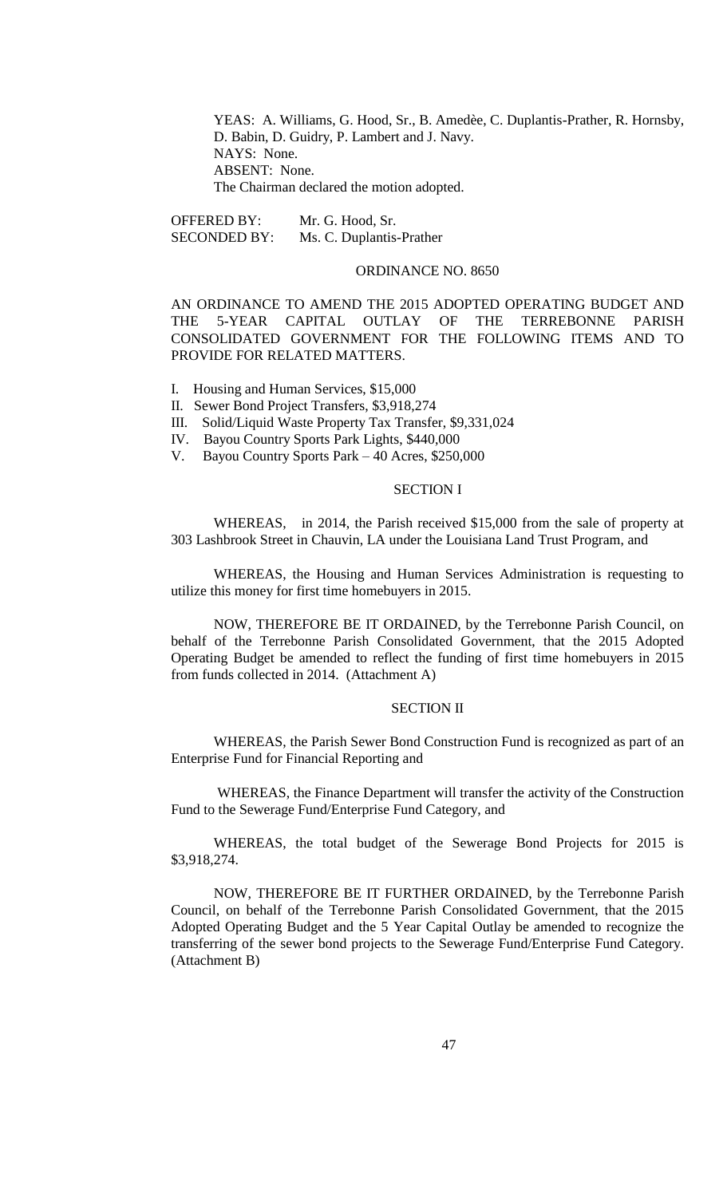YEAS: A. Williams, G. Hood, Sr., B. Amedèe, C. Duplantis-Prather, R. Hornsby, D. Babin, D. Guidry, P. Lambert and J. Navy.
NAYS: None.
ABSENT: None.
The Chairman declared the motion adopted.

OFFERED BY: Mr. G. Hood, Sr.
SECONDED BY: Ms. C. Duplantis-Prather

ORDINANCE NO. 8650

AN ORDINANCE TO AMEND THE 2015 ADOPTED OPERATING BUDGET AND THE 5-YEAR CAPITAL OUTLAY OF THE TERREBONNE PARISH CONSOLIDATED GOVERNMENT FOR THE FOLLOWING ITEMS AND TO PROVIDE FOR RELATED MATTERS.

I. Housing and Human Services, $15,000
II. Sewer Bond Project Transfers, $3,918,274
III. Solid/Liquid Waste Property Tax Transfer, $9,331,024
IV. Bayou Country Sports Park Lights, $440,000
V. Bayou Country Sports Park – 40 Acres, $250,000

SECTION I

WHEREAS, in 2014, the Parish received $15,000 from the sale of property at 303 Lashbrook Street in Chauvin, LA under the Louisiana Land Trust Program, and

WHEREAS, the Housing and Human Services Administration is requesting to utilize this money for first time homebuyers in 2015.

NOW, THEREFORE BE IT ORDAINED, by the Terrebonne Parish Council, on behalf of the Terrebonne Parish Consolidated Government, that the 2015 Adopted Operating Budget be amended to reflect the funding of first time homebuyers in 2015 from funds collected in 2014. (Attachment A)

SECTION II

WHEREAS, the Parish Sewer Bond Construction Fund is recognized as part of an Enterprise Fund for Financial Reporting and

WHEREAS, the Finance Department will transfer the activity of the Construction Fund to the Sewerage Fund/Enterprise Fund Category, and

WHEREAS, the total budget of the Sewerage Bond Projects for 2015 is $3,918,274.

NOW, THEREFORE BE IT FURTHER ORDAINED, by the Terrebonne Parish Council, on behalf of the Terrebonne Parish Consolidated Government, that the 2015 Adopted Operating Budget and the 5 Year Capital Outlay be amended to recognize the transferring of the sewer bond projects to the Sewerage Fund/Enterprise Fund Category. (Attachment B)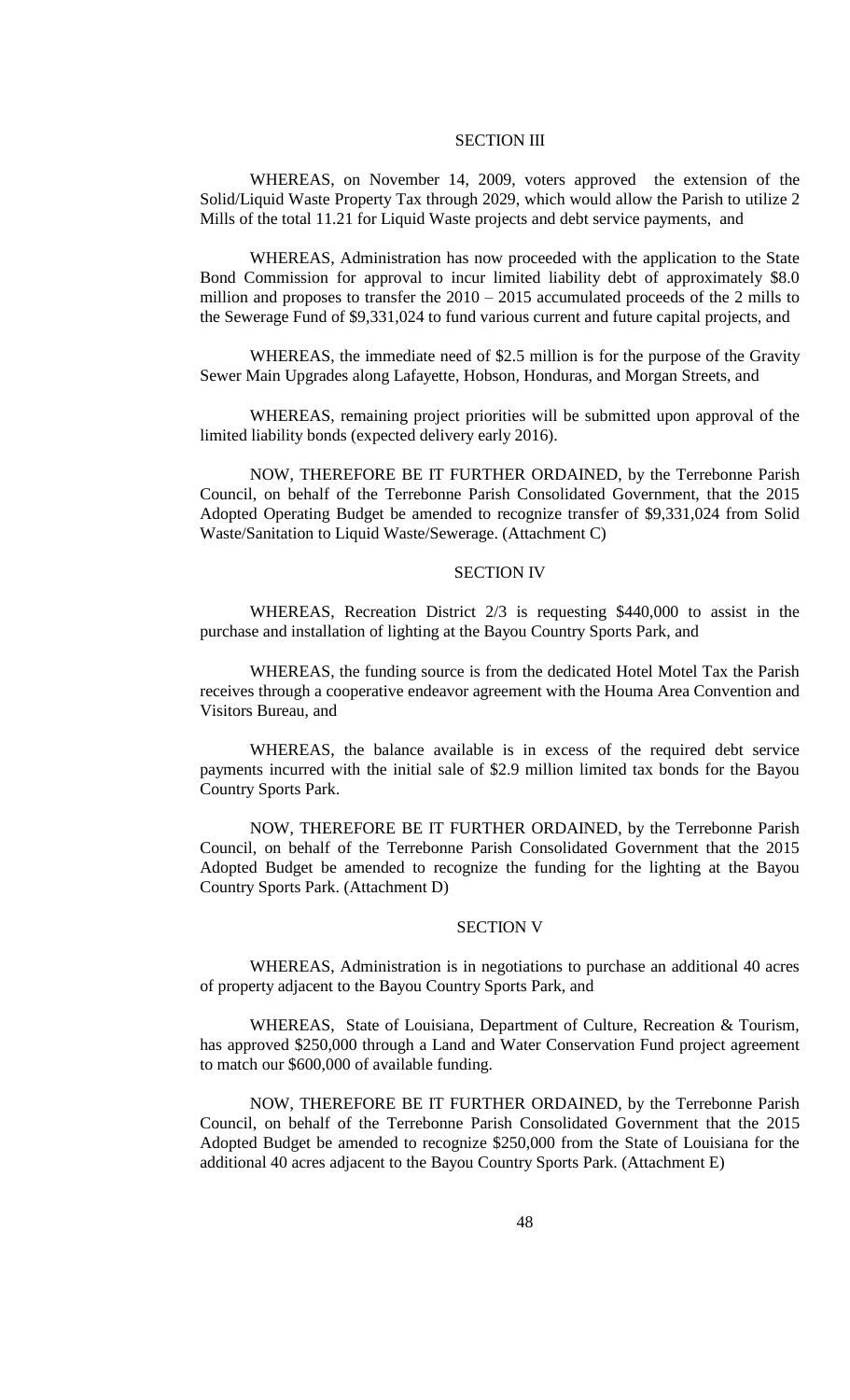## SECTION III

WHEREAS, on November 14, 2009, voters approved the extension of the Solid/Liquid Waste Property Tax through 2029, which would allow the Parish to utilize 2 Mills of the total 11.21 for Liquid Waste projects and debt service payments, and

WHEREAS, Administration has now proceeded with the application to the State Bond Commission for approval to incur limited liability debt of approximately $8.0 million and proposes to transfer the 2010 – 2015 accumulated proceeds of the 2 mills to the Sewerage Fund of $9,331,024 to fund various current and future capital projects, and

WHEREAS, the immediate need of $2.5 million is for the purpose of the Gravity Sewer Main Upgrades along Lafayette, Hobson, Honduras, and Morgan Streets, and

WHEREAS, remaining project priorities will be submitted upon approval of the limited liability bonds (expected delivery early 2016).

NOW, THEREFORE BE IT FURTHER ORDAINED, by the Terrebonne Parish Council, on behalf of the Terrebonne Parish Consolidated Government, that the 2015 Adopted Operating Budget be amended to recognize transfer of $9,331,024 from Solid Waste/Sanitation to Liquid Waste/Sewerage. (Attachment C)

## SECTION IV

WHEREAS, Recreation District 2/3 is requesting $440,000 to assist in the purchase and installation of lighting at the Bayou Country Sports Park, and

WHEREAS, the funding source is from the dedicated Hotel Motel Tax the Parish receives through a cooperative endeavor agreement with the Houma Area Convention and Visitors Bureau, and

WHEREAS, the balance available is in excess of the required debt service payments incurred with the initial sale of $2.9 million limited tax bonds for the Bayou Country Sports Park.

NOW, THEREFORE BE IT FURTHER ORDAINED, by the Terrebonne Parish Council, on behalf of the Terrebonne Parish Consolidated Government that the 2015 Adopted Budget be amended to recognize the funding for the lighting at the Bayou Country Sports Park. (Attachment D)

## SECTION V

WHEREAS, Administration is in negotiations to purchase an additional 40 acres of property adjacent to the Bayou Country Sports Park, and

WHEREAS, State of Louisiana, Department of Culture, Recreation & Tourism, has approved $250,000 through a Land and Water Conservation Fund project agreement to match our $600,000 of available funding.

NOW, THEREFORE BE IT FURTHER ORDAINED, by the Terrebonne Parish Council, on behalf of the Terrebonne Parish Consolidated Government that the 2015 Adopted Budget be amended to recognize $250,000 from the State of Louisiana for the additional 40 acres adjacent to the Bayou Country Sports Park. (Attachment E)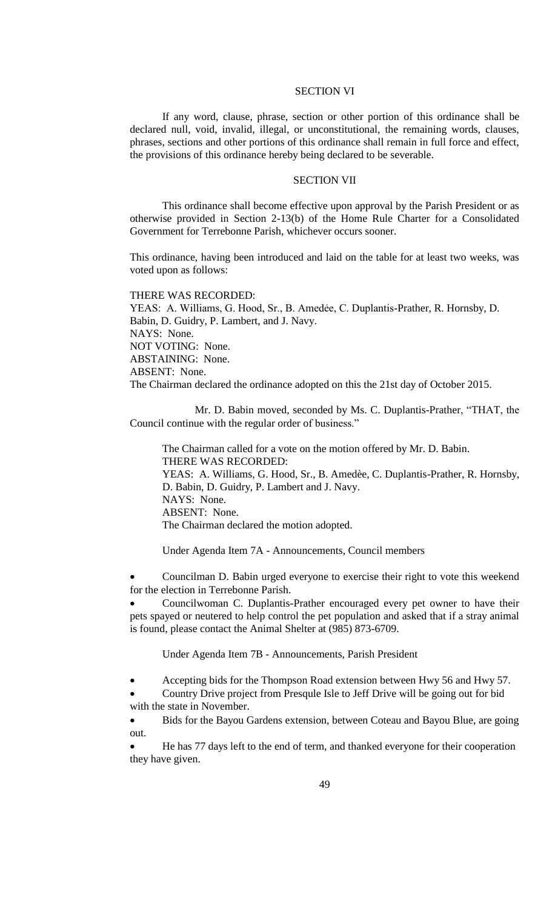## SECTION VI

If any word, clause, phrase, section or other portion of this ordinance shall be declared null, void, invalid, illegal, or unconstitutional, the remaining words, clauses, phrases, sections and other portions of this ordinance shall remain in full force and effect, the provisions of this ordinance hereby being declared to be severable.

## SECTION VII

This ordinance shall become effective upon approval by the Parish President or as otherwise provided in Section 2-13(b) of the Home Rule Charter for a Consolidated Government for Terrebonne Parish, whichever occurs sooner.

This ordinance, having been introduced and laid on the table for at least two weeks, was voted upon as follows:

THERE WAS RECORDED:
YEAS: A. Williams, G. Hood, Sr., B. Amedėe, C. Duplantis-Prather, R. Hornsby, D. Babin, D. Guidry, P. Lambert, and J. Navy.
NAYS: None.
NOT VOTING: None.
ABSTAINING: None.
ABSENT: None.
The Chairman declared the ordinance adopted on this the 21st day of October 2015.

Mr. D. Babin moved, seconded by Ms. C. Duplantis-Prather, "THAT, the Council continue with the regular order of business."

The Chairman called for a vote on the motion offered by Mr. D. Babin.
THERE WAS RECORDED:
YEAS: A. Williams, G. Hood, Sr., B. Amedèe, C. Duplantis-Prather, R. Hornsby, D. Babin, D. Guidry, P. Lambert and J. Navy.
NAYS: None.
ABSENT: None.
The Chairman declared the motion adopted.

Under Agenda Item 7A - Announcements, Council members

- Councilman D. Babin urged everyone to exercise their right to vote this weekend for the election in Terrebonne Parish.
- Councilwoman C. Duplantis-Prather encouraged every pet owner to have their pets spayed or neutered to help control the pet population and asked that if a stray animal is found, please contact the Animal Shelter at (985) 873-6709.

Under Agenda Item 7B - Announcements, Parish President

- Accepting bids for the Thompson Road extension between Hwy 56 and Hwy 57.
- Country Drive project from Presqule Isle to Jeff Drive will be going out for bid with the state in November.
- Bids for the Bayou Gardens extension, between Coteau and Bayou Blue, are going out.
- He has 77 days left to the end of term, and thanked everyone for their cooperation they have given.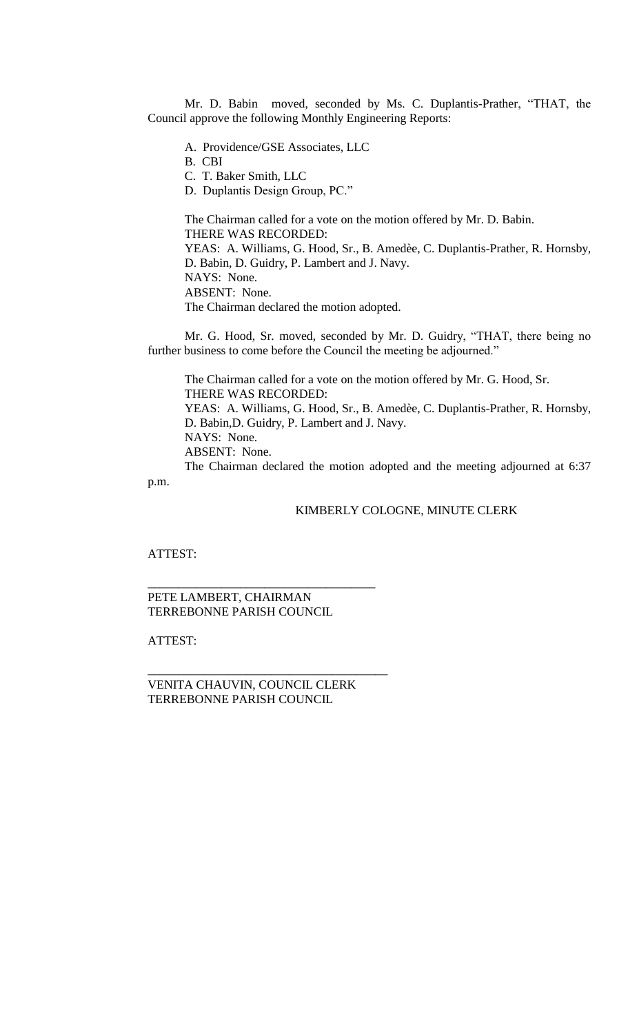Mr. D. Babin moved, seconded by Ms. C. Duplantis-Prather, "THAT, the Council approve the following Monthly Engineering Reports:

A. Providence/GSE Associates, LLC
B. CBI
C. T. Baker Smith, LLC
D. Duplantis Design Group, PC."

The Chairman called for a vote on the motion offered by Mr. D. Babin.
THERE WAS RECORDED:
YEAS: A. Williams, G. Hood, Sr., B. Amedèe, C. Duplantis-Prather, R. Hornsby, D. Babin, D. Guidry, P. Lambert and J. Navy.
NAYS: None.
ABSENT: None.
The Chairman declared the motion adopted.

Mr. G. Hood, Sr. moved, seconded by Mr. D. Guidry, "THAT, there being no further business to come before the Council the meeting be adjourned."

The Chairman called for a vote on the motion offered by Mr. G. Hood, Sr.
THERE WAS RECORDED:
YEAS: A. Williams, G. Hood, Sr., B. Amedèe, C. Duplantis-Prather, R. Hornsby, D. Babin,D. Guidry, P. Lambert and J. Navy.
NAYS: None.
ABSENT: None.
The Chairman declared the motion adopted and the meeting adjourned at 6:37 p.m.

KIMBERLY COLOGNE, MINUTE CLERK

ATTEST:

_____________________________________
PETE LAMBERT, CHAIRMAN
TERREBONNE PARISH COUNCIL

ATTEST:

_______________________________________
VENITA CHAUVIN, COUNCIL CLERK
TERREBONNE PARISH COUNCIL